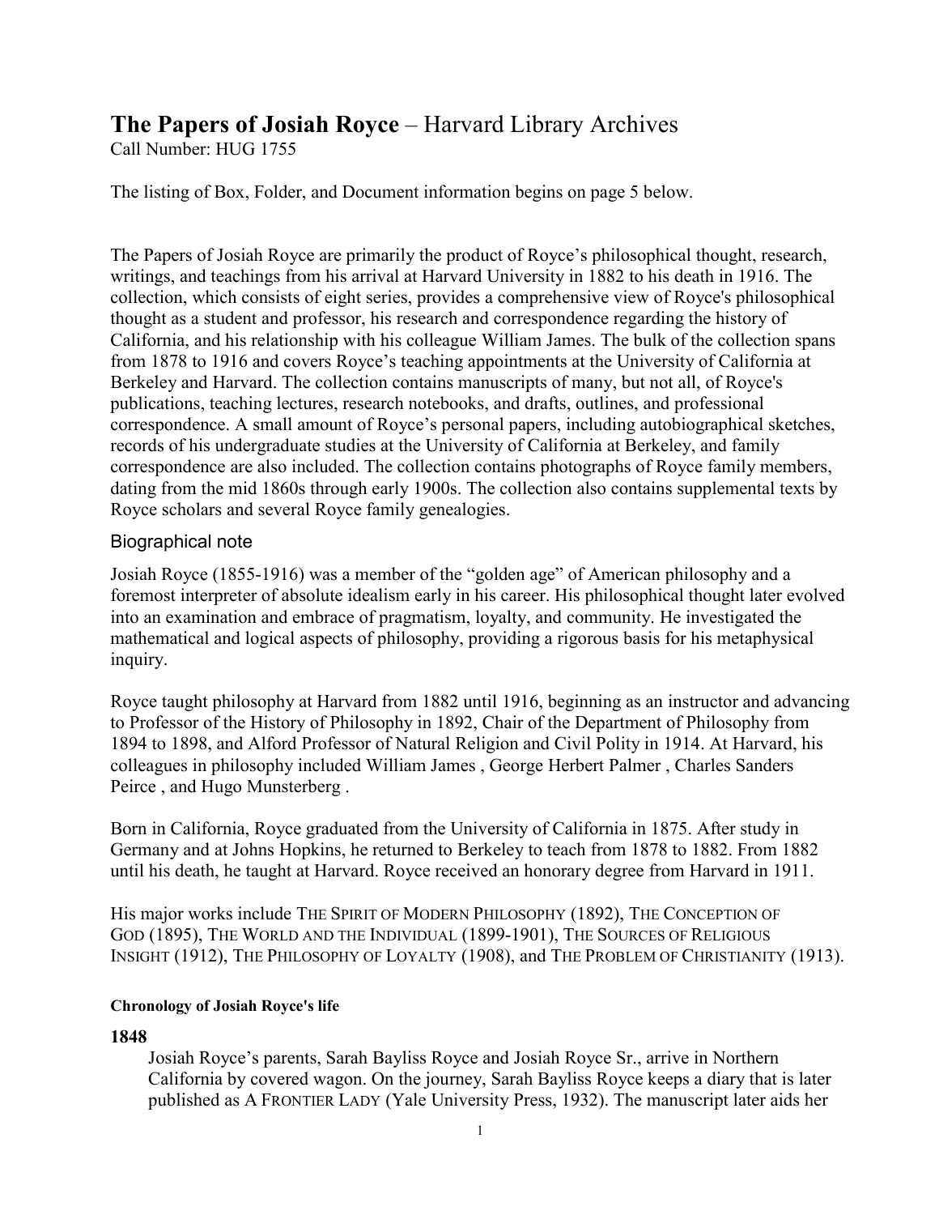# **The Papers of Josiah Royce** – Harvard Library Archives

Call Number: HUG 1755

The listing of Box, Folder, and Document information begins on page 5 below.

The Papers of Josiah Royce are primarily the product of Royce's philosophical thought, research, writings, and teachings from his arrival at Harvard University in 1882 to his death in 1916. The collection, which consists of eight series, provides a comprehensive view of Royce's philosophical thought as a student and professor, his research and correspondence regarding the history of California, and his relationship with his colleague William James. The bulk of the collection spans from 1878 to 1916 and covers Royce's teaching appointments at the University of California at Berkeley and Harvard. The collection contains manuscripts of many, but not all, of Royce's publications, teaching lectures, research notebooks, and drafts, outlines, and professional correspondence. A small amount of Royce's personal papers, including autobiographical sketches, records of his undergraduate studies at the University of California at Berkeley, and family correspondence are also included. The collection contains photographs of Royce family members, dating from the mid 1860s through early 1900s. The collection also contains supplemental texts by Royce scholars and several Royce family genealogies.

## Biographical note

Josiah Royce (1855-1916) was a member of the "golden age" of American philosophy and a foremost interpreter of absolute idealism early in his career. His philosophical thought later evolved into an examination and embrace of pragmatism, loyalty, and community. He investigated the mathematical and logical aspects of philosophy, providing a rigorous basis for his metaphysical inquiry.

Royce taught philosophy at Harvard from 1882 until 1916, beginning as an instructor and advancing to Professor of the History of Philosophy in 1892, Chair of the Department of Philosophy from 1894 to 1898, and Alford Professor of Natural Religion and Civil Polity in 1914. At Harvard, his colleagues in philosophy included William James , George Herbert Palmer , Charles Sanders Peirce , and Hugo Munsterberg .

Born in California, Royce graduated from the University of California in 1875. After study in Germany and at Johns Hopkins, he returned to Berkeley to teach from 1878 to 1882. From 1882 until his death, he taught at Harvard. Royce received an honorary degree from Harvard in 1911.

His major works include THE SPIRIT OF MODERN PHILOSOPHY (1892), THE CONCEPTION OF GOD (1895), THE WORLD AND THE INDIVIDUAL (1899-1901), THE SOURCES OF RELIGIOUS INSIGHT (1912), THE PHILOSOPHY OF LOYALTY (1908), and THE PROBLEM OF CHRISTIANITY (1913).

#### **Chronology of Josiah Royce's life**

**1848**

Josiah Royce's parents, Sarah Bayliss Royce and Josiah Royce Sr., arrive in Northern California by covered wagon. On the journey, Sarah Bayliss Royce keeps a diary that is later published as A FRONTIER LADY (Yale University Press, 1932). The manuscript later aids her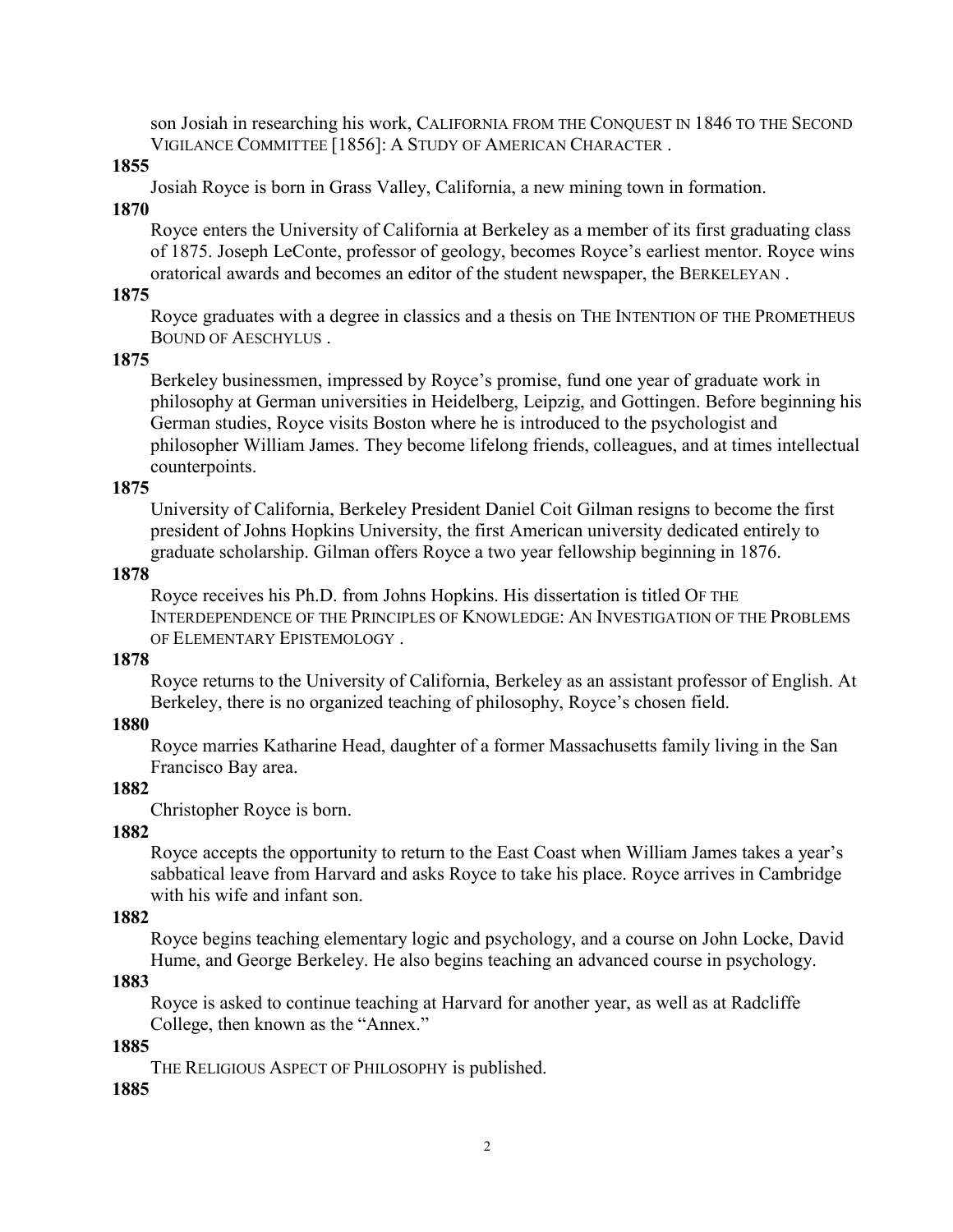son Josiah in researching his work, CALIFORNIA FROM THE CONQUEST IN 1846 TO THE SECOND VIGILANCE COMMITTEE [1856]: A STUDY OF AMERICAN CHARACTER .

**1855**

Josiah Royce is born in Grass Valley, California, a new mining town in formation.

**1870**

Royce enters the University of California at Berkeley as a member of its first graduating class of 1875. Joseph LeConte, professor of geology, becomes Royce's earliest mentor. Royce wins oratorical awards and becomes an editor of the student newspaper, the BERKELEYAN .

**1875**

Royce graduates with a degree in classics and a thesis on THE INTENTION OF THE PROMETHEUS BOUND OF AESCHYLUS .

**1875**

Berkeley businessmen, impressed by Royce's promise, fund one year of graduate work in philosophy at German universities in Heidelberg, Leipzig, and Gottingen. Before beginning his German studies, Royce visits Boston where he is introduced to the psychologist and philosopher William James. They become lifelong friends, colleagues, and at times intellectual counterpoints.

**1875**

University of California, Berkeley President Daniel Coit Gilman resigns to become the first president of Johns Hopkins University, the first American university dedicated entirely to graduate scholarship. Gilman offers Royce a two year fellowship beginning in 1876.

**1878**

Royce receives his Ph.D. from Johns Hopkins. His dissertation is titled OF THE INTERDEPENDENCE OF THE PRINCIPLES OF KNOWLEDGE: AN INVESTIGATION OF THE PROBLEMS OF ELEMENTARY EPISTEMOLOGY .

**1878**

Royce returns to the University of California, Berkeley as an assistant professor of English. At Berkeley, there is no organized teaching of philosophy, Royce's chosen field.

**1880**

Royce marries Katharine Head, daughter of a former Massachusetts family living in the San Francisco Bay area.

**1882**

Christopher Royce is born.

**1882**

Royce accepts the opportunity to return to the East Coast when William James takes a year's sabbatical leave from Harvard and asks Royce to take his place. Royce arrives in Cambridge with his wife and infant son.

**1882**

Royce begins teaching elementary logic and psychology, and a course on John Locke, David Hume, and George Berkeley. He also begins teaching an advanced course in psychology.

**1883**

Royce is asked to continue teaching at Harvard for another year, as well as at Radcliffe College, then known as the "Annex."

**1885**

THE RELIGIOUS ASPECT OF PHILOSOPHY is published.

**1885**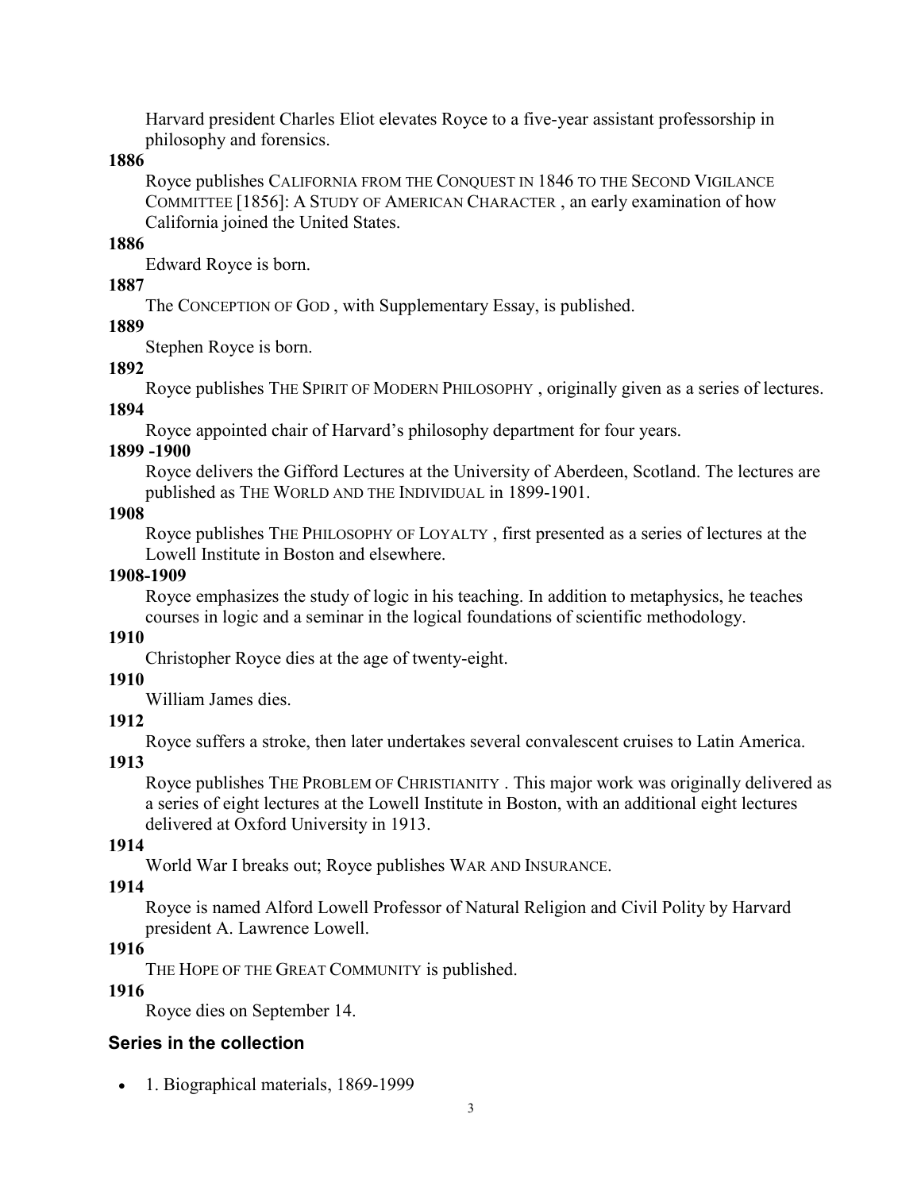Harvard president Charles Eliot elevates Royce to a five-year assistant professorship in philosophy and forensics.

**1886**

Royce publishes CALIFORNIA FROM THE CONQUEST IN 1846 TO THE SECOND VIGILANCE COMMITTEE [1856]: A STUDY OF AMERICAN CHARACTER , an early examination of how California joined the United States.

**1886**

Edward Royce is born.

**1887**

The CONCEPTION OF GOD , with Supplementary Essay, is published.

**1889**

Stephen Royce is born.

**1892**

Royce publishes THE SPIRIT OF MODERN PHILOSOPHY , originally given as a series of lectures.

**1894**

Royce appointed chair of Harvard's philosophy department for four years.

**1899 -1900**

Royce delivers the Gifford Lectures at the University of Aberdeen, Scotland. The lectures are published as THE WORLD AND THE INDIVIDUAL in 1899-1901.

**1908**

Royce publishes THE PHILOSOPHY OF LOYALTY , first presented as a series of lectures at the Lowell Institute in Boston and elsewhere.

**1908-1909**

Royce emphasizes the study of logic in his teaching. In addition to metaphysics, he teaches courses in logic and a seminar in the logical foundations of scientific methodology.

**1910**

Christopher Royce dies at the age of twenty-eight.

**1910**

William James dies.

**1912**

Royce suffers a stroke, then later undertakes several convalescent cruises to Latin America.

**1913**

Royce publishes THE PROBLEM OF CHRISTIANITY . This major work was originally delivered as a series of eight lectures at the Lowell Institute in Boston, with an additional eight lectures delivered at Oxford University in 1913.

**1914**

World War I breaks out; Royce publishes WAR AND INSURANCE.

**1914**

Royce is named Alford Lowell Professor of Natural Religion and Civil Polity by Harvard president A. Lawrence Lowell.

**1916**

THE HOPE OF THE GREAT COMMUNITY is published.

**1916**

Royce dies on September 14.

## Series in the collection

- 1. Biographical materials, 1869-1999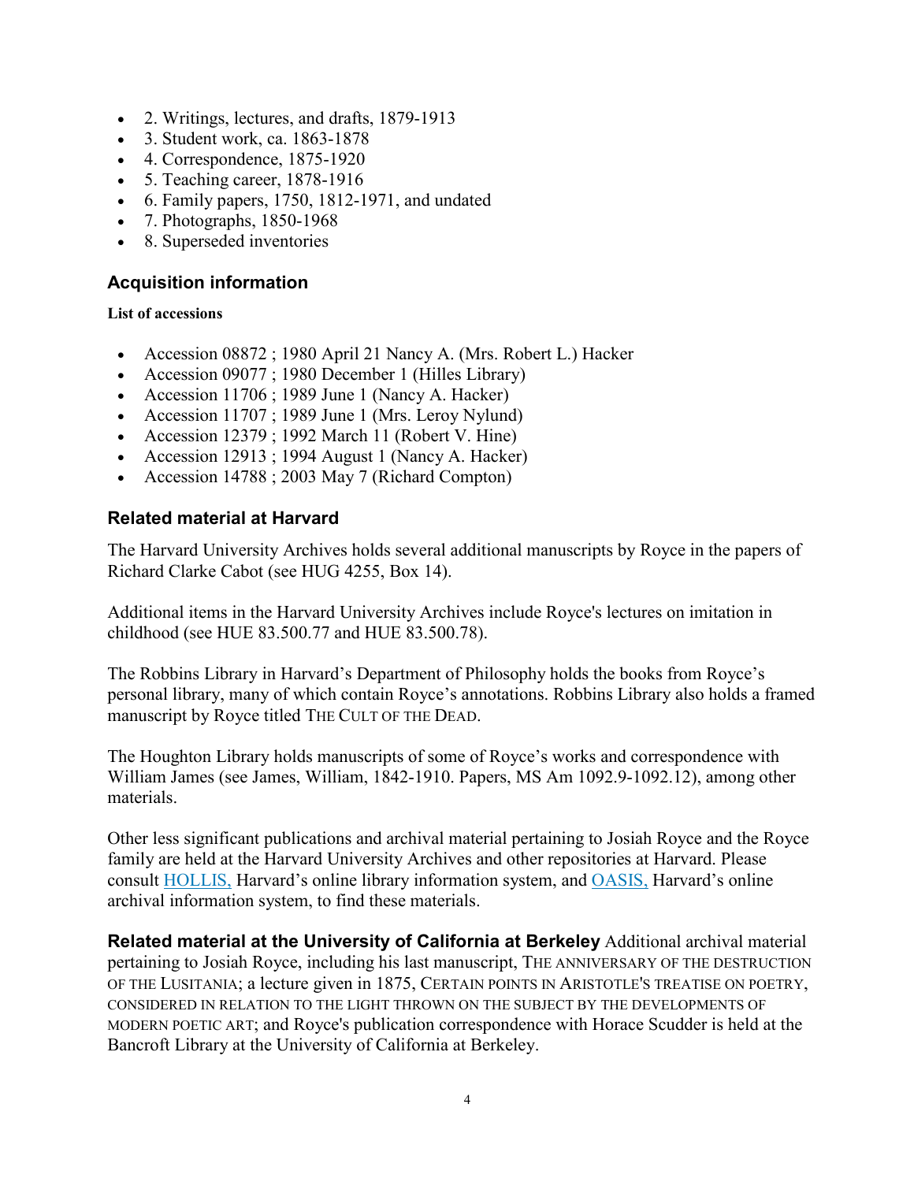- 2. Writings, lectures, and drafts, 1879-1913
- 3. Student work, ca. 1863-1878
- 4. Correspondence, 1875-1920
- 5. Teaching career, 1878-1916
- 6. Family papers, 1750, 1812-1971, and undated
- 7. Photographs, 1850-1968
- 8. Superseded inventories

## Acquisition information

**List of accessions**

- Accession 08872 ; 1980 April 21 Nancy A. (Mrs. Robert L.) Hacker
- Accession 09077 ; 1980 December 1 (Hilles Library)
- Accession 11706 ; 1989 June 1 (Nancy A. Hacker)
- Accession 11707 ; 1989 June 1 (Mrs. Leroy Nylund)
- Accession 12379 ; 1992 March 11 (Robert V. Hine)
- Accession 12913 ; 1994 August 1 (Nancy A. Hacker)
- Accession 14788 ; 2003 May 7 (Richard Compton)

## Related material at Harvard

The Harvard University Archives holds several additional manuscripts by Royce in the papers of Richard Clarke Cabot (see HUG 4255, Box 14).

Additional items in the Harvard University Archives include Royce's lectures on imitation in childhood (see HUE 83.500.77 and HUE 83.500.78).

The Robbins Library in Harvard's Department of Philosophy holds the books from Royce's personal library, many of which contain Royce's annotations. Robbins Library also holds a framed manuscript by Royce titled THE CULT OF THE DEAD.

The Houghton Library holds manuscripts of some of Royce's works and correspondence with William James (see James, William, 1842-1910. Papers, MS Am 1092.9-1092.12), among other materials.

Other less significant publications and archival material pertaining to Josiah Royce and the Royce family are held at the Harvard University Archives and other repositories at Harvard. Please consult HOLLIS, Harvard's online library information system, and OASIS, Harvard's online archival information system, to find these materials.

**Related material at the University of California at Berkeley** Additional archival material pertaining to Josiah Royce, including his last manuscript, THE ANNIVERSARY OF THE DESTRUCTION OF THE LUSITANIA; a lecture given in 1875, CERTAIN POINTS IN ARISTOTLE'S TREATISE ON POETRY, CONSIDERED IN RELATION TO THE LIGHT THROWN ON THE SUBJECT BY THE DEVELOPMENTS OF MODERN POETIC ART; and Royce's publication correspondence with Horace Scudder is held at the Bancroft Library at the University of California at Berkeley.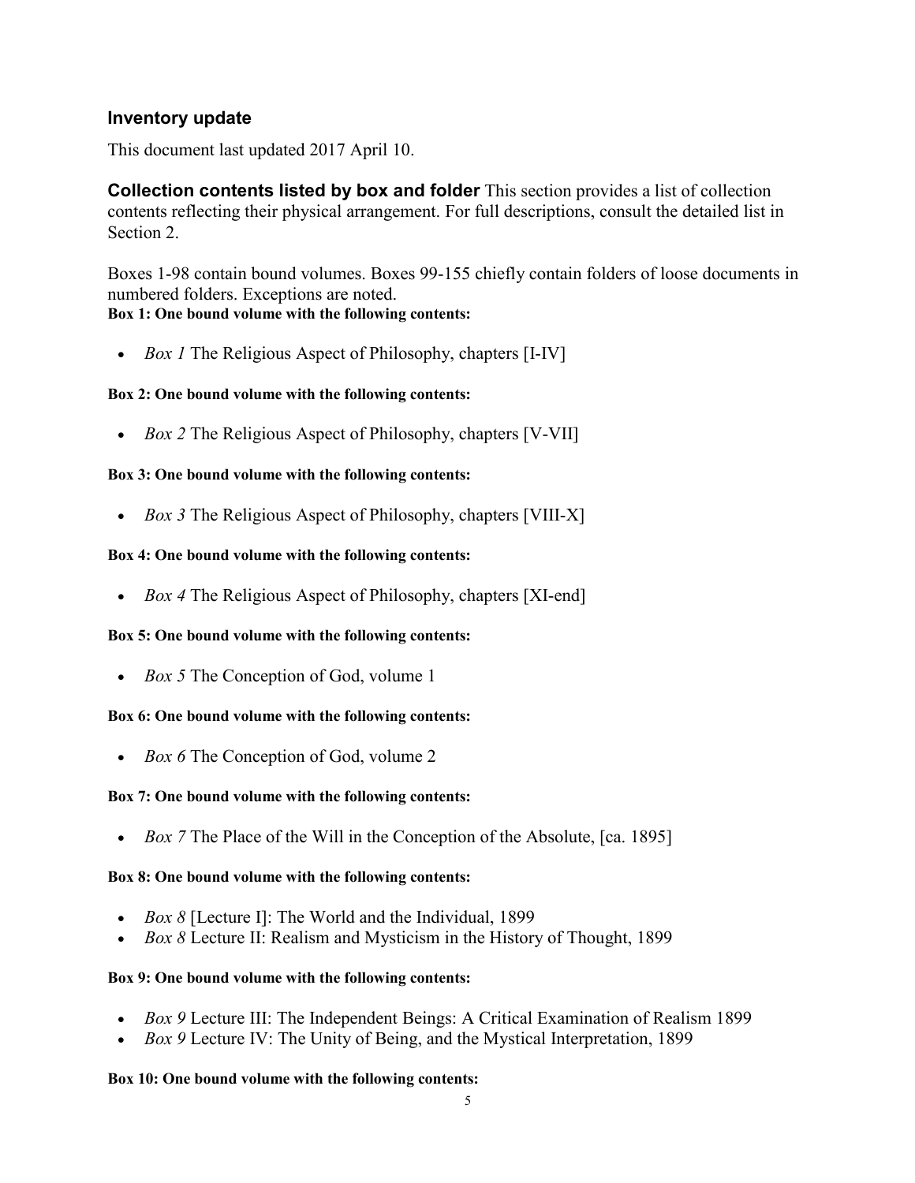## Inventory update

This document last updated 2017 April 10.

**Collection contents listed by box and folder** This section provides a list of collection contents reflecting their physical arrangement. For full descriptions, consult the detailed list in Section 2.

Boxes 1-98 contain bound volumes. Boxes 99-155 chiefly contain folders of loose documents in numbered folders. Exceptions are noted.

**Box 1: One bound volume with the following contents:**

- *Box 1* The Religious Aspect of Philosophy, chapters [I-IV]

**Box 2: One bound volume with the following contents:**

- *Box 2* The Religious Aspect of Philosophy, chapters [V-VII]

**Box 3: One bound volume with the following contents:**

- *Box 3* The Religious Aspect of Philosophy, chapters [VIII-X]

**Box 4: One bound volume with the following contents:**

- *Box 4* The Religious Aspect of Philosophy, chapters [XI-end]

**Box 5: One bound volume with the following contents:**

- *Box 5* The Conception of God, volume 1

**Box 6: One bound volume with the following contents:**

- *Box 6* The Conception of God, volume 2

**Box 7: One bound volume with the following contents:**

- *Box 7* The Place of the Will in the Conception of the Absolute, [ca. 1895]

**Box 8: One bound volume with the following contents:**

- *Box 8* [Lecture I]: The World and the Individual, 1899
- *Box 8* Lecture II: Realism and Mysticism in the History of Thought, 1899

**Box 9: One bound volume with the following contents:**

- *Box 9* Lecture III: The Independent Beings: A Critical Examination of Realism 1899
- *Box 9* Lecture IV: The Unity of Being, and the Mystical Interpretation, 1899

**Box 10: One bound volume with the following contents:**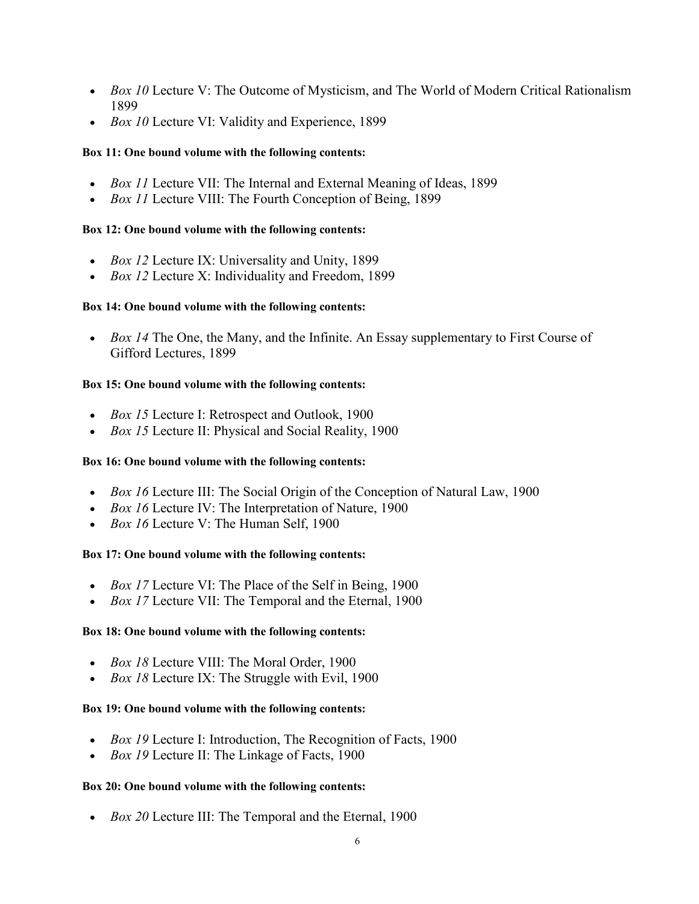- *Box 10* Lecture V: The Outcome of Mysticism, and The World of Modern Critical Rationalism 1899
- *Box 10* Lecture VI: Validity and Experience, 1899

**Box 11: One bound volume with the following contents:**

- *Box 11* Lecture VII: The Internal and External Meaning of Ideas, 1899
- *Box 11* Lecture VIII: The Fourth Conception of Being, 1899

**Box 12: One bound volume with the following contents:**

- *Box 12* Lecture IX: Universality and Unity, 1899
- *Box 12* Lecture X: Individuality and Freedom, 1899

**Box 14: One bound volume with the following contents:**

- *Box 14* The One, the Many, and the Infinite. An Essay supplementary to First Course of Gifford Lectures, 1899

**Box 15: One bound volume with the following contents:**

- *Box 15* Lecture I: Retrospect and Outlook, 1900
- *Box 15* Lecture II: Physical and Social Reality, 1900

**Box 16: One bound volume with the following contents:**

- *Box 16* Lecture III: The Social Origin of the Conception of Natural Law, 1900
- *Box 16* Lecture IV: The Interpretation of Nature, 1900
- *Box 16* Lecture V: The Human Self, 1900

**Box 17: One bound volume with the following contents:**

- *Box 17* Lecture VI: The Place of the Self in Being, 1900
- *Box 17* Lecture VII: The Temporal and the Eternal, 1900

**Box 18: One bound volume with the following contents:**

- *Box 18* Lecture VIII: The Moral Order, 1900
- *Box 18* Lecture IX: The Struggle with Evil, 1900

**Box 19: One bound volume with the following contents:**

- *Box 19* Lecture I: Introduction, The Recognition of Facts, 1900
- *Box 19* Lecture II: The Linkage of Facts, 1900

**Box 20: One bound volume with the following contents:**

- *Box 20* Lecture III: The Temporal and the Eternal, 1900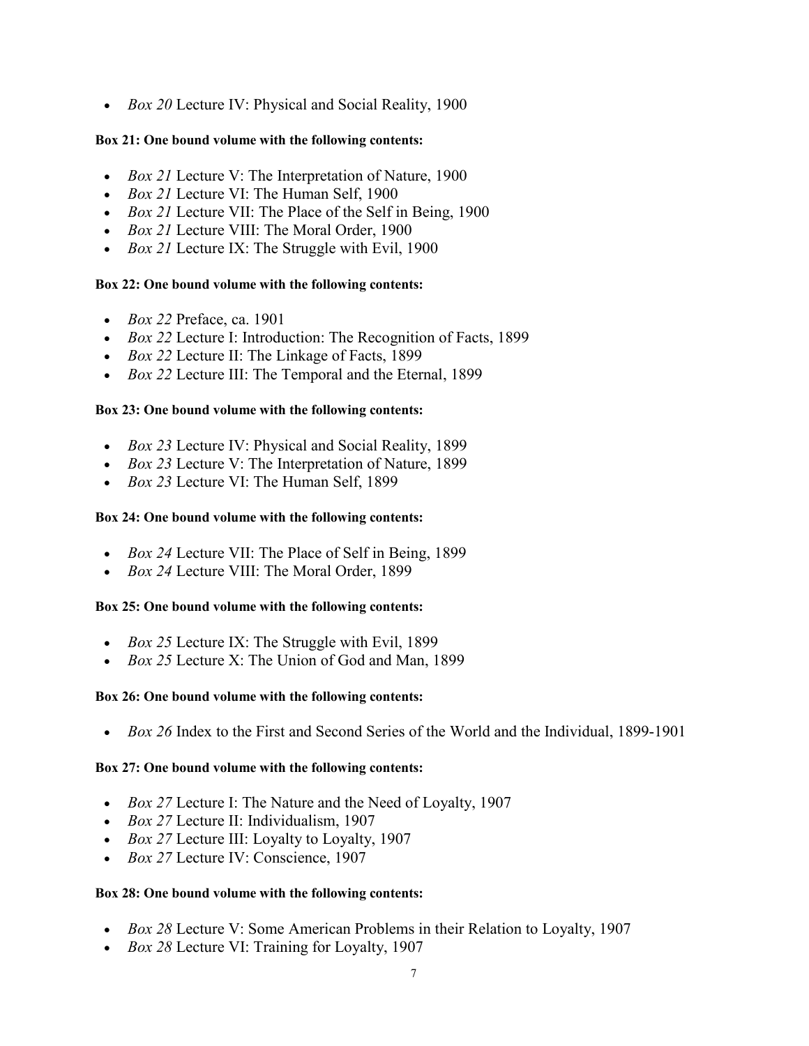- *Box 20* Lecture IV: Physical and Social Reality, 1900

**Box 21: One bound volume with the following contents:**

- *Box 21* Lecture V: The Interpretation of Nature, 1900
- *Box 21* Lecture VI: The Human Self, 1900
- *Box 21* Lecture VII: The Place of the Self in Being, 1900
- *Box 21* Lecture VIII: The Moral Order, 1900
- *Box 21* Lecture IX: The Struggle with Evil, 1900

**Box 22: One bound volume with the following contents:**

- *Box 22* Preface, ca. 1901
- *Box 22* Lecture I: Introduction: The Recognition of Facts, 1899
- *Box 22* Lecture II: The Linkage of Facts, 1899
- *Box 22* Lecture III: The Temporal and the Eternal, 1899

**Box 23: One bound volume with the following contents:**

- *Box 23* Lecture IV: Physical and Social Reality, 1899
- *Box 23* Lecture V: The Interpretation of Nature, 1899
- *Box 23* Lecture VI: The Human Self, 1899

**Box 24: One bound volume with the following contents:**

- *Box 24* Lecture VII: The Place of Self in Being, 1899
- *Box 24* Lecture VIII: The Moral Order, 1899

**Box 25: One bound volume with the following contents:**

- *Box 25* Lecture IX: The Struggle with Evil, 1899
- *Box 25* Lecture X: The Union of God and Man, 1899

**Box 26: One bound volume with the following contents:**

- *Box 26* Index to the First and Second Series of the World and the Individual, 1899-1901

**Box 27: One bound volume with the following contents:**

- *Box 27* Lecture I: The Nature and the Need of Loyalty, 1907
- *Box 27* Lecture II: Individualism, 1907
- *Box 27* Lecture III: Loyalty to Loyalty, 1907
- *Box 27* Lecture IV: Conscience, 1907

**Box 28: One bound volume with the following contents:**

- *Box 28* Lecture V: Some American Problems in their Relation to Loyalty, 1907
- *Box 28* Lecture VI: Training for Loyalty, 1907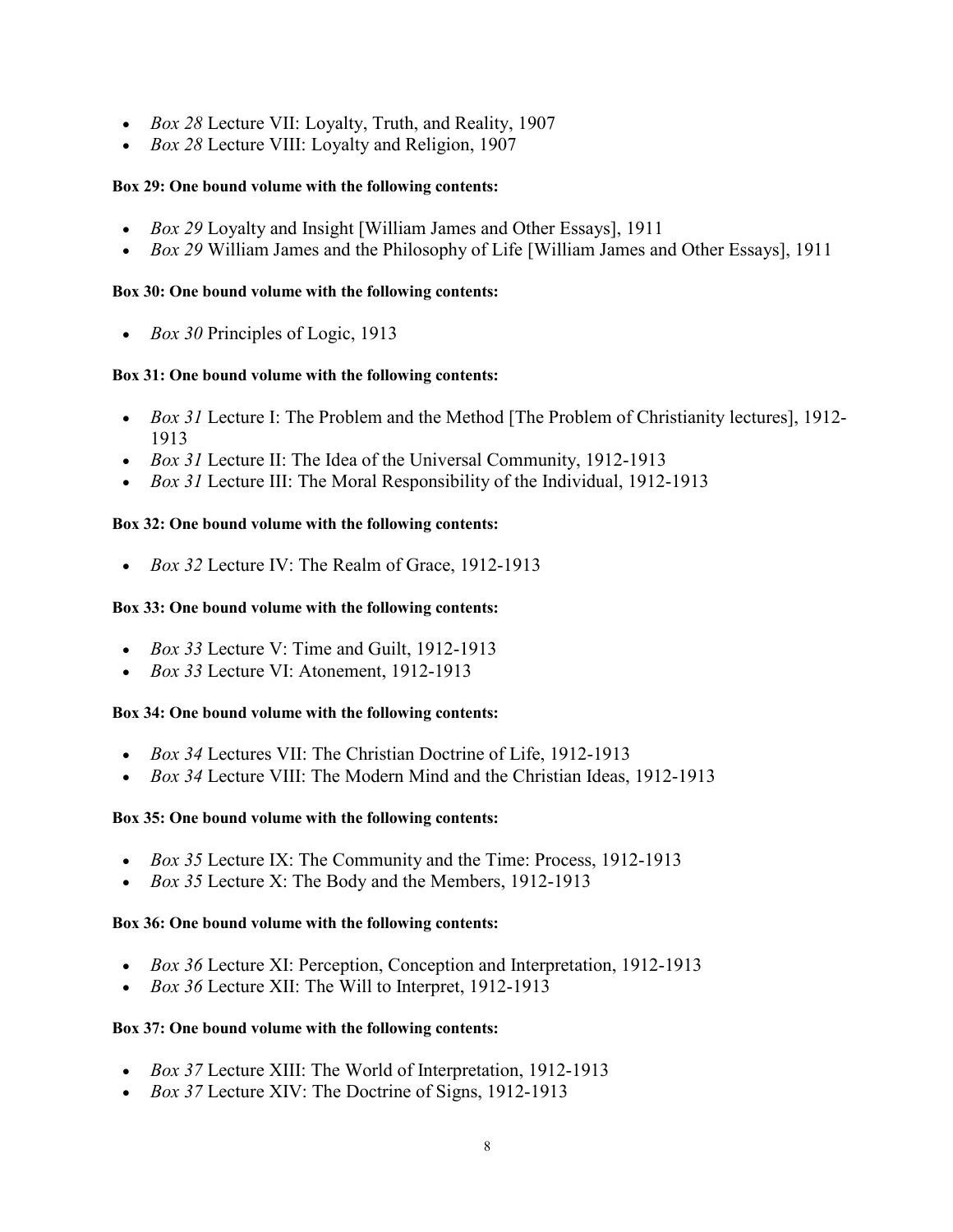- *Box 28* Lecture VII: Loyalty, Truth, and Reality, 1907
- *Box 28* Lecture VIII: Loyalty and Religion, 1907

**Box 29: One bound volume with the following contents:**

- *Box 29* Loyalty and Insight [William James and Other Essays], 1911
- *Box 29* William James and the Philosophy of Life [William James and Other Essays], 1911

**Box 30: One bound volume with the following contents:**

- *Box 30* Principles of Logic, 1913

**Box 31: One bound volume with the following contents:**

- *Box 31* Lecture I: The Problem and the Method [The Problem of Christianity lectures], 1912-1913
- *Box 31* Lecture II: The Idea of the Universal Community, 1912-1913
- *Box 31* Lecture III: The Moral Responsibility of the Individual, 1912-1913

**Box 32: One bound volume with the following contents:**

- *Box 32* Lecture IV: The Realm of Grace, 1912-1913

**Box 33: One bound volume with the following contents:**

- *Box 33* Lecture V: Time and Guilt, 1912-1913
- *Box 33* Lecture VI: Atonement, 1912-1913

**Box 34: One bound volume with the following contents:**

- *Box 34* Lectures VII: The Christian Doctrine of Life, 1912-1913
- *Box 34* Lecture VIII: The Modern Mind and the Christian Ideas, 1912-1913

**Box 35: One bound volume with the following contents:**

- *Box 35* Lecture IX: The Community and the Time: Process, 1912-1913
- *Box 35* Lecture X: The Body and the Members, 1912-1913

**Box 36: One bound volume with the following contents:**

- *Box 36* Lecture XI: Perception, Conception and Interpretation, 1912-1913
- *Box 36* Lecture XII: The Will to Interpret, 1912-1913

**Box 37: One bound volume with the following contents:**

- *Box 37* Lecture XIII: The World of Interpretation, 1912-1913
- *Box 37* Lecture XIV: The Doctrine of Signs, 1912-1913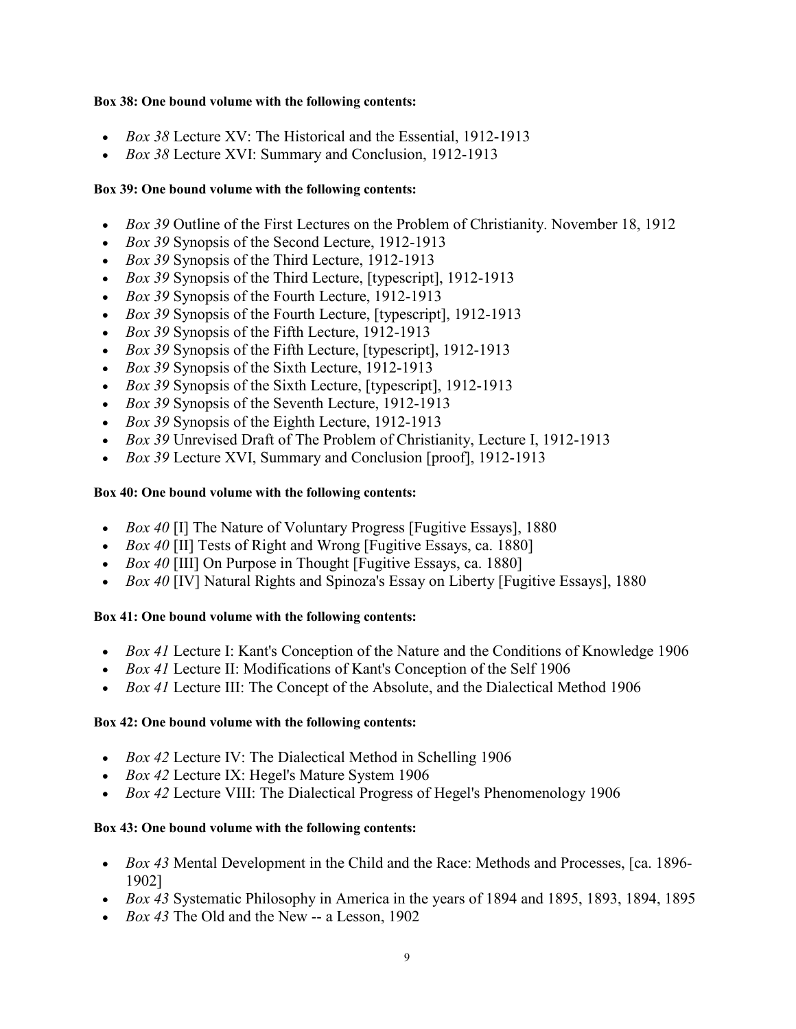**Box 38: One bound volume with the following contents:**

- *Box 38* Lecture XV: The Historical and the Essential, 1912-1913
- *Box 38* Lecture XVI: Summary and Conclusion, 1912-1913

**Box 39: One bound volume with the following contents:**

- *Box 39* Outline of the First Lectures on the Problem of Christianity. November 18, 1912
- *Box 39* Synopsis of the Second Lecture, 1912-1913
- *Box 39* Synopsis of the Third Lecture, 1912-1913
- *Box 39* Synopsis of the Third Lecture, [typescript], 1912-1913
- *Box 39* Synopsis of the Fourth Lecture, 1912-1913
- *Box 39* Synopsis of the Fourth Lecture, [typescript], 1912-1913
- *Box 39* Synopsis of the Fifth Lecture, 1912-1913
- *Box 39* Synopsis of the Fifth Lecture, [typescript], 1912-1913
- *Box 39* Synopsis of the Sixth Lecture, 1912-1913
- *Box 39* Synopsis of the Sixth Lecture, [typescript], 1912-1913
- *Box 39* Synopsis of the Seventh Lecture, 1912-1913
- *Box 39* Synopsis of the Eighth Lecture, 1912-1913
- *Box 39* Unrevised Draft of The Problem of Christianity, Lecture I, 1912-1913
- *Box 39* Lecture XVI, Summary and Conclusion [proof], 1912-1913

**Box 40: One bound volume with the following contents:**

- *Box 40* [I] The Nature of Voluntary Progress [Fugitive Essays], 1880
- *Box 40* [II] Tests of Right and Wrong [Fugitive Essays, ca. 1880]
- *Box 40* [III] On Purpose in Thought [Fugitive Essays, ca. 1880]
- *Box 40* [IV] Natural Rights and Spinoza's Essay on Liberty [Fugitive Essays], 1880

**Box 41: One bound volume with the following contents:**

- *Box 41* Lecture I: Kant's Conception of the Nature and the Conditions of Knowledge 1906
- *Box 41* Lecture II: Modifications of Kant's Conception of the Self 1906
- *Box 41* Lecture III: The Concept of the Absolute, and the Dialectical Method 1906

**Box 42: One bound volume with the following contents:**

- *Box 42* Lecture IV: The Dialectical Method in Schelling 1906
- *Box 42* Lecture IX: Hegel's Mature System 1906
- *Box 42* Lecture VIII: The Dialectical Progress of Hegel's Phenomenology 1906

**Box 43: One bound volume with the following contents:**

- *Box 43* Mental Development in the Child and the Race: Methods and Processes, [ca. 1896-1902]
- *Box 43* Systematic Philosophy in America in the years of 1894 and 1895, 1893, 1894, 1895
- *Box 43* The Old and the New -- a Lesson, 1902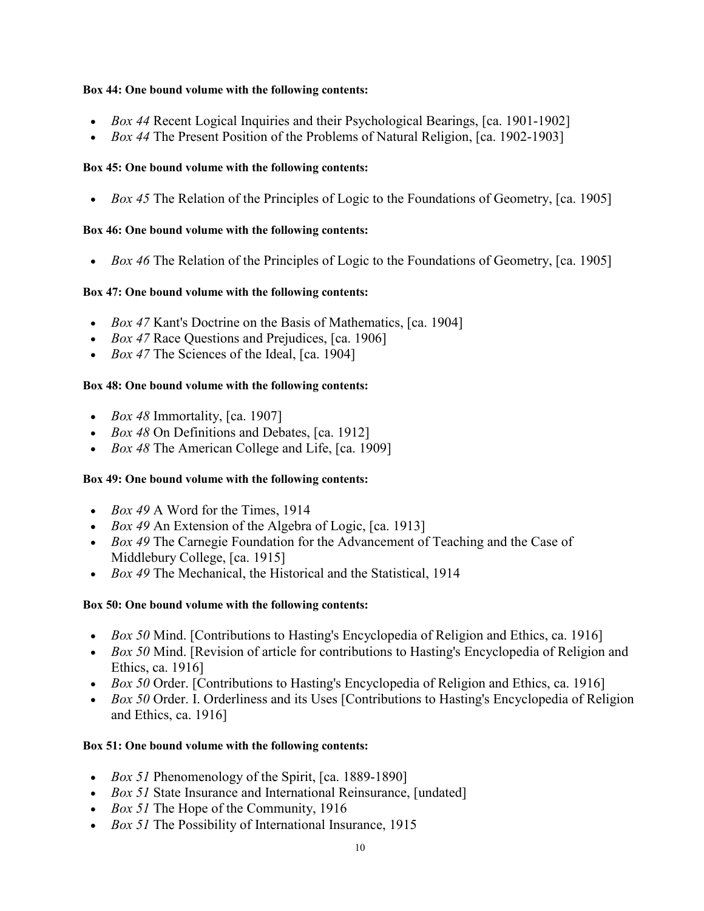**Box 44: One bound volume with the following contents:**

- *Box 44* Recent Logical Inquiries and their Psychological Bearings, [ca. 1901-1902]
- *Box 44* The Present Position of the Problems of Natural Religion, [ca. 1902-1903]

**Box 45: One bound volume with the following contents:**

- *Box 45* The Relation of the Principles of Logic to the Foundations of Geometry, [ca. 1905]

**Box 46: One bound volume with the following contents:**

- *Box 46* The Relation of the Principles of Logic to the Foundations of Geometry, [ca. 1905]

**Box 47: One bound volume with the following contents:**

- *Box 47* Kant's Doctrine on the Basis of Mathematics, [ca. 1904]
- *Box 47* Race Questions and Prejudices, [ca. 1906]
- *Box 47* The Sciences of the Ideal, [ca. 1904]

**Box 48: One bound volume with the following contents:**

- *Box 48* Immortality, [ca. 1907]
- *Box 48* On Definitions and Debates, [ca. 1912]
- *Box 48* The American College and Life, [ca. 1909]

**Box 49: One bound volume with the following contents:**

- *Box 49* A Word for the Times, 1914
- *Box 49* An Extension of the Algebra of Logic, [ca. 1913]
- *Box 49* The Carnegie Foundation for the Advancement of Teaching and the Case of Middlebury College, [ca. 1915]
- *Box 49* The Mechanical, the Historical and the Statistical, 1914

**Box 50: One bound volume with the following contents:**

- *Box 50* Mind. [Contributions to Hasting's Encyclopedia of Religion and Ethics, ca. 1916]
- *Box 50* Mind. [Revision of article for contributions to Hasting's Encyclopedia of Religion and Ethics, ca. 1916]
- *Box 50* Order. [Contributions to Hasting's Encyclopedia of Religion and Ethics, ca. 1916]
- *Box 50* Order. I. Orderliness and its Uses [Contributions to Hasting's Encyclopedia of Religion and Ethics, ca. 1916]

**Box 51: One bound volume with the following contents:**

- *Box 51* Phenomenology of the Spirit, [ca. 1889-1890]
- *Box 51* State Insurance and International Reinsurance, [undated]
- *Box 51* The Hope of the Community, 1916
- *Box 51* The Possibility of International Insurance, 1915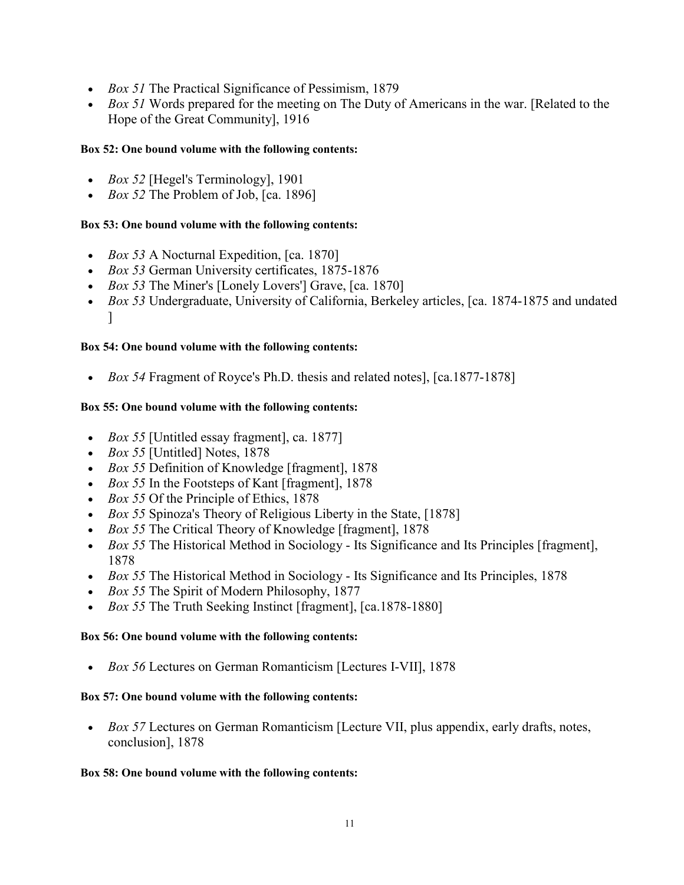- *Box 51* The Practical Significance of Pessimism, 1879
- *Box 51* Words prepared for the meeting on The Duty of Americans in the war. [Related to the Hope of the Great Community], 1916

**Box 52: One bound volume with the following contents:**

- *Box 52* [Hegel's Terminology], 1901
- *Box 52* The Problem of Job, [ca. 1896]

**Box 53: One bound volume with the following contents:**

- *Box 53* A Nocturnal Expedition, [ca. 1870]
- *Box 53* German University certificates, 1875-1876
- *Box 53* The Miner's [Lonely Lovers'] Grave, [ca. 1870]
- *Box 53* Undergraduate, University of California, Berkeley articles, [ca. 1874-1875 and undated ]

**Box 54: One bound volume with the following contents:**

- *Box 54* Fragment of Royce's Ph.D. thesis and related notes], [ca.1877-1878]

**Box 55: One bound volume with the following contents:**

- *Box 55* [Untitled essay fragment], ca. 1877]
- *Box 55* [Untitled] Notes, 1878
- *Box 55* Definition of Knowledge [fragment], 1878
- *Box 55* In the Footsteps of Kant [fragment], 1878
- *Box 55* Of the Principle of Ethics, 1878
- *Box 55* Spinoza's Theory of Religious Liberty in the State, [1878]
- *Box 55* The Critical Theory of Knowledge [fragment], 1878
- *Box 55* The Historical Method in Sociology - Its Significance and Its Principles [fragment], 1878
- *Box 55* The Historical Method in Sociology - Its Significance and Its Principles, 1878
- *Box 55* The Spirit of Modern Philosophy, 1877
- *Box 55* The Truth Seeking Instinct [fragment], [ca.1878-1880]

**Box 56: One bound volume with the following contents:**

- *Box 56* Lectures on German Romanticism [Lectures I-VII], 1878

**Box 57: One bound volume with the following contents:**

- *Box 57* Lectures on German Romanticism [Lecture VII, plus appendix, early drafts, notes, conclusion], 1878

**Box 58: One bound volume with the following contents:**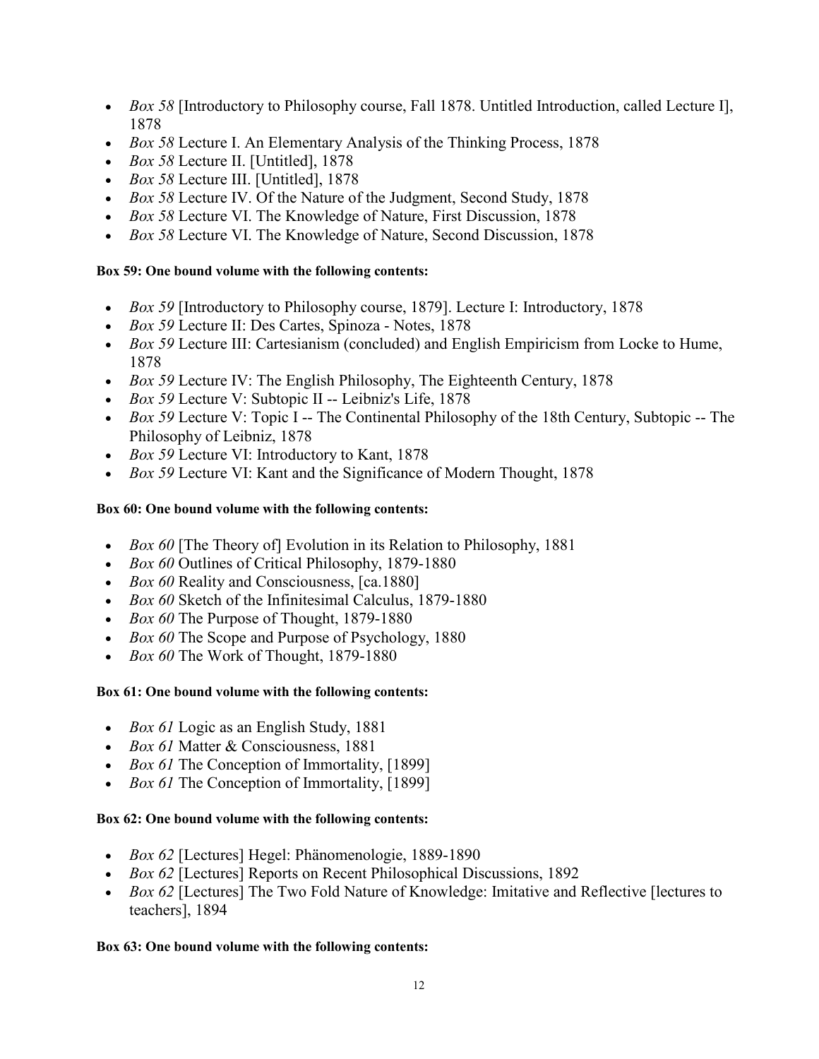- *Box 58* [Introductory to Philosophy course, Fall 1878. Untitled Introduction, called Lecture I], 1878
- *Box 58* Lecture I. An Elementary Analysis of the Thinking Process, 1878
- *Box 58* Lecture II. [Untitled], 1878
- *Box 58* Lecture III. [Untitled], 1878
- *Box 58* Lecture IV. Of the Nature of the Judgment, Second Study, 1878
- *Box 58* Lecture VI. The Knowledge of Nature, First Discussion, 1878
- *Box 58* Lecture VI. The Knowledge of Nature, Second Discussion, 1878

**Box 59: One bound volume with the following contents:**

- *Box 59* [Introductory to Philosophy course, 1879]. Lecture I: Introductory, 1878
- *Box 59* Lecture II: Des Cartes, Spinoza - Notes, 1878
- *Box 59* Lecture III: Cartesianism (concluded) and English Empiricism from Locke to Hume, 1878
- *Box 59* Lecture IV: The English Philosophy, The Eighteenth Century, 1878
- *Box 59* Lecture V: Subtopic II -- Leibniz's Life, 1878
- *Box 59* Lecture V: Topic I -- The Continental Philosophy of the 18th Century, Subtopic -- The Philosophy of Leibniz, 1878
- *Box 59* Lecture VI: Introductory to Kant, 1878
- *Box 59* Lecture VI: Kant and the Significance of Modern Thought, 1878

**Box 60: One bound volume with the following contents:**

- *Box 60* [The Theory of] Evolution in its Relation to Philosophy, 1881
- *Box 60* Outlines of Critical Philosophy, 1879-1880
- *Box 60* Reality and Consciousness, [ca.1880]
- *Box 60* Sketch of the Infinitesimal Calculus, 1879-1880
- *Box 60* The Purpose of Thought, 1879-1880
- *Box 60* The Scope and Purpose of Psychology, 1880
- *Box 60* The Work of Thought, 1879-1880

**Box 61: One bound volume with the following contents:**

- *Box 61* Logic as an English Study, 1881
- *Box 61* Matter & Consciousness, 1881
- *Box 61* The Conception of Immortality, [1899]
- *Box 61* The Conception of Immortality, [1899]

**Box 62: One bound volume with the following contents:**

- *Box 62* [Lectures] Hegel: Phänomenologie, 1889-1890
- *Box 62* [Lectures] Reports on Recent Philosophical Discussions, 1892
- *Box 62* [Lectures] The Two Fold Nature of Knowledge: Imitative and Reflective [lectures to teachers], 1894

**Box 63: One bound volume with the following contents:**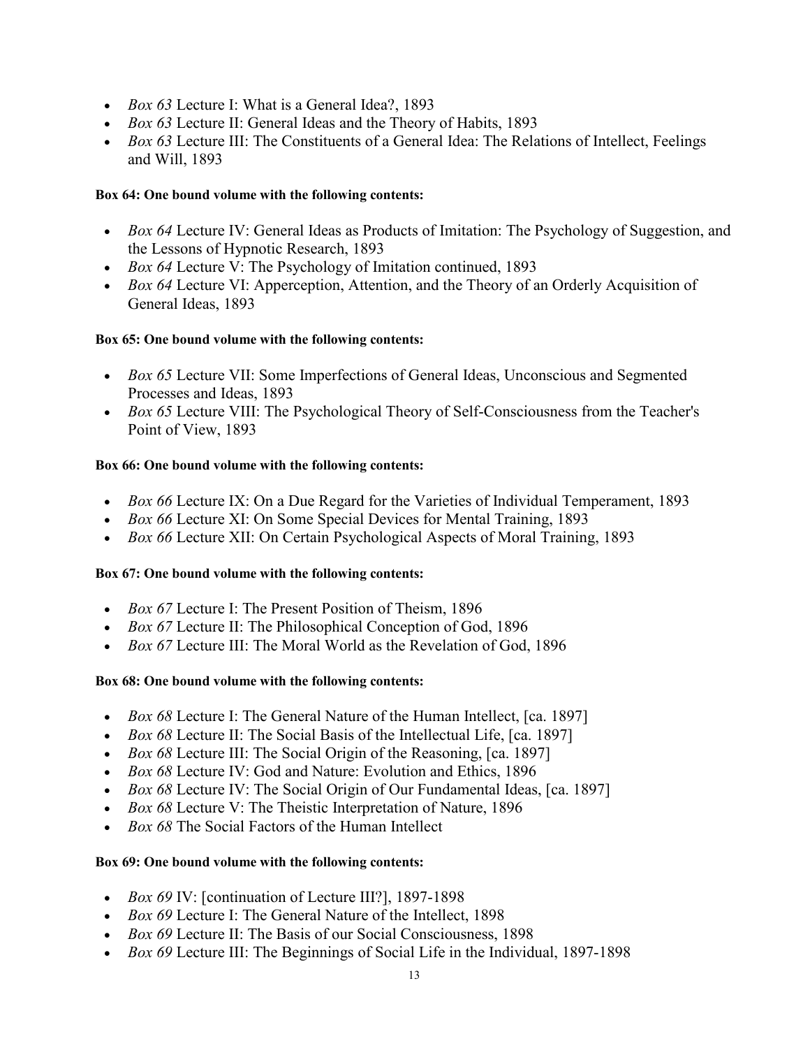- *Box 63* Lecture I: What is a General Idea?, 1893
- *Box 63* Lecture II: General Ideas and the Theory of Habits, 1893
- *Box 63* Lecture III: The Constituents of a General Idea: The Relations of Intellect, Feelings and Will, 1893

**Box 64: One bound volume with the following contents:**

- *Box 64* Lecture IV: General Ideas as Products of Imitation: The Psychology of Suggestion, and the Lessons of Hypnotic Research, 1893
- *Box 64* Lecture V: The Psychology of Imitation continued, 1893
- *Box 64* Lecture VI: Apperception, Attention, and the Theory of an Orderly Acquisition of General Ideas, 1893

**Box 65: One bound volume with the following contents:**

- *Box 65* Lecture VII: Some Imperfections of General Ideas, Unconscious and Segmented Processes and Ideas, 1893
- *Box 65* Lecture VIII: The Psychological Theory of Self-Consciousness from the Teacher's Point of View, 1893

**Box 66: One bound volume with the following contents:**

- *Box 66* Lecture IX: On a Due Regard for the Varieties of Individual Temperament, 1893
- *Box 66* Lecture XI: On Some Special Devices for Mental Training, 1893
- *Box 66* Lecture XII: On Certain Psychological Aspects of Moral Training, 1893

**Box 67: One bound volume with the following contents:**

- *Box 67* Lecture I: The Present Position of Theism, 1896
- *Box 67* Lecture II: The Philosophical Conception of God, 1896
- *Box 67* Lecture III: The Moral World as the Revelation of God, 1896

**Box 68: One bound volume with the following contents:**

- *Box 68* Lecture I: The General Nature of the Human Intellect, [ca. 1897]
- *Box 68* Lecture II: The Social Basis of the Intellectual Life, [ca. 1897]
- *Box 68* Lecture III: The Social Origin of the Reasoning, [ca. 1897]
- *Box 68* Lecture IV: God and Nature: Evolution and Ethics, 1896
- *Box 68* Lecture IV: The Social Origin of Our Fundamental Ideas, [ca. 1897]
- *Box 68* Lecture V: The Theistic Interpretation of Nature, 1896
- *Box 68* The Social Factors of the Human Intellect

**Box 69: One bound volume with the following contents:**

- *Box 69* IV: [continuation of Lecture III?], 1897-1898
- *Box 69* Lecture I: The General Nature of the Intellect, 1898
- *Box 69* Lecture II: The Basis of our Social Consciousness, 1898
- *Box 69* Lecture III: The Beginnings of Social Life in the Individual, 1897-1898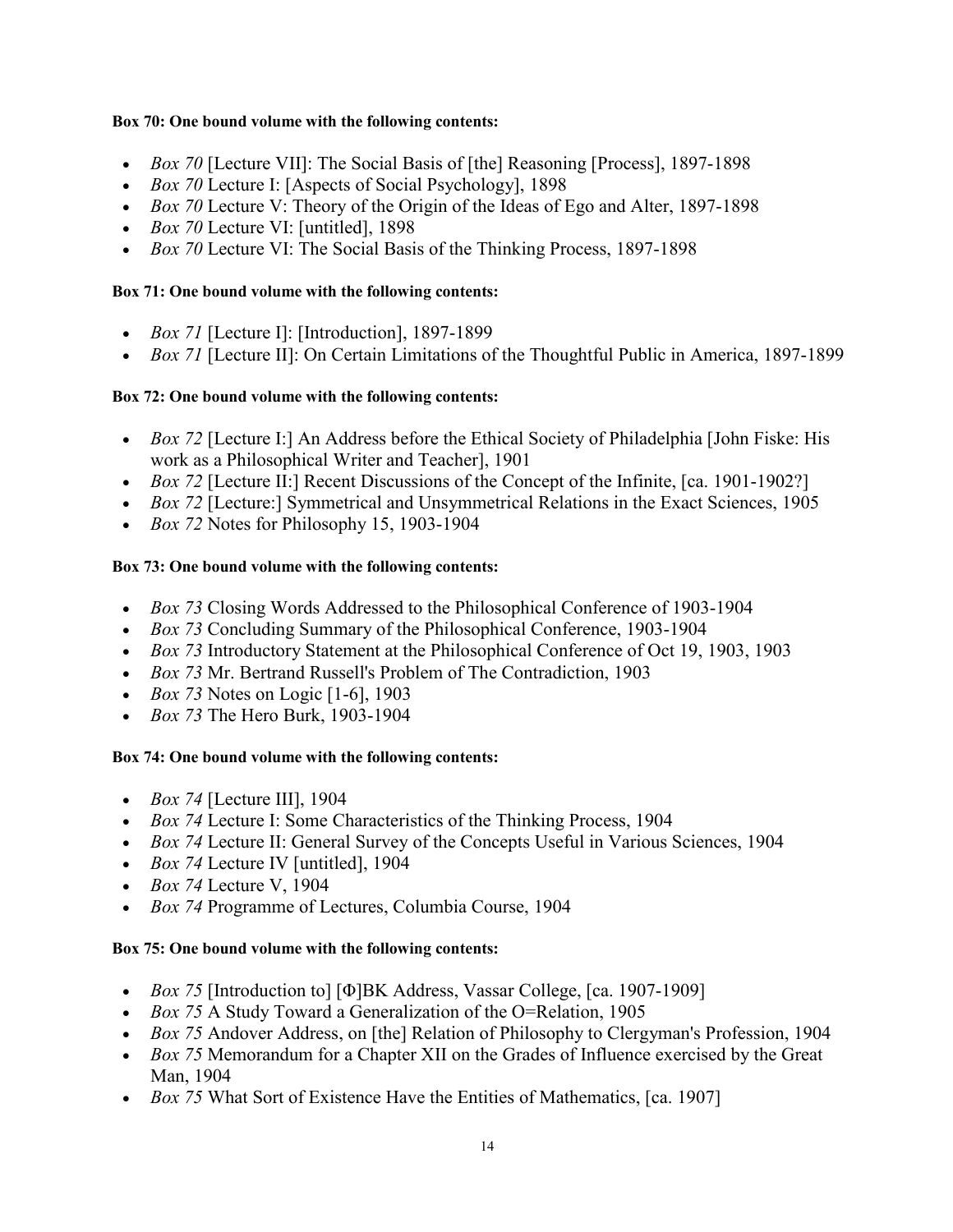**Box 70: One bound volume with the following contents:**

- *Box 70* [Lecture VII]: The Social Basis of [the] Reasoning [Process], 1897-1898
- *Box 70* Lecture I: [Aspects of Social Psychology], 1898
- *Box 70* Lecture V: Theory of the Origin of the Ideas of Ego and Alter, 1897-1898
- *Box 70* Lecture VI: [untitled], 1898
- *Box 70* Lecture VI: The Social Basis of the Thinking Process, 1897-1898

**Box 71: One bound volume with the following contents:**

- *Box 71* [Lecture I]: [Introduction], 1897-1899
- *Box 71* [Lecture II]: On Certain Limitations of the Thoughtful Public in America, 1897-1899

**Box 72: One bound volume with the following contents:**

- *Box 72* [Lecture I:] An Address before the Ethical Society of Philadelphia [John Fiske: His work as a Philosophical Writer and Teacher], 1901
- *Box 72* [Lecture II:] Recent Discussions of the Concept of the Infinite, [ca. 1901-1902?]
- *Box 72* [Lecture:] Symmetrical and Unsymmetrical Relations in the Exact Sciences, 1905
- *Box 72* Notes for Philosophy 15, 1903-1904

**Box 73: One bound volume with the following contents:**

- *Box 73* Closing Words Addressed to the Philosophical Conference of 1903-1904
- *Box 73* Concluding Summary of the Philosophical Conference, 1903-1904
- *Box 73* Introductory Statement at the Philosophical Conference of Oct 19, 1903, 1903
- *Box 73* Mr. Bertrand Russell's Problem of The Contradiction, 1903
- *Box 73* Notes on Logic [1-6], 1903
- *Box 73* The Hero Burk, 1903-1904

**Box 74: One bound volume with the following contents:**

- *Box 74* [Lecture III], 1904
- *Box 74* Lecture I: Some Characteristics of the Thinking Process, 1904
- *Box 74* Lecture II: General Survey of the Concepts Useful in Various Sciences, 1904
- *Box 74* Lecture IV [untitled], 1904
- *Box 74* Lecture V, 1904
- *Box 74* Programme of Lectures, Columbia Course, 1904

**Box 75: One bound volume with the following contents:**

- *Box 75* [Introduction to] [Φ]BK Address, Vassar College, [ca. 1907-1909]
- *Box 75* A Study Toward a Generalization of the O=Relation, 1905
- *Box 75* Andover Address, on [the] Relation of Philosophy to Clergyman's Profession, 1904
- *Box 75* Memorandum for a Chapter XII on the Grades of Influence exercised by the Great Man, 1904
- *Box 75* What Sort of Existence Have the Entities of Mathematics, [ca. 1907]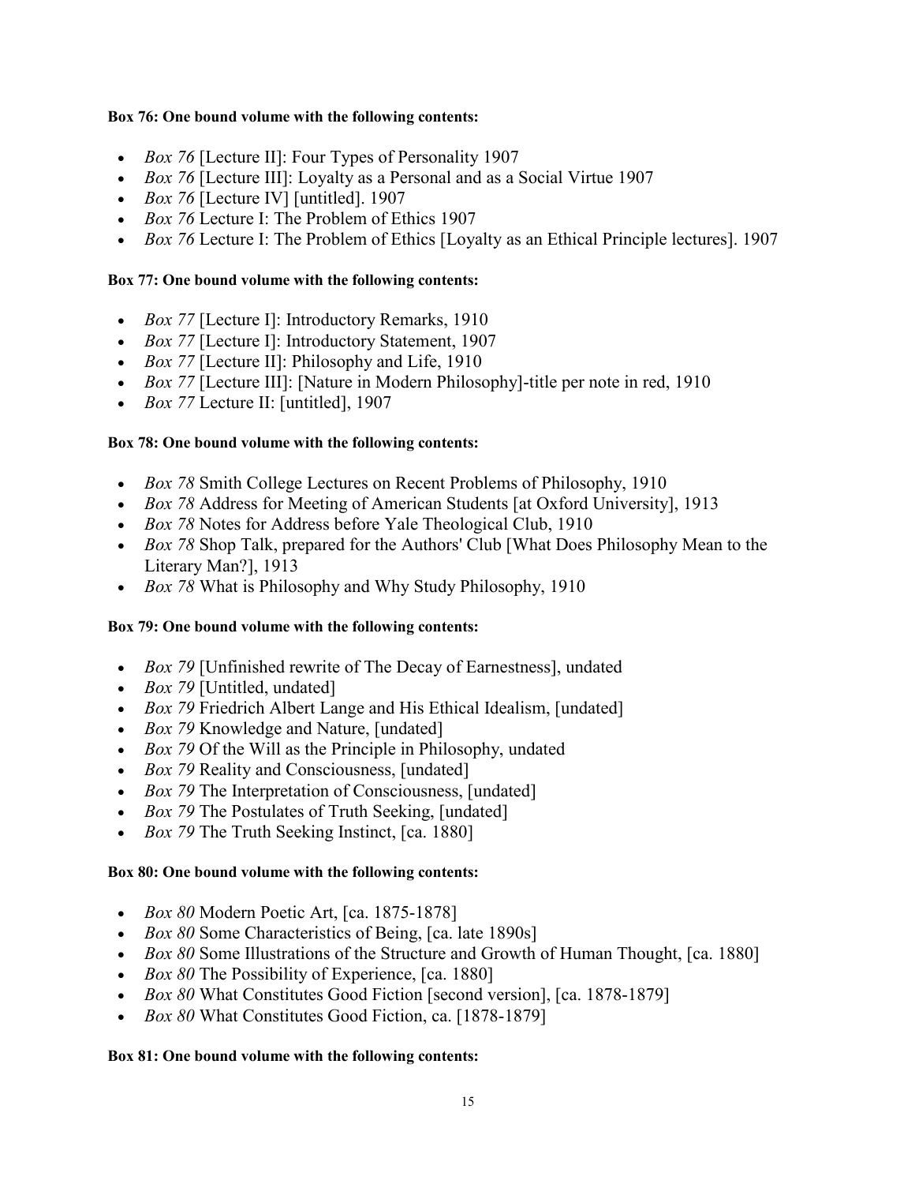**Box 76: One bound volume with the following contents:**

- *Box 76* [Lecture II]: Four Types of Personality 1907
- *Box 76* [Lecture III]: Loyalty as a Personal and as a Social Virtue 1907
- *Box 76* [Lecture IV] [untitled]. 1907
- *Box 76* Lecture I: The Problem of Ethics 1907
- *Box 76* Lecture I: The Problem of Ethics [Loyalty as an Ethical Principle lectures]. 1907

**Box 77: One bound volume with the following contents:**

- *Box 77* [Lecture I]: Introductory Remarks, 1910
- *Box 77* [Lecture I]: Introductory Statement, 1907
- *Box 77* [Lecture II]: Philosophy and Life, 1910
- *Box 77* [Lecture III]: [Nature in Modern Philosophy]-title per note in red, 1910
- *Box 77* Lecture II: [untitled], 1907

**Box 78: One bound volume with the following contents:**

- *Box 78* Smith College Lectures on Recent Problems of Philosophy, 1910
- *Box 78* Address for Meeting of American Students [at Oxford University], 1913
- *Box 78* Notes for Address before Yale Theological Club, 1910
- *Box 78* Shop Talk, prepared for the Authors' Club [What Does Philosophy Mean to the Literary Man?], 1913
- *Box 78* What is Philosophy and Why Study Philosophy, 1910

**Box 79: One bound volume with the following contents:**

- *Box 79* [Unfinished rewrite of The Decay of Earnestness], undated
- *Box 79* [Untitled, undated]
- *Box 79* Friedrich Albert Lange and His Ethical Idealism, [undated]
- *Box 79* Knowledge and Nature, [undated]
- *Box 79* Of the Will as the Principle in Philosophy, undated
- *Box 79* Reality and Consciousness, [undated]
- *Box 79* The Interpretation of Consciousness, [undated]
- *Box 79* The Postulates of Truth Seeking, [undated]
- *Box 79* The Truth Seeking Instinct, [ca. 1880]

**Box 80: One bound volume with the following contents:**

- *Box 80* Modern Poetic Art, [ca. 1875-1878]
- *Box 80* Some Characteristics of Being, [ca. late 1890s]
- *Box 80* Some Illustrations of the Structure and Growth of Human Thought, [ca. 1880]
- *Box 80* The Possibility of Experience, [ca. 1880]
- *Box 80* What Constitutes Good Fiction [second version], [ca. 1878-1879]
- *Box 80* What Constitutes Good Fiction, ca. [1878-1879]

**Box 81: One bound volume with the following contents:**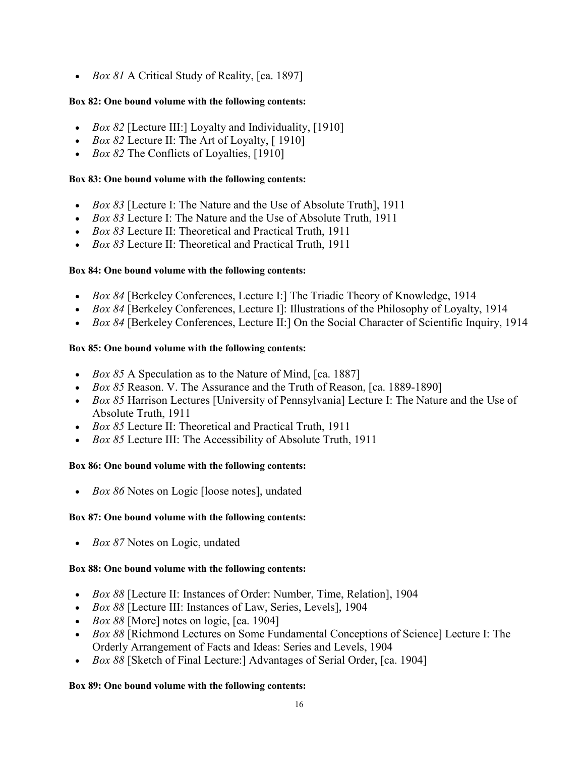- *Box 81* A Critical Study of Reality, [ca. 1897]

**Box 82: One bound volume with the following contents:**

- *Box 82* [Lecture III:] Loyalty and Individuality, [1910]
- *Box 82* Lecture II: The Art of Loyalty, [ 1910]
- *Box 82* The Conflicts of Loyalties, [1910]

**Box 83: One bound volume with the following contents:**

- *Box 83* [Lecture I: The Nature and the Use of Absolute Truth], 1911
- *Box 83* Lecture I: The Nature and the Use of Absolute Truth, 1911
- *Box 83* Lecture II: Theoretical and Practical Truth, 1911
- *Box 83* Lecture II: Theoretical and Practical Truth, 1911

**Box 84: One bound volume with the following contents:**

- *Box 84* [Berkeley Conferences, Lecture I:] The Triadic Theory of Knowledge, 1914
- *Box 84* [Berkeley Conferences, Lecture I]: Illustrations of the Philosophy of Loyalty, 1914
- *Box 84* [Berkeley Conferences, Lecture II:] On the Social Character of Scientific Inquiry, 1914

**Box 85: One bound volume with the following contents:**

- *Box 85* A Speculation as to the Nature of Mind, [ca. 1887]
- *Box 85* Reason. V. The Assurance and the Truth of Reason, [ca. 1889-1890]
- *Box 85* Harrison Lectures [University of Pennsylvania] Lecture I: The Nature and the Use of Absolute Truth, 1911
- *Box 85* Lecture II: Theoretical and Practical Truth, 1911
- *Box 85* Lecture III: The Accessibility of Absolute Truth, 1911

**Box 86: One bound volume with the following contents:**

- *Box 86* Notes on Logic [loose notes], undated

**Box 87: One bound volume with the following contents:**

- *Box 87* Notes on Logic, undated

**Box 88: One bound volume with the following contents:**

- *Box 88* [Lecture II: Instances of Order: Number, Time, Relation], 1904
- *Box 88* [Lecture III: Instances of Law, Series, Levels], 1904
- *Box 88* [More] notes on logic, [ca. 1904]
- *Box 88* [Richmond Lectures on Some Fundamental Conceptions of Science] Lecture I: The Orderly Arrangement of Facts and Ideas: Series and Levels, 1904
- *Box 88* [Sketch of Final Lecture:] Advantages of Serial Order, [ca. 1904]

**Box 89: One bound volume with the following contents:**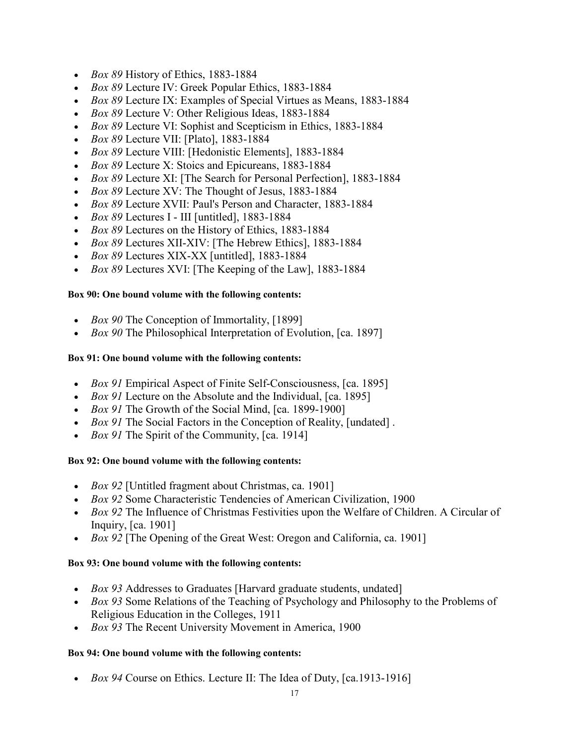- *Box 89* History of Ethics, 1883-1884
- *Box 89* Lecture IV: Greek Popular Ethics, 1883-1884
- *Box 89* Lecture IX: Examples of Special Virtues as Means, 1883-1884
- *Box 89* Lecture V: Other Religious Ideas, 1883-1884
- *Box 89* Lecture VI: Sophist and Scepticism in Ethics, 1883-1884
- *Box 89* Lecture VII: [Plato], 1883-1884
- *Box 89* Lecture VIII: [Hedonistic Elements], 1883-1884
- *Box 89* Lecture X: Stoics and Epicureans, 1883-1884
- *Box 89* Lecture XI: [The Search for Personal Perfection], 1883-1884
- *Box 89* Lecture XV: The Thought of Jesus, 1883-1884
- *Box 89* Lecture XVII: Paul's Person and Character, 1883-1884
- *Box 89* Lectures I - III [untitled], 1883-1884
- *Box 89* Lectures on the History of Ethics, 1883-1884
- *Box 89* Lectures XII-XIV: [The Hebrew Ethics], 1883-1884
- *Box 89* Lectures XIX-XX [untitled], 1883-1884
- *Box 89* Lectures XVI: [The Keeping of the Law], 1883-1884

**Box 90: One bound volume with the following contents:**

- *Box 90* The Conception of Immortality, [1899]
- *Box 90* The Philosophical Interpretation of Evolution, [ca. 1897]

**Box 91: One bound volume with the following contents:**

- *Box 91* Empirical Aspect of Finite Self-Consciousness, [ca. 1895]
- *Box 91* Lecture on the Absolute and the Individual, [ca. 1895]
- *Box 91* The Growth of the Social Mind, [ca. 1899-1900]
- *Box 91* The Social Factors in the Conception of Reality, [undated] .
- *Box 91* The Spirit of the Community, [ca. 1914]

**Box 92: One bound volume with the following contents:**

- *Box 92* [Untitled fragment about Christmas, ca. 1901]
- *Box 92* Some Characteristic Tendencies of American Civilization, 1900
- *Box 92* The Influence of Christmas Festivities upon the Welfare of Children. A Circular of Inquiry, [ca. 1901]
- *Box 92* [The Opening of the Great West: Oregon and California, ca. 1901]

**Box 93: One bound volume with the following contents:**

- *Box 93* Addresses to Graduates [Harvard graduate students, undated]
- *Box 93* Some Relations of the Teaching of Psychology and Philosophy to the Problems of Religious Education in the Colleges, 1911
- *Box 93* The Recent University Movement in America, 1900

**Box 94: One bound volume with the following contents:**

- *Box 94* Course on Ethics. Lecture II: The Idea of Duty, [ca.1913-1916]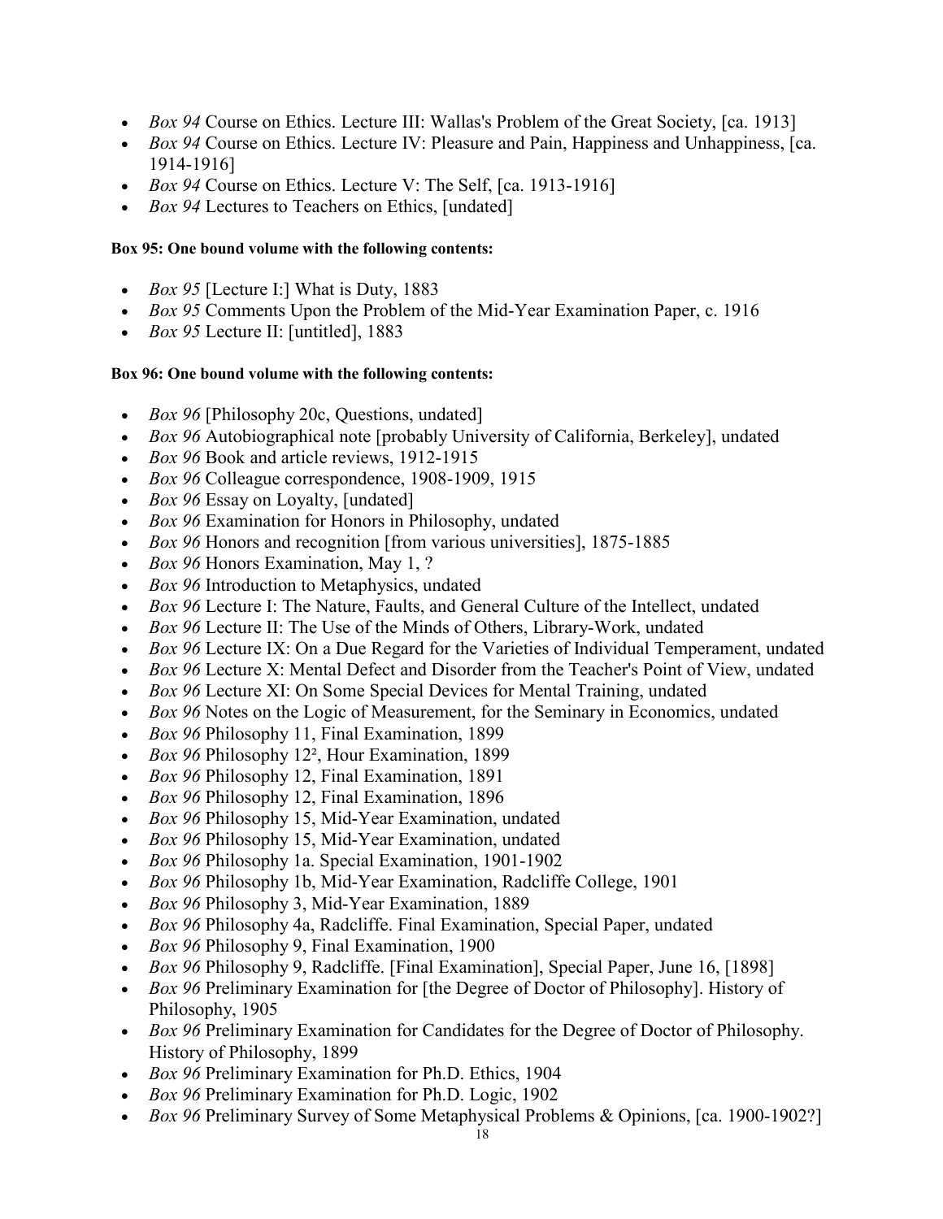- *Box 94* Course on Ethics. Lecture III: Wallas's Problem of the Great Society, [ca. 1913]
- *Box 94* Course on Ethics. Lecture IV: Pleasure and Pain, Happiness and Unhappiness, [ca. 1914-1916]
- *Box 94* Course on Ethics. Lecture V: The Self, [ca. 1913-1916]
- *Box 94* Lectures to Teachers on Ethics, [undated]

**Box 95: One bound volume with the following contents:**

- *Box 95* [Lecture I:] What is Duty, 1883
- *Box 95* Comments Upon the Problem of the Mid-Year Examination Paper, c. 1916
- *Box 95* Lecture II: [untitled], 1883

**Box 96: One bound volume with the following contents:**

- *Box 96* [Philosophy 20c, Questions, undated]
- *Box 96* Autobiographical note [probably University of California, Berkeley], undated
- *Box 96* Book and article reviews, 1912-1915
- *Box 96* Colleague correspondence, 1908-1909, 1915
- *Box 96* Essay on Loyalty, [undated]
- *Box 96* Examination for Honors in Philosophy, undated
- *Box 96* Honors and recognition [from various universities], 1875-1885
- *Box 96* Honors Examination, May 1, ?
- *Box 96* Introduction to Metaphysics, undated
- *Box 96* Lecture I: The Nature, Faults, and General Culture of the Intellect, undated
- *Box 96* Lecture II: The Use of the Minds of Others, Library-Work, undated
- *Box 96* Lecture IX: On a Due Regard for the Varieties of Individual Temperament, undated
- *Box 96* Lecture X: Mental Defect and Disorder from the Teacher's Point of View, undated
- *Box 96* Lecture XI: On Some Special Devices for Mental Training, undated
- *Box 96* Notes on the Logic of Measurement, for the Seminary in Economics, undated
- *Box 96* Philosophy 11, Final Examination, 1899
- *Box 96* Philosophy $12^2$, Hour Examination, 1899
- *Box 96* Philosophy 12, Final Examination, 1891
- *Box 96* Philosophy 12, Final Examination, 1896
- *Box 96* Philosophy 15, Mid-Year Examination, undated
- *Box 96* Philosophy 15, Mid-Year Examination, undated
- *Box 96* Philosophy 1a. Special Examination, 1901-1902
- *Box 96* Philosophy 1b, Mid-Year Examination, Radcliffe College, 1901
- *Box 96* Philosophy 3, Mid-Year Examination, 1889
- *Box 96* Philosophy 4a, Radcliffe. Final Examination, Special Paper, undated
- *Box 96* Philosophy 9, Final Examination, 1900
- *Box 96* Philosophy 9, Radcliffe. [Final Examination], Special Paper, June 16, [1898]
- *Box 96* Preliminary Examination for [the Degree of Doctor of Philosophy]. History of Philosophy, 1905
- *Box 96* Preliminary Examination for Candidates for the Degree of Doctor of Philosophy. History of Philosophy, 1899
- *Box 96* Preliminary Examination for Ph.D. Ethics, 1904
- *Box 96* Preliminary Examination for Ph.D. Logic, 1902
- *Box 96* Preliminary Survey of Some Metaphysical Problems & Opinions, [ca. 1900-1902?]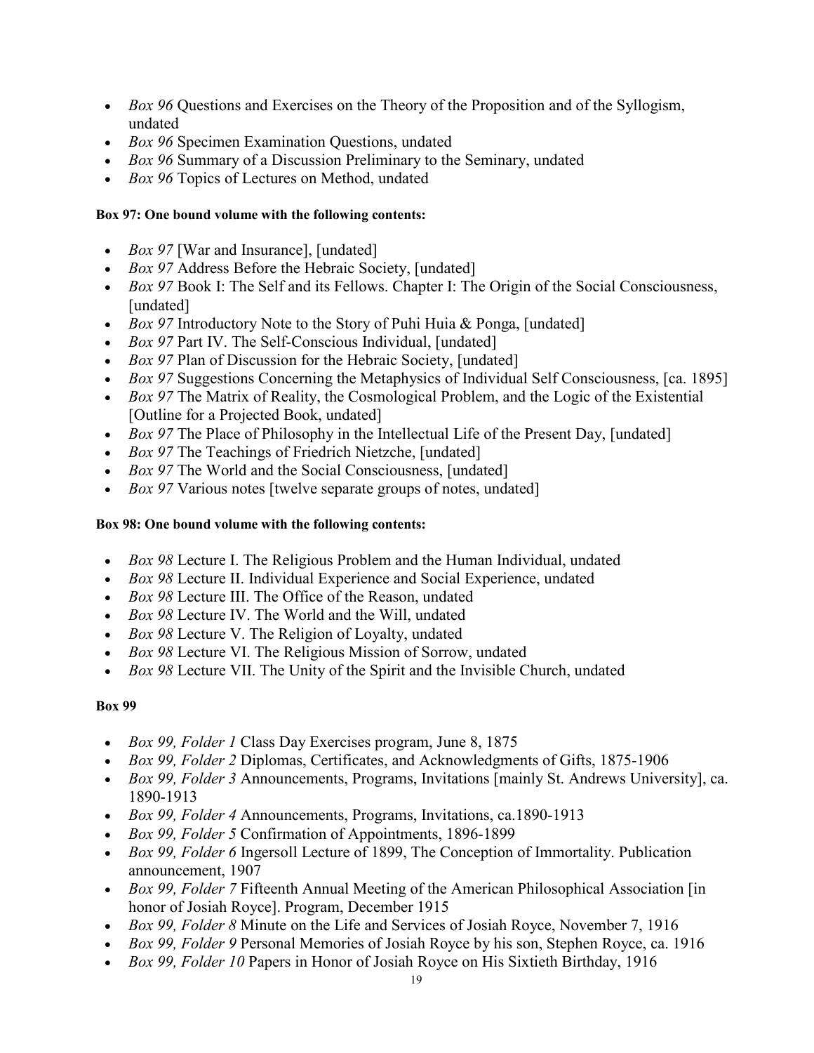- *Box 96* Questions and Exercises on the Theory of the Proposition and of the Syllogism, undated
- *Box 96* Specimen Examination Questions, undated
- *Box 96* Summary of a Discussion Preliminary to the Seminary, undated
- *Box 96* Topics of Lectures on Method, undated

**Box 97: One bound volume with the following contents:**

- *Box 97* [War and Insurance], [undated]
- *Box 97* Address Before the Hebraic Society, [undated]
- *Box 97* Book I: The Self and its Fellows. Chapter I: The Origin of the Social Consciousness, [undated]
- *Box 97* Introductory Note to the Story of Puhi Huia & Ponga, [undated]
- *Box 97* Part IV. The Self-Conscious Individual, [undated]
- *Box 97* Plan of Discussion for the Hebraic Society, [undated]
- *Box 97* Suggestions Concerning the Metaphysics of Individual Self Consciousness, [ca. 1895]
- *Box 97* The Matrix of Reality, the Cosmological Problem, and the Logic of the Existential [Outline for a Projected Book, undated]
- *Box 97* The Place of Philosophy in the Intellectual Life of the Present Day, [undated]
- *Box 97* The Teachings of Friedrich Nietzche, [undated]
- *Box 97* The World and the Social Consciousness, [undated]
- *Box 97* Various notes [twelve separate groups of notes, undated]

**Box 98: One bound volume with the following contents:**

- *Box 98* Lecture I. The Religious Problem and the Human Individual, undated
- *Box 98* Lecture II. Individual Experience and Social Experience, undated
- *Box 98* Lecture III. The Office of the Reason, undated
- *Box 98* Lecture IV. The World and the Will, undated
- *Box 98* Lecture V. The Religion of Loyalty, undated
- *Box 98* Lecture VI. The Religious Mission of Sorrow, undated
- *Box 98* Lecture VII. The Unity of the Spirit and the Invisible Church, undated

**Box 99**

- *Box 99, Folder 1* Class Day Exercises program, June 8, 1875
- *Box 99, Folder 2* Diplomas, Certificates, and Acknowledgments of Gifts, 1875-1906
- *Box 99, Folder 3* Announcements, Programs, Invitations [mainly St. Andrews University], ca. 1890-1913
- *Box 99, Folder 4* Announcements, Programs, Invitations, ca.1890-1913
- *Box 99, Folder 5* Confirmation of Appointments, 1896-1899
- *Box 99, Folder 6* Ingersoll Lecture of 1899, The Conception of Immortality. Publication announcement, 1907
- *Box 99, Folder 7* Fifteenth Annual Meeting of the American Philosophical Association [in honor of Josiah Royce]. Program, December 1915
- *Box 99, Folder 8* Minute on the Life and Services of Josiah Royce, November 7, 1916
- *Box 99, Folder 9* Personal Memories of Josiah Royce by his son, Stephen Royce, ca. 1916
- *Box 99, Folder 10* Papers in Honor of Josiah Royce on His Sixtieth Birthday, 1916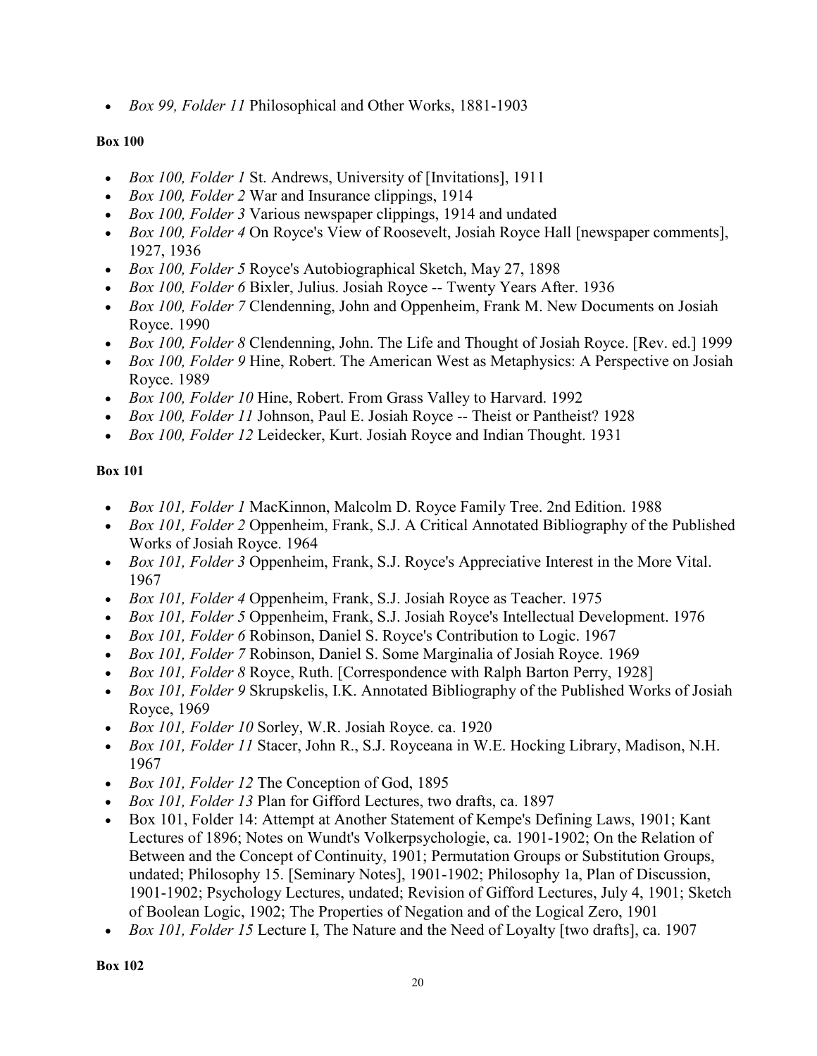- *Box 99, Folder 11* Philosophical and Other Works, 1881-1903

**Box 100**

- *Box 100, Folder 1* St. Andrews, University of [Invitations], 1911
- *Box 100, Folder 2* War and Insurance clippings, 1914
- *Box 100, Folder 3* Various newspaper clippings, 1914 and undated
- *Box 100, Folder 4* On Royce's View of Roosevelt, Josiah Royce Hall [newspaper comments], 1927, 1936
- *Box 100, Folder 5* Royce's Autobiographical Sketch, May 27, 1898
- *Box 100, Folder 6* Bixler, Julius. Josiah Royce -- Twenty Years After. 1936
- *Box 100, Folder 7* Clendenning, John and Oppenheim, Frank M. New Documents on Josiah Royce. 1990
- *Box 100, Folder 8* Clendenning, John. The Life and Thought of Josiah Royce. [Rev. ed.] 1999
- *Box 100, Folder 9* Hine, Robert. The American West as Metaphysics: A Perspective on Josiah Royce. 1989
- *Box 100, Folder 10* Hine, Robert. From Grass Valley to Harvard. 1992
- *Box 100, Folder 11* Johnson, Paul E. Josiah Royce -- Theist or Pantheist? 1928
- *Box 100, Folder 12* Leidecker, Kurt. Josiah Royce and Indian Thought. 1931

**Box 101**

- *Box 101, Folder 1* MacKinnon, Malcolm D. Royce Family Tree. 2nd Edition. 1988
- *Box 101, Folder 2* Oppenheim, Frank, S.J. A Critical Annotated Bibliography of the Published Works of Josiah Royce. 1964
- *Box 101, Folder 3* Oppenheim, Frank, S.J. Royce's Appreciative Interest in the More Vital. 1967
- *Box 101, Folder 4* Oppenheim, Frank, S.J. Josiah Royce as Teacher. 1975
- *Box 101, Folder 5* Oppenheim, Frank, S.J. Josiah Royce's Intellectual Development. 1976
- *Box 101, Folder 6* Robinson, Daniel S. Royce's Contribution to Logic. 1967
- *Box 101, Folder 7* Robinson, Daniel S. Some Marginalia of Josiah Royce. 1969
- *Box 101, Folder 8* Royce, Ruth. [Correspondence with Ralph Barton Perry, 1928]
- *Box 101, Folder 9* Skrupskelis, I.K. Annotated Bibliography of the Published Works of Josiah Royce, 1969
- *Box 101, Folder 10* Sorley, W.R. Josiah Royce. ca. 1920
- *Box 101, Folder 11* Stacer, John R., S.J. Royceana in W.E. Hocking Library, Madison, N.H. 1967
- *Box 101, Folder 12* The Conception of God, 1895
- *Box 101, Folder 13* Plan for Gifford Lectures, two drafts, ca. 1897
- Box 101, Folder 14: Attempt at Another Statement of Kempe's Defining Laws, 1901; Kant Lectures of 1896; Notes on Wundt's Volkerpsychologie, ca. 1901-1902; On the Relation of Between and the Concept of Continuity, 1901; Permutation Groups or Substitution Groups, undated; Philosophy 15. [Seminary Notes], 1901-1902; Philosophy 1a, Plan of Discussion, 1901-1902; Psychology Lectures, undated; Revision of Gifford Lectures, July 4, 1901; Sketch of Boolean Logic, 1902; The Properties of Negation and of the Logical Zero, 1901
- *Box 101, Folder 15* Lecture I, The Nature and the Need of Loyalty [two drafts], ca. 1907

**Box 102**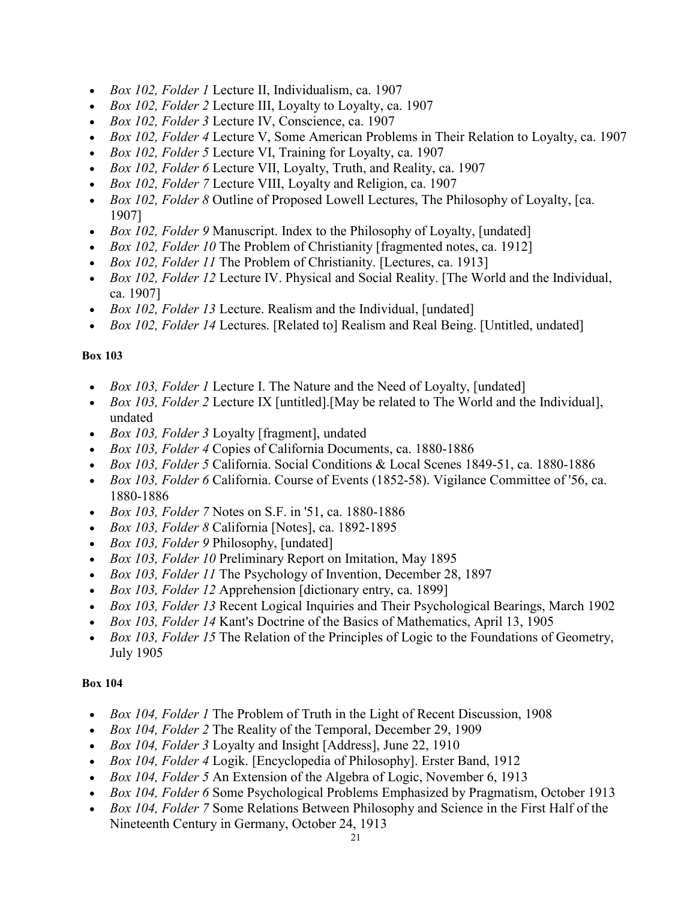- *Box 102, Folder 1* Lecture II, Individualism, ca. 1907
- *Box 102, Folder 2* Lecture III, Loyalty to Loyalty, ca. 1907
- *Box 102, Folder 3* Lecture IV, Conscience, ca. 1907
- *Box 102, Folder 4* Lecture V, Some American Problems in Their Relation to Loyalty, ca. 1907
- *Box 102, Folder 5* Lecture VI, Training for Loyalty, ca. 1907
- *Box 102, Folder 6* Lecture VII, Loyalty, Truth, and Reality, ca. 1907
- *Box 102, Folder 7* Lecture VIII, Loyalty and Religion, ca. 1907
- *Box 102, Folder 8* Outline of Proposed Lowell Lectures, The Philosophy of Loyalty, [ca. 1907]
- *Box 102, Folder 9* Manuscript. Index to the Philosophy of Loyalty, [undated]
- *Box 102, Folder 10* The Problem of Christianity [fragmented notes, ca. 1912]
- *Box 102, Folder 11* The Problem of Christianity. [Lectures, ca. 1913]
- *Box 102, Folder 12* Lecture IV. Physical and Social Reality. [The World and the Individual, ca. 1907]
- *Box 102, Folder 13* Lecture. Realism and the Individual, [undated]
- *Box 102, Folder 14* Lectures. [Related to] Realism and Real Being. [Untitled, undated]

**Box 103**

- *Box 103, Folder 1* Lecture I. The Nature and the Need of Loyalty, [undated]
- *Box 103, Folder 2* Lecture IX [untitled].[May be related to The World and the Individual], undated
- *Box 103, Folder 3* Loyalty [fragment], undated
- *Box 103, Folder 4* Copies of California Documents, ca. 1880-1886
- *Box 103, Folder 5* California. Social Conditions & Local Scenes 1849-51, ca. 1880-1886
- *Box 103, Folder 6* California. Course of Events (1852-58). Vigilance Committee of '56, ca. 1880-1886
- *Box 103, Folder 7* Notes on S.F. in '51, ca. 1880-1886
- *Box 103, Folder 8* California [Notes], ca. 1892-1895
- *Box 103, Folder 9* Philosophy, [undated]
- *Box 103, Folder 10* Preliminary Report on Imitation, May 1895
- *Box 103, Folder 11* The Psychology of Invention, December 28, 1897
- *Box 103, Folder 12* Apprehension [dictionary entry, ca. 1899]
- *Box 103, Folder 13* Recent Logical Inquiries and Their Psychological Bearings, March 1902
- *Box 103, Folder 14* Kant's Doctrine of the Basics of Mathematics, April 13, 1905
- *Box 103, Folder 15* The Relation of the Principles of Logic to the Foundations of Geometry, July 1905

**Box 104**

- *Box 104, Folder 1* The Problem of Truth in the Light of Recent Discussion, 1908
- *Box 104, Folder 2* The Reality of the Temporal, December 29, 1909
- *Box 104, Folder 3* Loyalty and Insight [Address], June 22, 1910
- *Box 104, Folder 4* Logik. [Encyclopedia of Philosophy]. Erster Band, 1912
- *Box 104, Folder 5* An Extension of the Algebra of Logic, November 6, 1913
- *Box 104, Folder 6* Some Psychological Problems Emphasized by Pragmatism, October 1913
- *Box 104, Folder 7* Some Relations Between Philosophy and Science in the First Half of the Nineteenth Century in Germany, October 24, 1913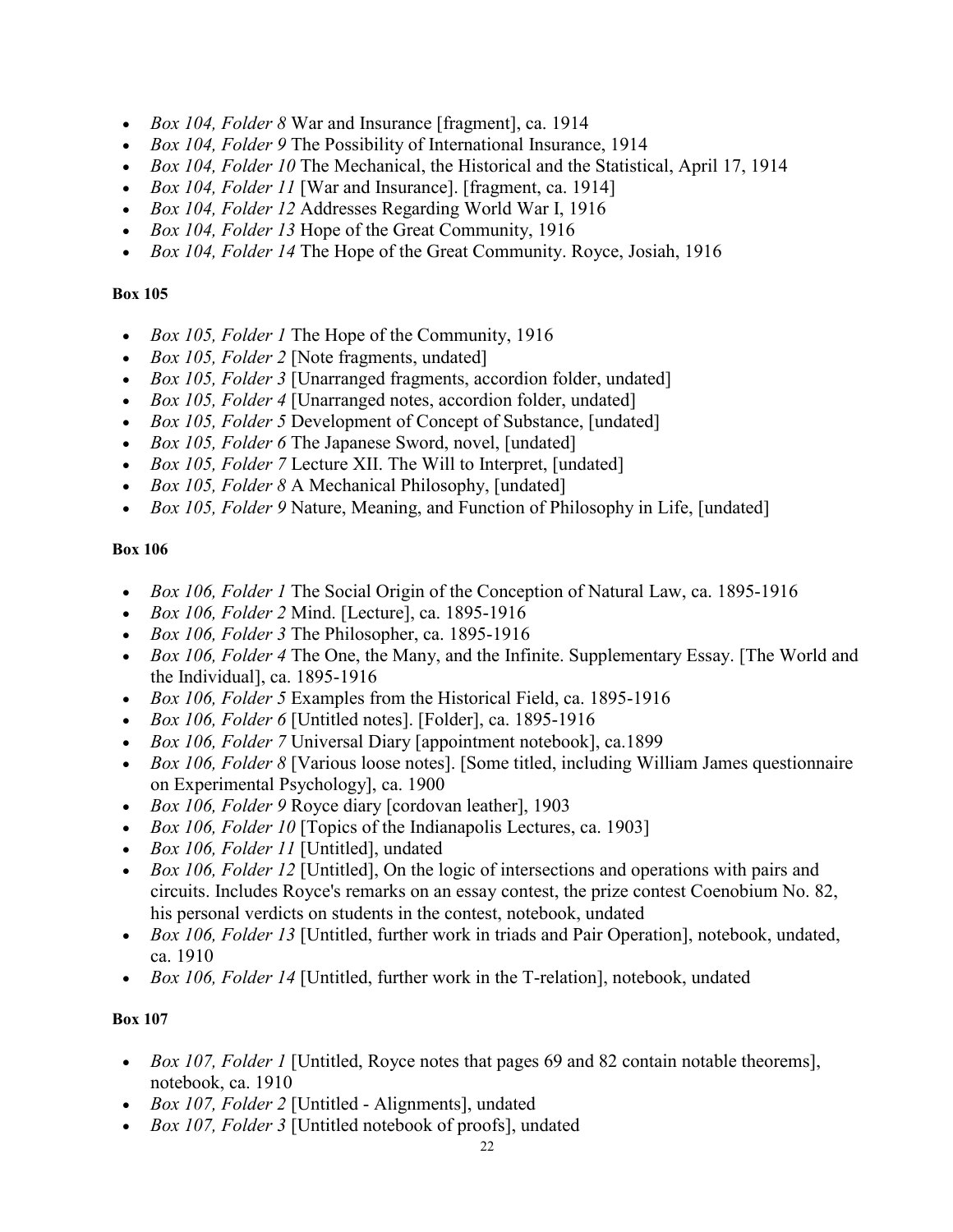- *Box 104, Folder 8* War and Insurance [fragment], ca. 1914
- *Box 104, Folder 9* The Possibility of International Insurance, 1914
- *Box 104, Folder 10* The Mechanical, the Historical and the Statistical, April 17, 1914
- *Box 104, Folder 11* [War and Insurance]. [fragment, ca. 1914]
- *Box 104, Folder 12* Addresses Regarding World War I, 1916
- *Box 104, Folder 13* Hope of the Great Community, 1916
- *Box 104, Folder 14* The Hope of the Great Community. Royce, Josiah, 1916

**Box 105**

- *Box 105, Folder 1* The Hope of the Community, 1916
- *Box 105, Folder 2* [Note fragments, undated]
- *Box 105, Folder 3* [Unarranged fragments, accordion folder, undated]
- *Box 105, Folder 4* [Unarranged notes, accordion folder, undated]
- *Box 105, Folder 5* Development of Concept of Substance, [undated]
- *Box 105, Folder 6* The Japanese Sword, novel, [undated]
- *Box 105, Folder 7* Lecture XII. The Will to Interpret, [undated]
- *Box 105, Folder 8* A Mechanical Philosophy, [undated]
- *Box 105, Folder 9* Nature, Meaning, and Function of Philosophy in Life, [undated]

**Box 106**

- *Box 106, Folder 1* The Social Origin of the Conception of Natural Law, ca. 1895-1916
- *Box 106, Folder 2* Mind. [Lecture], ca. 1895-1916
- *Box 106, Folder 3* The Philosopher, ca. 1895-1916
- *Box 106, Folder 4* The One, the Many, and the Infinite. Supplementary Essay. [The World and the Individual], ca. 1895-1916
- *Box 106, Folder 5* Examples from the Historical Field, ca. 1895-1916
- *Box 106, Folder 6* [Untitled notes]. [Folder], ca. 1895-1916
- *Box 106, Folder 7* Universal Diary [appointment notebook], ca.1899
- *Box 106, Folder 8* [Various loose notes]. [Some titled, including William James questionnaire on Experimental Psychology], ca. 1900
- *Box 106, Folder 9* Royce diary [cordovan leather], 1903
- *Box 106, Folder 10* [Topics of the Indianapolis Lectures, ca. 1903]
- *Box 106, Folder 11* [Untitled], undated
- *Box 106, Folder 12* [Untitled], On the logic of intersections and operations with pairs and circuits. Includes Royce's remarks on an essay contest, the prize contest Coenobium No. 82, his personal verdicts on students in the contest, notebook, undated
- *Box 106, Folder 13* [Untitled, further work in triads and Pair Operation], notebook, undated, ca. 1910
- *Box 106, Folder 14* [Untitled, further work in the T-relation], notebook, undated

**Box 107**

- *Box 107, Folder 1* [Untitled, Royce notes that pages 69 and 82 contain notable theorems], notebook, ca. 1910
- *Box 107, Folder 2* [Untitled - Alignments], undated
- *Box 107, Folder 3* [Untitled notebook of proofs], undated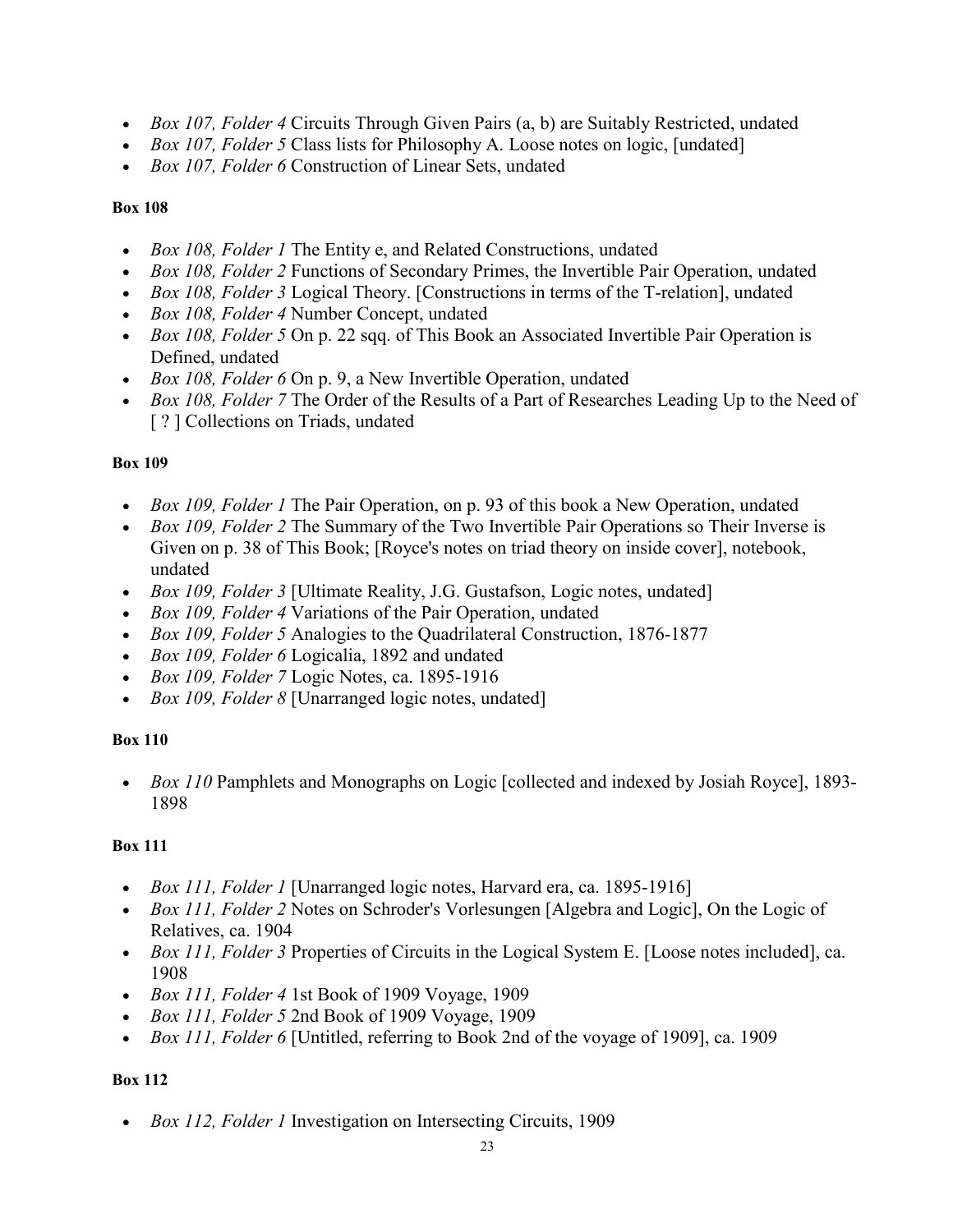- *Box 107, Folder 4* Circuits Through Given Pairs (a, b) are Suitably Restricted, undated
- *Box 107, Folder 5* Class lists for Philosophy A. Loose notes on logic, [undated]
- *Box 107, Folder 6* Construction of Linear Sets, undated

**Box 108**

- *Box 108, Folder 1* The Entity e, and Related Constructions, undated
- *Box 108, Folder 2* Functions of Secondary Primes, the Invertible Pair Operation, undated
- *Box 108, Folder 3* Logical Theory. [Constructions in terms of the T-relation], undated
- *Box 108, Folder 4* Number Concept, undated
- *Box 108, Folder 5* On p. 22 sqq. of This Book an Associated Invertible Pair Operation is Defined, undated
- *Box 108, Folder 6* On p. 9, a New Invertible Operation, undated
- *Box 108, Folder 7* The Order of the Results of a Part of Researches Leading Up to the Need of [ ? ] Collections on Triads, undated

**Box 109**

- *Box 109, Folder 1* The Pair Operation, on p. 93 of this book a New Operation, undated
- *Box 109, Folder 2* The Summary of the Two Invertible Pair Operations so Their Inverse is Given on p. 38 of This Book; [Royce's notes on triad theory on inside cover], notebook, undated
- *Box 109, Folder 3* [Ultimate Reality, J.G. Gustafson, Logic notes, undated]
- *Box 109, Folder 4* Variations of the Pair Operation, undated
- *Box 109, Folder 5* Analogies to the Quadrilateral Construction, 1876-1877
- *Box 109, Folder 6* Logicalia, 1892 and undated
- *Box 109, Folder 7* Logic Notes, ca. 1895-1916
- *Box 109, Folder 8* [Unarranged logic notes, undated]

**Box 110**

- *Box 110* Pamphlets and Monographs on Logic [collected and indexed by Josiah Royce], 1893-1898

**Box 111**

- *Box 111, Folder 1* [Unarranged logic notes, Harvard era, ca. 1895-1916]
- *Box 111, Folder 2* Notes on Schroder's Vorlesungen [Algebra and Logic], On the Logic of Relatives, ca. 1904
- *Box 111, Folder 3* Properties of Circuits in the Logical System E. [Loose notes included], ca. 1908
- *Box 111, Folder 4* 1st Book of 1909 Voyage, 1909
- *Box 111, Folder 5* 2nd Book of 1909 Voyage, 1909
- *Box 111, Folder 6* [Untitled, referring to Book 2nd of the voyage of 1909], ca. 1909

**Box 112**

- *Box 112, Folder 1* Investigation on Intersecting Circuits, 1909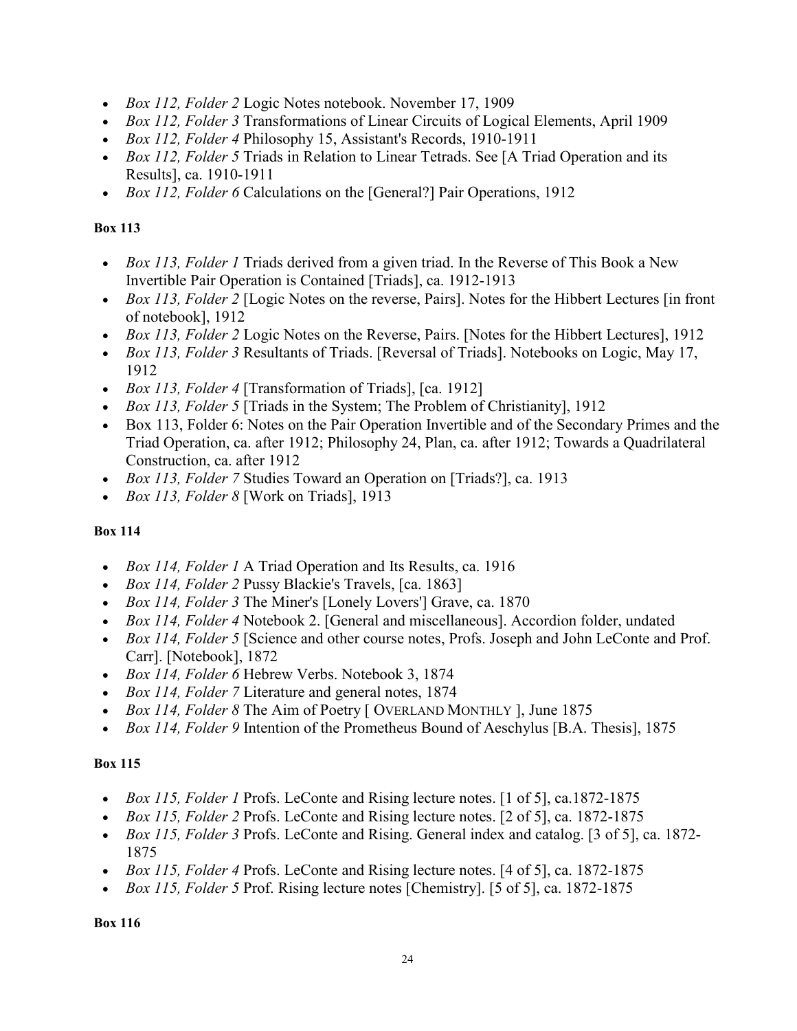- *Box 112, Folder 2* Logic Notes notebook. November 17, 1909
- *Box 112, Folder 3* Transformations of Linear Circuits of Logical Elements, April 1909
- *Box 112, Folder 4* Philosophy 15, Assistant's Records, 1910-1911
- *Box 112, Folder 5* Triads in Relation to Linear Tetrads. See [A Triad Operation and its Results], ca. 1910-1911
- *Box 112, Folder 6* Calculations on the [General?] Pair Operations, 1912

**Box 113**

- *Box 113, Folder 1* Triads derived from a given triad. In the Reverse of This Book a New Invertible Pair Operation is Contained [Triads], ca. 1912-1913
- *Box 113, Folder 2* [Logic Notes on the reverse, Pairs]. Notes for the Hibbert Lectures [in front of notebook], 1912
- *Box 113, Folder 2* Logic Notes on the Reverse, Pairs. [Notes for the Hibbert Lectures], 1912
- *Box 113, Folder 3* Resultants of Triads. [Reversal of Triads]. Notebooks on Logic, May 17, 1912
- *Box 113, Folder 4* [Transformation of Triads], [ca. 1912]
- *Box 113, Folder 5* [Triads in the System; The Problem of Christianity], 1912
- Box 113, Folder 6: Notes on the Pair Operation Invertible and of the Secondary Primes and the Triad Operation, ca. after 1912; Philosophy 24, Plan, ca. after 1912; Towards a Quadrilateral Construction, ca. after 1912
- *Box 113, Folder 7* Studies Toward an Operation on [Triads?], ca. 1913
- *Box 113, Folder 8* [Work on Triads], 1913

**Box 114**

- *Box 114, Folder 1* A Triad Operation and Its Results, ca. 1916
- *Box 114, Folder 2* Pussy Blackie's Travels, [ca. 1863]
- *Box 114, Folder 3* The Miner's [Lonely Lovers'] Grave, ca. 1870
- *Box 114, Folder 4* Notebook 2. [General and miscellaneous]. Accordion folder, undated
- *Box 114, Folder 5* [Science and other course notes, Profs. Joseph and John LeConte and Prof. Carr]. [Notebook], 1872
- *Box 114, Folder 6* Hebrew Verbs. Notebook 3, 1874
- *Box 114, Folder 7* Literature and general notes, 1874
- *Box 114, Folder 8* The Aim of Poetry [ OVERLAND MONTHLY ], June 1875
- *Box 114, Folder 9* Intention of the Prometheus Bound of Aeschylus [B.A. Thesis], 1875

**Box 115**

- *Box 115, Folder 1* Profs. LeConte and Rising lecture notes. [1 of 5], ca.1872-1875
- *Box 115, Folder 2* Profs. LeConte and Rising lecture notes. [2 of 5], ca. 1872-1875
- *Box 115, Folder 3* Profs. LeConte and Rising. General index and catalog. [3 of 5], ca. 1872-1875
- *Box 115, Folder 4* Profs. LeConte and Rising lecture notes. [4 of 5], ca. 1872-1875
- *Box 115, Folder 5* Prof. Rising lecture notes [Chemistry]. [5 of 5], ca. 1872-1875

**Box 116**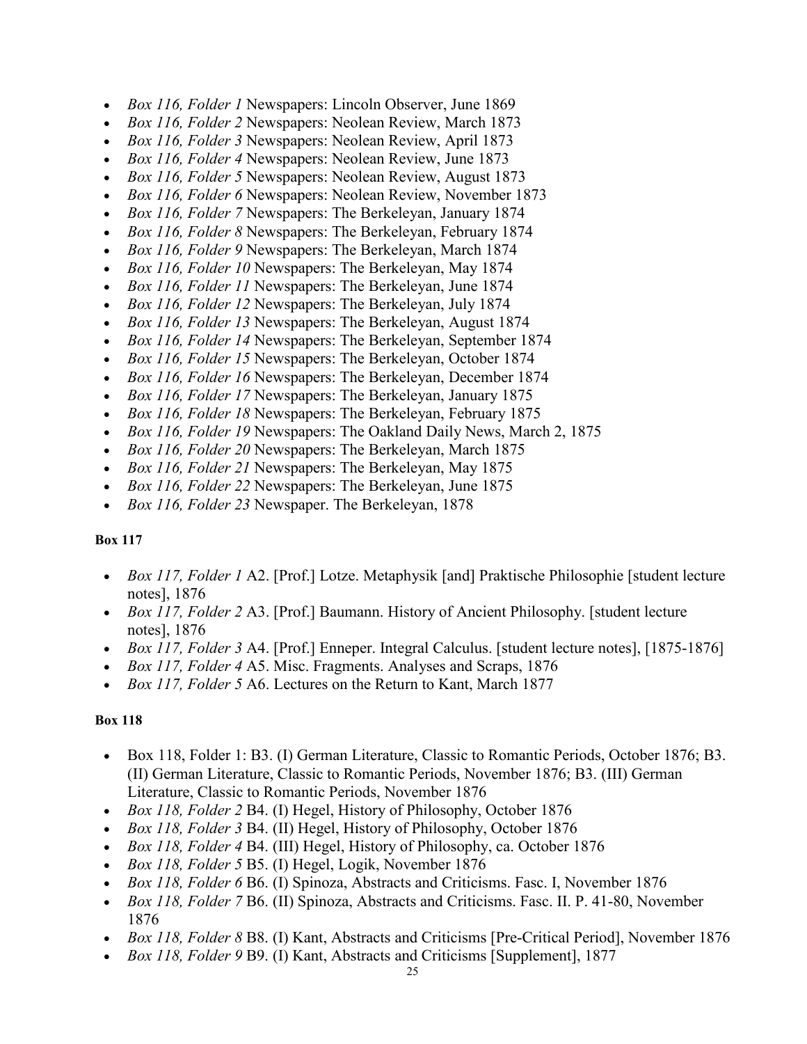- *Box 116, Folder 1* Newspapers: Lincoln Observer, June 1869
- *Box 116, Folder 2* Newspapers: Neolean Review, March 1873
- *Box 116, Folder 3* Newspapers: Neolean Review, April 1873
- *Box 116, Folder 4* Newspapers: Neolean Review, June 1873
- *Box 116, Folder 5* Newspapers: Neolean Review, August 1873
- *Box 116, Folder 6* Newspapers: Neolean Review, November 1873
- *Box 116, Folder 7* Newspapers: The Berkeleyan, January 1874
- *Box 116, Folder 8* Newspapers: The Berkeleyan, February 1874
- *Box 116, Folder 9* Newspapers: The Berkeleyan, March 1874
- *Box 116, Folder 10* Newspapers: The Berkeleyan, May 1874
- *Box 116, Folder 11* Newspapers: The Berkeleyan, June 1874
- *Box 116, Folder 12* Newspapers: The Berkeleyan, July 1874
- *Box 116, Folder 13* Newspapers: The Berkeleyan, August 1874
- *Box 116, Folder 14* Newspapers: The Berkeleyan, September 1874
- *Box 116, Folder 15* Newspapers: The Berkeleyan, October 1874
- *Box 116, Folder 16* Newspapers: The Berkeleyan, December 1874
- *Box 116, Folder 17* Newspapers: The Berkeleyan, January 1875
- *Box 116, Folder 18* Newspapers: The Berkeleyan, February 1875
- *Box 116, Folder 19* Newspapers: The Oakland Daily News, March 2, 1875
- *Box 116, Folder 20* Newspapers: The Berkeleyan, March 1875
- *Box 116, Folder 21* Newspapers: The Berkeleyan, May 1875
- *Box 116, Folder 22* Newspapers: The Berkeleyan, June 1875
- *Box 116, Folder 23* Newspaper. The Berkeleyan, 1878

**Box 117**

- *Box 117, Folder 1* A2. [Prof.] Lotze. Metaphysik [and] Praktische Philosophie [student lecture notes], 1876
- *Box 117, Folder 2* A3. [Prof.] Baumann. History of Ancient Philosophy. [student lecture notes], 1876
- *Box 117, Folder 3* A4. [Prof.] Enneper. Integral Calculus. [student lecture notes], [1875-1876]
- *Box 117, Folder 4* A5. Misc. Fragments. Analyses and Scraps, 1876
- *Box 117, Folder 5* A6. Lectures on the Return to Kant, March 1877

**Box 118**

- Box 118, Folder 1: B3. (I) German Literature, Classic to Romantic Periods, October 1876; B3. (II) German Literature, Classic to Romantic Periods, November 1876; B3. (III) German Literature, Classic to Romantic Periods, November 1876
- *Box 118, Folder 2* B4. (I) Hegel, History of Philosophy, October 1876
- *Box 118, Folder 3* B4. (II) Hegel, History of Philosophy, October 1876
- *Box 118, Folder 4* B4. (III) Hegel, History of Philosophy, ca. October 1876
- *Box 118, Folder 5* B5. (I) Hegel, Logik, November 1876
- *Box 118, Folder 6* B6. (I) Spinoza, Abstracts and Criticisms. Fasc. I, November 1876
- *Box 118, Folder 7* B6. (II) Spinoza, Abstracts and Criticisms. Fasc. II. P. 41-80, November 1876
- *Box 118, Folder 8* B8. (I) Kant, Abstracts and Criticisms [Pre-Critical Period], November 1876
- *Box 118, Folder 9* B9. (I) Kant, Abstracts and Criticisms [Supplement], 1877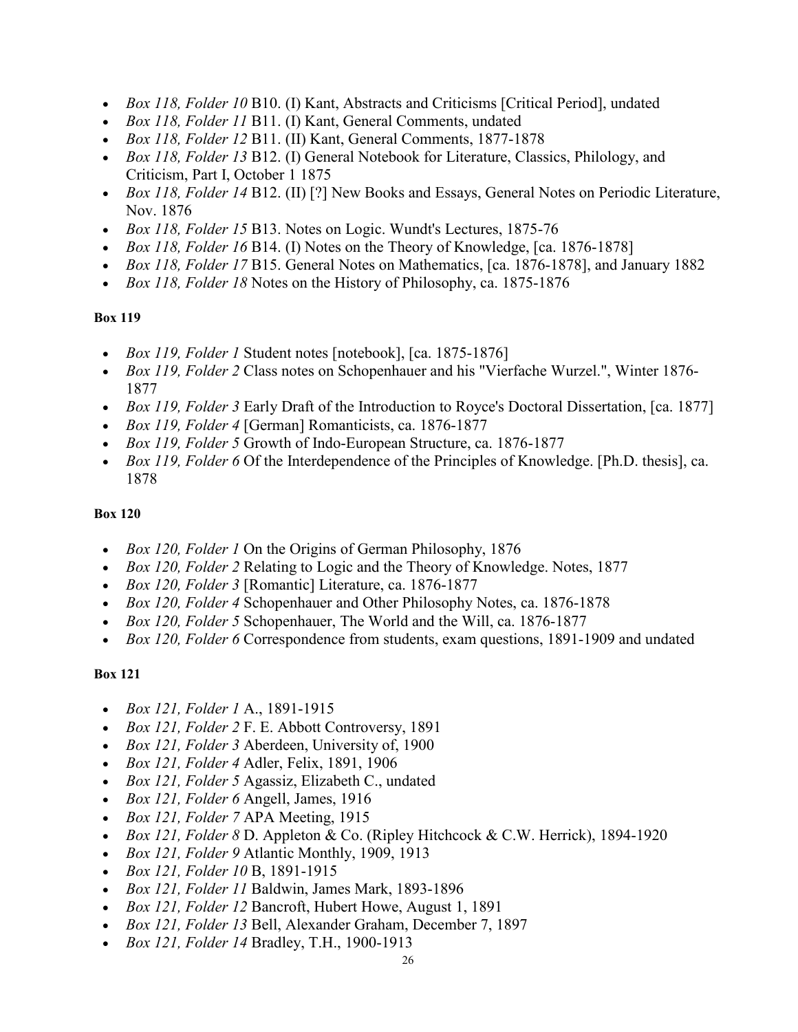- *Box 118, Folder 10* B10. (I) Kant, Abstracts and Criticisms [Critical Period], undated
- *Box 118, Folder 11* B11. (I) Kant, General Comments, undated
- *Box 118, Folder 12* B11. (II) Kant, General Comments, 1877-1878
- *Box 118, Folder 13* B12. (I) General Notebook for Literature, Classics, Philology, and Criticism, Part I, October 1 1875
- *Box 118, Folder 14* B12. (II) [?] New Books and Essays, General Notes on Periodic Literature, Nov. 1876
- *Box 118, Folder 15* B13. Notes on Logic. Wundt's Lectures, 1875-76
- *Box 118, Folder 16* B14. (I) Notes on the Theory of Knowledge, [ca. 1876-1878]
- *Box 118, Folder 17* B15. General Notes on Mathematics, [ca. 1876-1878], and January 1882
- *Box 118, Folder 18* Notes on the History of Philosophy, ca. 1875-1876

**Box 119**

- *Box 119, Folder 1* Student notes [notebook], [ca. 1875-1876]
- *Box 119, Folder 2* Class notes on Schopenhauer and his "Vierfache Wurzel.", Winter 1876-1877
- *Box 119, Folder 3* Early Draft of the Introduction to Royce's Doctoral Dissertation, [ca. 1877]
- *Box 119, Folder 4* [German] Romanticists, ca. 1876-1877
- *Box 119, Folder 5* Growth of Indo-European Structure, ca. 1876-1877
- *Box 119, Folder 6* Of the Interdependence of the Principles of Knowledge. [Ph.D. thesis], ca. 1878

**Box 120**

- *Box 120, Folder 1* On the Origins of German Philosophy, 1876
- *Box 120, Folder 2* Relating to Logic and the Theory of Knowledge. Notes, 1877
- *Box 120, Folder 3* [Romantic] Literature, ca. 1876-1877
- *Box 120, Folder 4* Schopenhauer and Other Philosophy Notes, ca. 1876-1878
- *Box 120, Folder 5* Schopenhauer, The World and the Will, ca. 1876-1877
- *Box 120, Folder 6* Correspondence from students, exam questions, 1891-1909 and undated

**Box 121**

- *Box 121, Folder 1* A., 1891-1915
- *Box 121, Folder 2* F. E. Abbott Controversy, 1891
- *Box 121, Folder 3* Aberdeen, University of, 1900
- *Box 121, Folder 4* Adler, Felix, 1891, 1906
- *Box 121, Folder 5* Agassiz, Elizabeth C., undated
- *Box 121, Folder 6* Angell, James, 1916
- *Box 121, Folder 7* APA Meeting, 1915
- *Box 121, Folder 8* D. Appleton & Co. (Ripley Hitchcock & C.W. Herrick), 1894-1920
- *Box 121, Folder 9* Atlantic Monthly, 1909, 1913
- *Box 121, Folder 10* B, 1891-1915
- *Box 121, Folder 11* Baldwin, James Mark, 1893-1896
- *Box 121, Folder 12* Bancroft, Hubert Howe, August 1, 1891
- *Box 121, Folder 13* Bell, Alexander Graham, December 7, 1897
- *Box 121, Folder 14* Bradley, T.H., 1900-1913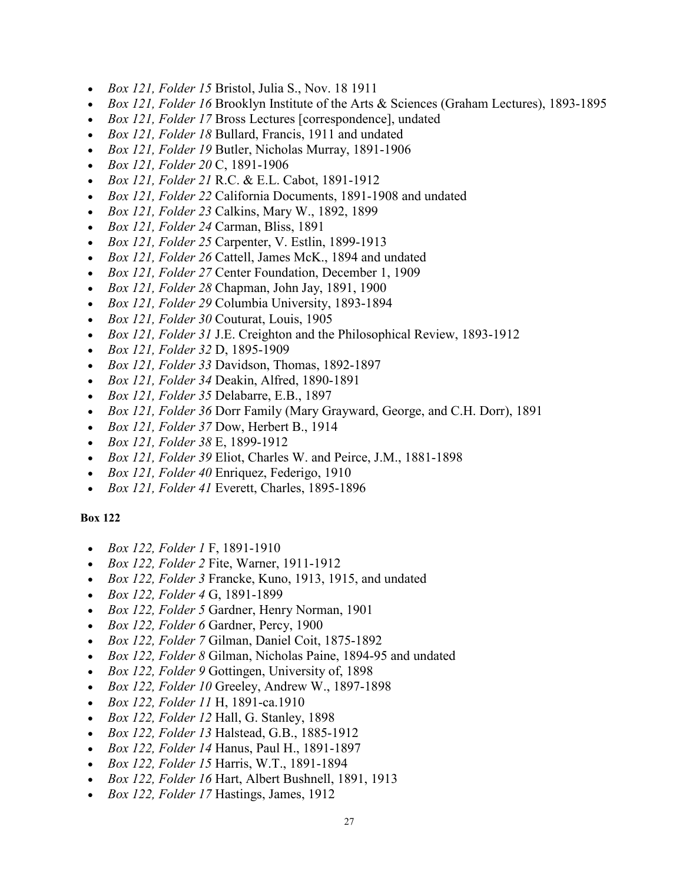- *Box 121, Folder 15* Bristol, Julia S., Nov. 18 1911
- *Box 121, Folder 16* Brooklyn Institute of the Arts & Sciences (Graham Lectures), 1893-1895
- *Box 121, Folder 17* Bross Lectures [correspondence], undated
- *Box 121, Folder 18* Bullard, Francis, 1911 and undated
- *Box 121, Folder 19* Butler, Nicholas Murray, 1891-1906
- *Box 121, Folder 20* C, 1891-1906
- *Box 121, Folder 21* R.C. & E.L. Cabot, 1891-1912
- *Box 121, Folder 22* California Documents, 1891-1908 and undated
- *Box 121, Folder 23* Calkins, Mary W., 1892, 1899
- *Box 121, Folder 24* Carman, Bliss, 1891
- *Box 121, Folder 25* Carpenter, V. Estlin, 1899-1913
- *Box 121, Folder 26* Cattell, James McK., 1894 and undated
- *Box 121, Folder 27* Center Foundation, December 1, 1909
- *Box 121, Folder 28* Chapman, John Jay, 1891, 1900
- *Box 121, Folder 29* Columbia University, 1893-1894
- *Box 121, Folder 30* Couturat, Louis, 1905
- *Box 121, Folder 31* J.E. Creighton and the Philosophical Review, 1893-1912
- *Box 121, Folder 32* D, 1895-1909
- *Box 121, Folder 33* Davidson, Thomas, 1892-1897
- *Box 121, Folder 34* Deakin, Alfred, 1890-1891
- *Box 121, Folder 35* Delabarre, E.B., 1897
- *Box 121, Folder 36* Dorr Family (Mary Grayward, George, and C.H. Dorr), 1891
- *Box 121, Folder 37* Dow, Herbert B., 1914
- *Box 121, Folder 38* E, 1899-1912
- *Box 121, Folder 39* Eliot, Charles W. and Peirce, J.M., 1881-1898
- *Box 121, Folder 40* Enriquez, Federigo, 1910
- *Box 121, Folder 41* Everett, Charles, 1895-1896

**Box 122**

- *Box 122, Folder 1* F, 1891-1910
- *Box 122, Folder 2* Fite, Warner, 1911-1912
- *Box 122, Folder 3* Francke, Kuno, 1913, 1915, and undated
- *Box 122, Folder 4* G, 1891-1899
- *Box 122, Folder 5* Gardner, Henry Norman, 1901
- *Box 122, Folder 6* Gardner, Percy, 1900
- *Box 122, Folder 7* Gilman, Daniel Coit, 1875-1892
- *Box 122, Folder 8* Gilman, Nicholas Paine, 1894-95 and undated
- *Box 122, Folder 9* Gottingen, University of, 1898
- *Box 122, Folder 10* Greeley, Andrew W., 1897-1898
- *Box 122, Folder 11* H, 1891-ca.1910
- *Box 122, Folder 12* Hall, G. Stanley, 1898
- *Box 122, Folder 13* Halstead, G.B., 1885-1912
- *Box 122, Folder 14* Hanus, Paul H., 1891-1897
- *Box 122, Folder 15* Harris, W.T., 1891-1894
- *Box 122, Folder 16* Hart, Albert Bushnell, 1891, 1913
- *Box 122, Folder 17* Hastings, James, 1912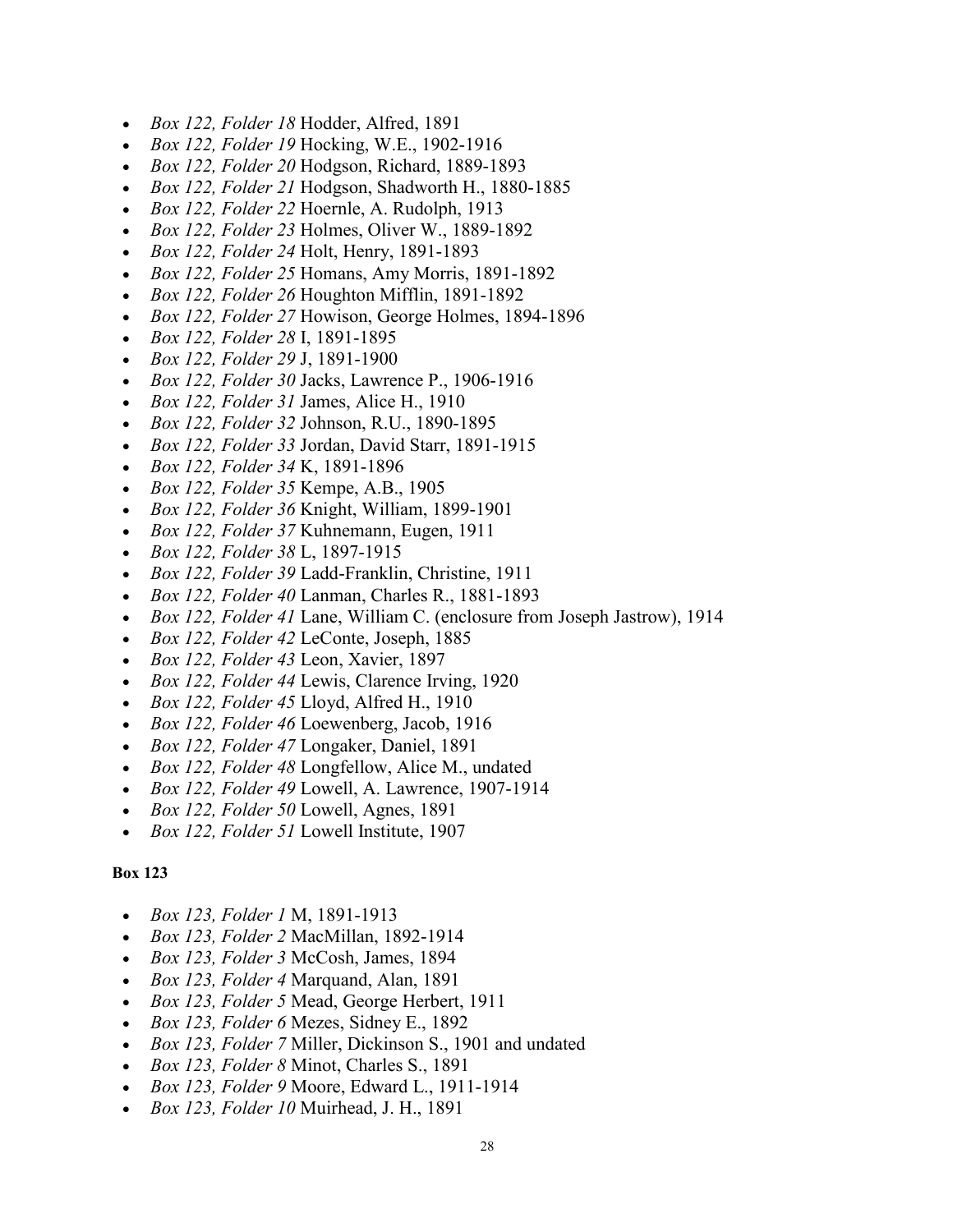- *Box 122, Folder 18* Hodder, Alfred, 1891
- *Box 122, Folder 19* Hocking, W.E., 1902-1916
- *Box 122, Folder 20* Hodgson, Richard, 1889-1893
- *Box 122, Folder 21* Hodgson, Shadworth H., 1880-1885
- *Box 122, Folder 22* Hoernle, A. Rudolph, 1913
- *Box 122, Folder 23* Holmes, Oliver W., 1889-1892
- *Box 122, Folder 24* Holt, Henry, 1891-1893
- *Box 122, Folder 25* Homans, Amy Morris, 1891-1892
- *Box 122, Folder 26* Houghton Mifflin, 1891-1892
- *Box 122, Folder 27* Howison, George Holmes, 1894-1896
- *Box 122, Folder 28* I, 1891-1895
- *Box 122, Folder 29* J, 1891-1900
- *Box 122, Folder 30* Jacks, Lawrence P., 1906-1916
- *Box 122, Folder 31* James, Alice H., 1910
- *Box 122, Folder 32* Johnson, R.U., 1890-1895
- *Box 122, Folder 33* Jordan, David Starr, 1891-1915
- *Box 122, Folder 34* K, 1891-1896
- *Box 122, Folder 35* Kempe, A.B., 1905
- *Box 122, Folder 36* Knight, William, 1899-1901
- *Box 122, Folder 37* Kuhnemann, Eugen, 1911
- *Box 122, Folder 38* L, 1897-1915
- *Box 122, Folder 39* Ladd-Franklin, Christine, 1911
- *Box 122, Folder 40* Lanman, Charles R., 1881-1893
- *Box 122, Folder 41* Lane, William C. (enclosure from Joseph Jastrow), 1914
- *Box 122, Folder 42* LeConte, Joseph, 1885
- *Box 122, Folder 43* Leon, Xavier, 1897
- *Box 122, Folder 44* Lewis, Clarence Irving, 1920
- *Box 122, Folder 45* Lloyd, Alfred H., 1910
- *Box 122, Folder 46* Loewenberg, Jacob, 1916
- *Box 122, Folder 47* Longaker, Daniel, 1891
- *Box 122, Folder 48* Longfellow, Alice M., undated
- *Box 122, Folder 49* Lowell, A. Lawrence, 1907-1914
- *Box 122, Folder 50* Lowell, Agnes, 1891
- *Box 122, Folder 51* Lowell Institute, 1907

**Box 123**

- *Box 123, Folder 1* M, 1891-1913
- *Box 123, Folder 2* MacMillan, 1892-1914
- *Box 123, Folder 3* McCosh, James, 1894
- *Box 123, Folder 4* Marquand, Alan, 1891
- *Box 123, Folder 5* Mead, George Herbert, 1911
- *Box 123, Folder 6* Mezes, Sidney E., 1892
- *Box 123, Folder 7* Miller, Dickinson S., 1901 and undated
- *Box 123, Folder 8* Minot, Charles S., 1891
- *Box 123, Folder 9* Moore, Edward L., 1911-1914
- *Box 123, Folder 10* Muirhead, J. H., 1891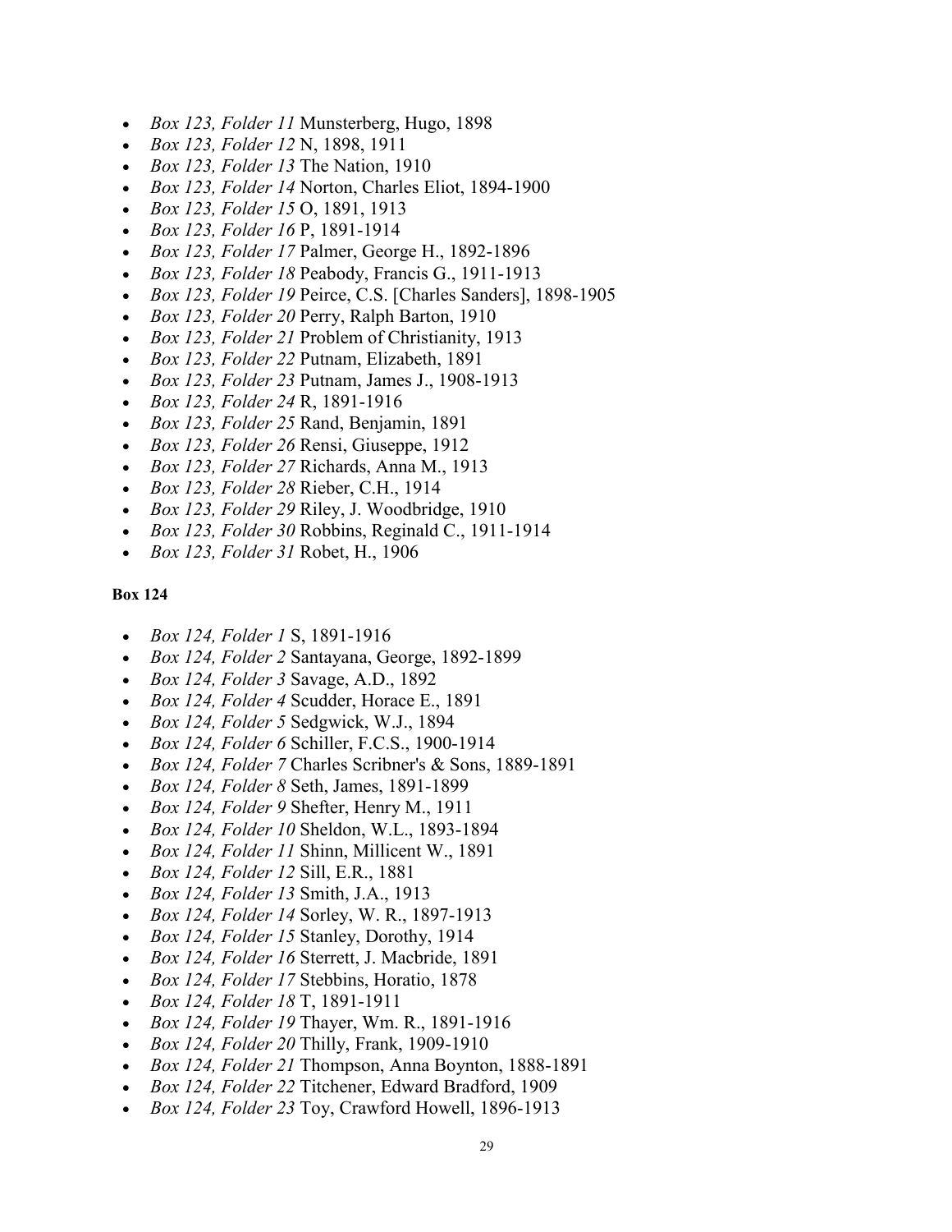- *Box 123, Folder 11* Munsterberg, Hugo, 1898
- *Box 123, Folder 12* N, 1898, 1911
- *Box 123, Folder 13* The Nation, 1910
- *Box 123, Folder 14* Norton, Charles Eliot, 1894-1900
- *Box 123, Folder 15* O, 1891, 1913
- *Box 123, Folder 16* P, 1891-1914
- *Box 123, Folder 17* Palmer, George H., 1892-1896
- *Box 123, Folder 18* Peabody, Francis G., 1911-1913
- *Box 123, Folder 19* Peirce, C.S. [Charles Sanders], 1898-1905
- *Box 123, Folder 20* Perry, Ralph Barton, 1910
- *Box 123, Folder 21* Problem of Christianity, 1913
- *Box 123, Folder 22* Putnam, Elizabeth, 1891
- *Box 123, Folder 23* Putnam, James J., 1908-1913
- *Box 123, Folder 24* R, 1891-1916
- *Box 123, Folder 25* Rand, Benjamin, 1891
- *Box 123, Folder 26* Rensi, Giuseppe, 1912
- *Box 123, Folder 27* Richards, Anna M., 1913
- *Box 123, Folder 28* Rieber, C.H., 1914
- *Box 123, Folder 29* Riley, J. Woodbridge, 1910
- *Box 123, Folder 30* Robbins, Reginald C., 1911-1914
- *Box 123, Folder 31* Robet, H., 1906

**Box 124**

- *Box 124, Folder 1* S, 1891-1916
- *Box 124, Folder 2* Santayana, George, 1892-1899
- *Box 124, Folder 3* Savage, A.D., 1892
- *Box 124, Folder 4* Scudder, Horace E., 1891
- *Box 124, Folder 5* Sedgwick, W.J., 1894
- *Box 124, Folder 6* Schiller, F.C.S., 1900-1914
- *Box 124, Folder 7* Charles Scribner's & Sons, 1889-1891
- *Box 124, Folder 8* Seth, James, 1891-1899
- *Box 124, Folder 9* Shefter, Henry M., 1911
- *Box 124, Folder 10* Sheldon, W.L., 1893-1894
- *Box 124, Folder 11* Shinn, Millicent W., 1891
- *Box 124, Folder 12* Sill, E.R., 1881
- *Box 124, Folder 13* Smith, J.A., 1913
- *Box 124, Folder 14* Sorley, W. R., 1897-1913
- *Box 124, Folder 15* Stanley, Dorothy, 1914
- *Box 124, Folder 16* Sterrett, J. Macbride, 1891
- *Box 124, Folder 17* Stebbins, Horatio, 1878
- *Box 124, Folder 18* T, 1891-1911
- *Box 124, Folder 19* Thayer, Wm. R., 1891-1916
- *Box 124, Folder 20* Thilly, Frank, 1909-1910
- *Box 124, Folder 21* Thompson, Anna Boynton, 1888-1891
- *Box 124, Folder 22* Titchener, Edward Bradford, 1909
- *Box 124, Folder 23* Toy, Crawford Howell, 1896-1913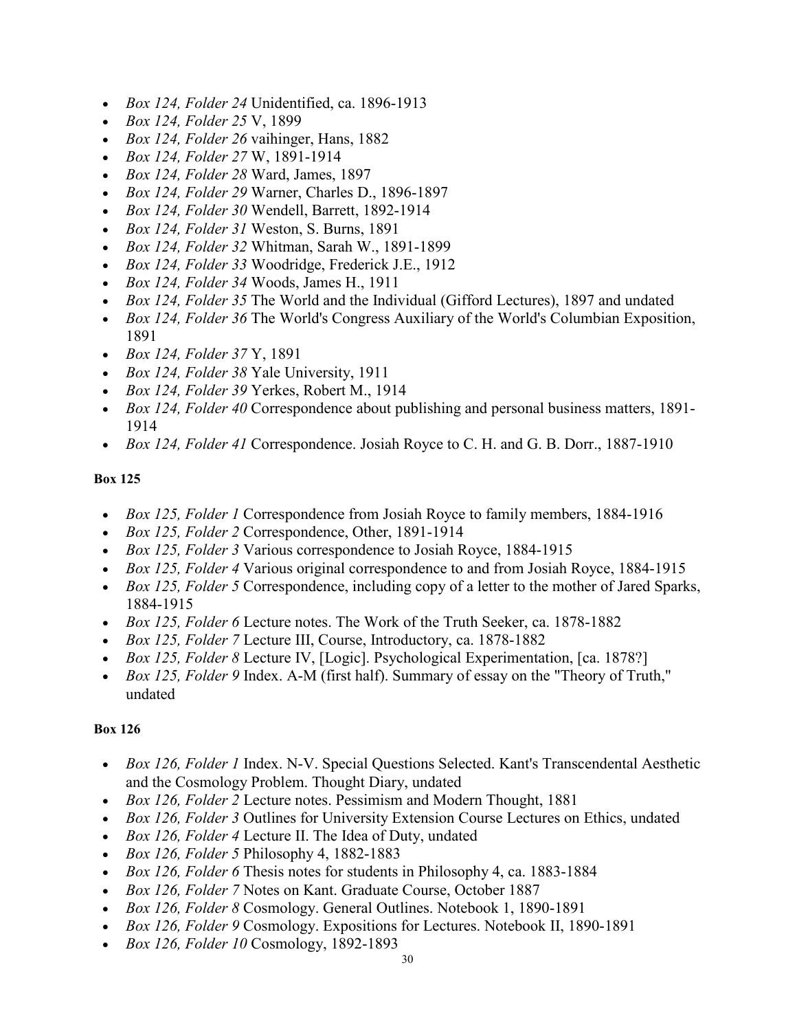- *Box 124, Folder 24* Unidentified, ca. 1896-1913
- *Box 124, Folder 25* V, 1899
- *Box 124, Folder 26* vaihinger, Hans, 1882
- *Box 124, Folder 27* W, 1891-1914
- *Box 124, Folder 28* Ward, James, 1897
- *Box 124, Folder 29* Warner, Charles D., 1896-1897
- *Box 124, Folder 30* Wendell, Barrett, 1892-1914
- *Box 124, Folder 31* Weston, S. Burns, 1891
- *Box 124, Folder 32* Whitman, Sarah W., 1891-1899
- *Box 124, Folder 33* Woodridge, Frederick J.E., 1912
- *Box 124, Folder 34* Woods, James H., 1911
- *Box 124, Folder 35* The World and the Individual (Gifford Lectures), 1897 and undated
- *Box 124, Folder 36* The World's Congress Auxiliary of the World's Columbian Exposition, 1891
- *Box 124, Folder 37* Y, 1891
- *Box 124, Folder 38* Yale University, 1911
- *Box 124, Folder 39* Yerkes, Robert M., 1914
- *Box 124, Folder 40* Correspondence about publishing and personal business matters, 1891-1914
- *Box 124, Folder 41* Correspondence. Josiah Royce to C. H. and G. B. Dorr., 1887-1910

**Box 125**

- *Box 125, Folder 1* Correspondence from Josiah Royce to family members, 1884-1916
- *Box 125, Folder 2* Correspondence, Other, 1891-1914
- *Box 125, Folder 3* Various correspondence to Josiah Royce, 1884-1915
- *Box 125, Folder 4* Various original correspondence to and from Josiah Royce, 1884-1915
- *Box 125, Folder 5* Correspondence, including copy of a letter to the mother of Jared Sparks, 1884-1915
- *Box 125, Folder 6* Lecture notes. The Work of the Truth Seeker, ca. 1878-1882
- *Box 125, Folder 7* Lecture III, Course, Introductory, ca. 1878-1882
- *Box 125, Folder 8* Lecture IV, [Logic]. Psychological Experimentation, [ca. 1878?]
- *Box 125, Folder 9* Index. A-M (first half). Summary of essay on the "Theory of Truth," undated

**Box 126**

- *Box 126, Folder 1* Index. N-V. Special Questions Selected. Kant's Transcendental Aesthetic and the Cosmology Problem. Thought Diary, undated
- *Box 126, Folder 2* Lecture notes. Pessimism and Modern Thought, 1881
- *Box 126, Folder 3* Outlines for University Extension Course Lectures on Ethics, undated
- *Box 126, Folder 4* Lecture II. The Idea of Duty, undated
- *Box 126, Folder 5* Philosophy 4, 1882-1883
- *Box 126, Folder 6* Thesis notes for students in Philosophy 4, ca. 1883-1884
- *Box 126, Folder 7* Notes on Kant. Graduate Course, October 1887
- *Box 126, Folder 8* Cosmology. General Outlines. Notebook 1, 1890-1891
- *Box 126, Folder 9* Cosmology. Expositions for Lectures. Notebook II, 1890-1891
- *Box 126, Folder 10* Cosmology, 1892-1893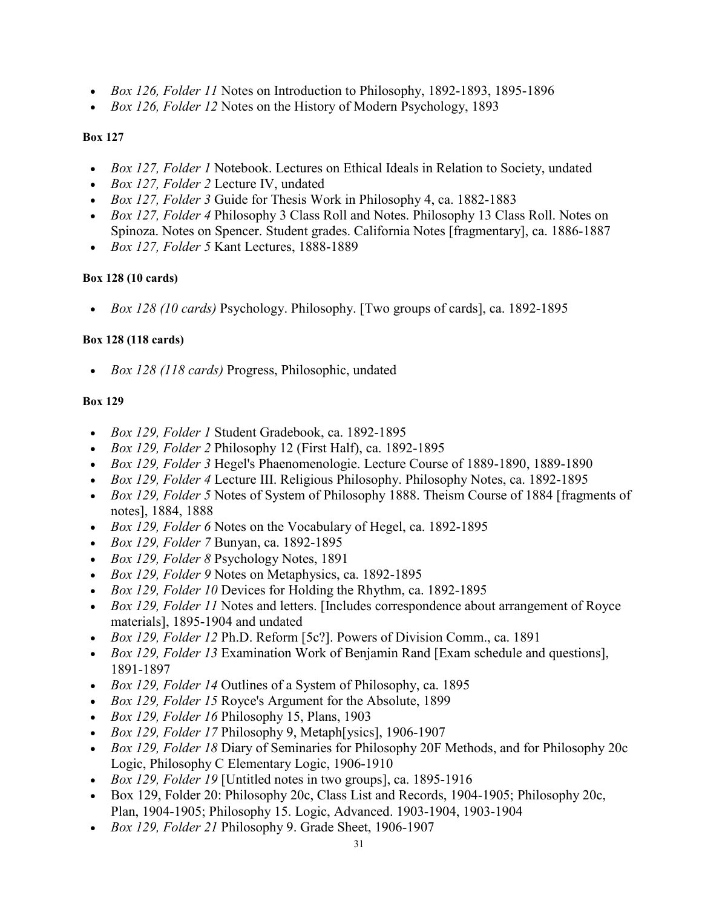- *Box 126, Folder 11* Notes on Introduction to Philosophy, 1892-1893, 1895-1896
- *Box 126, Folder 12* Notes on the History of Modern Psychology, 1893

**Box 127**

- *Box 127, Folder 1* Notebook. Lectures on Ethical Ideals in Relation to Society, undated
- *Box 127, Folder 2* Lecture IV, undated
- *Box 127, Folder 3* Guide for Thesis Work in Philosophy 4, ca. 1882-1883
- *Box 127, Folder 4* Philosophy 3 Class Roll and Notes. Philosophy 13 Class Roll. Notes on Spinoza. Notes on Spencer. Student grades. California Notes [fragmentary], ca. 1886-1887
- *Box 127, Folder 5* Kant Lectures, 1888-1889

**Box 128 (10 cards)**

- *Box 128 (10 cards)* Psychology. Philosophy. [Two groups of cards], ca. 1892-1895

**Box 128 (118 cards)**

- *Box 128 (118 cards)* Progress, Philosophic, undated

**Box 129**

- *Box 129, Folder 1* Student Gradebook, ca. 1892-1895
- *Box 129, Folder 2* Philosophy 12 (First Half), ca. 1892-1895
- *Box 129, Folder 3* Hegel's Phaenomenologie. Lecture Course of 1889-1890, 1889-1890
- *Box 129, Folder 4* Lecture III. Religious Philosophy. Philosophy Notes, ca. 1892-1895
- *Box 129, Folder 5* Notes of System of Philosophy 1888. Theism Course of 1884 [fragments of notes], 1884, 1888
- *Box 129, Folder 6* Notes on the Vocabulary of Hegel, ca. 1892-1895
- *Box 129, Folder 7* Bunyan, ca. 1892-1895
- *Box 129, Folder 8* Psychology Notes, 1891
- *Box 129, Folder 9* Notes on Metaphysics, ca. 1892-1895
- *Box 129, Folder 10* Devices for Holding the Rhythm, ca. 1892-1895
- *Box 129, Folder 11* Notes and letters. [Includes correspondence about arrangement of Royce materials], 1895-1904 and undated
- *Box 129, Folder 12* Ph.D. Reform [5c?]. Powers of Division Comm., ca. 1891
- *Box 129, Folder 13* Examination Work of Benjamin Rand [Exam schedule and questions], 1891-1897
- *Box 129, Folder 14* Outlines of a System of Philosophy, ca. 1895
- *Box 129, Folder 15* Royce's Argument for the Absolute, 1899
- *Box 129, Folder 16* Philosophy 15, Plans, 1903
- *Box 129, Folder 17* Philosophy 9, Metaph[ysics], 1906-1907
- *Box 129, Folder 18* Diary of Seminaries for Philosophy 20F Methods, and for Philosophy 20c Logic, Philosophy C Elementary Logic, 1906-1910
- *Box 129, Folder 19* [Untitled notes in two groups], ca. 1895-1916
- Box 129, Folder 20: Philosophy 20c, Class List and Records, 1904-1905; Philosophy 20c, Plan, 1904-1905; Philosophy 15. Logic, Advanced. 1903-1904, 1903-1904
- *Box 129, Folder 21* Philosophy 9. Grade Sheet, 1906-1907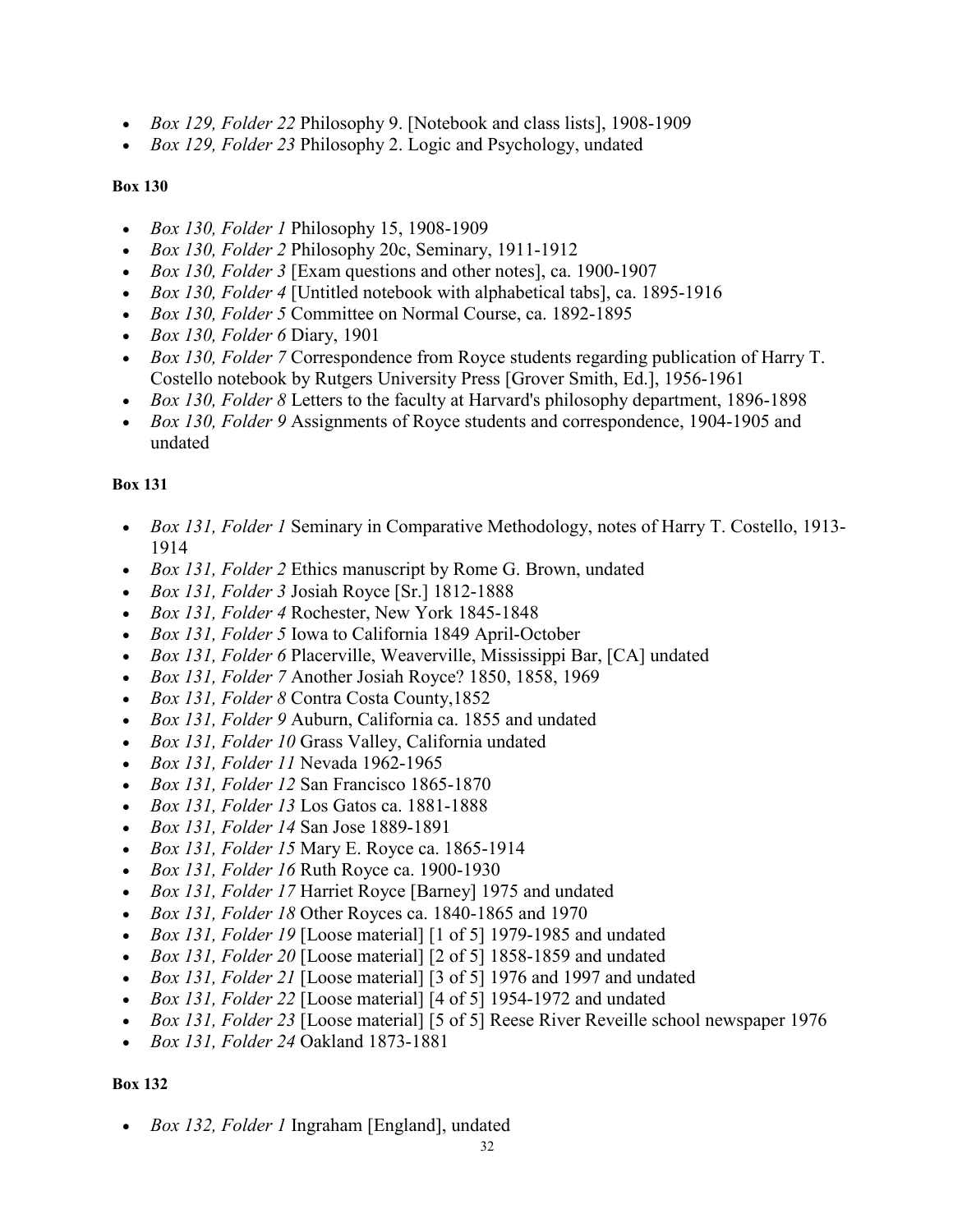- *Box 129, Folder 22* Philosophy 9. [Notebook and class lists], 1908-1909
- *Box 129, Folder 23* Philosophy 2. Logic and Psychology, undated

**Box 130**

- *Box 130, Folder 1* Philosophy 15, 1908-1909
- *Box 130, Folder 2* Philosophy 20c, Seminary, 1911-1912
- *Box 130, Folder 3* [Exam questions and other notes], ca. 1900-1907
- *Box 130, Folder 4* [Untitled notebook with alphabetical tabs], ca. 1895-1916
- *Box 130, Folder 5* Committee on Normal Course, ca. 1892-1895
- *Box 130, Folder 6* Diary, 1901
- *Box 130, Folder 7* Correspondence from Royce students regarding publication of Harry T. Costello notebook by Rutgers University Press [Grover Smith, Ed.], 1956-1961
- *Box 130, Folder 8* Letters to the faculty at Harvard's philosophy department, 1896-1898
- *Box 130, Folder 9* Assignments of Royce students and correspondence, 1904-1905 and undated

**Box 131**

- *Box 131, Folder 1* Seminary in Comparative Methodology, notes of Harry T. Costello, 1913-1914
- *Box 131, Folder 2* Ethics manuscript by Rome G. Brown, undated
- *Box 131, Folder 3* Josiah Royce [Sr.] 1812-1888
- *Box 131, Folder 4* Rochester, New York 1845-1848
- *Box 131, Folder 5* Iowa to California 1849 April-October
- *Box 131, Folder 6* Placerville, Weaverville, Mississippi Bar, [CA] undated
- *Box 131, Folder 7* Another Josiah Royce? 1850, 1858, 1969
- *Box 131, Folder 8* Contra Costa County,1852
- *Box 131, Folder 9* Auburn, California ca. 1855 and undated
- *Box 131, Folder 10* Grass Valley, California undated
- *Box 131, Folder 11* Nevada 1962-1965
- *Box 131, Folder 12* San Francisco 1865-1870
- *Box 131, Folder 13* Los Gatos ca. 1881-1888
- *Box 131, Folder 14* San Jose 1889-1891
- *Box 131, Folder 15* Mary E. Royce ca. 1865-1914
- *Box 131, Folder 16* Ruth Royce ca. 1900-1930
- *Box 131, Folder 17* Harriet Royce [Barney] 1975 and undated
- *Box 131, Folder 18* Other Royces ca. 1840-1865 and 1970
- *Box 131, Folder 19* [Loose material] [1 of 5] 1979-1985 and undated
- *Box 131, Folder 20* [Loose material] [2 of 5] 1858-1859 and undated
- *Box 131, Folder 21* [Loose material] [3 of 5] 1976 and 1997 and undated
- *Box 131, Folder 22* [Loose material] [4 of 5] 1954-1972 and undated
- *Box 131, Folder 23* [Loose material] [5 of 5] Reese River Reveille school newspaper 1976
- *Box 131, Folder 24* Oakland 1873-1881

**Box 132**

- *Box 132, Folder 1* Ingraham [England], undated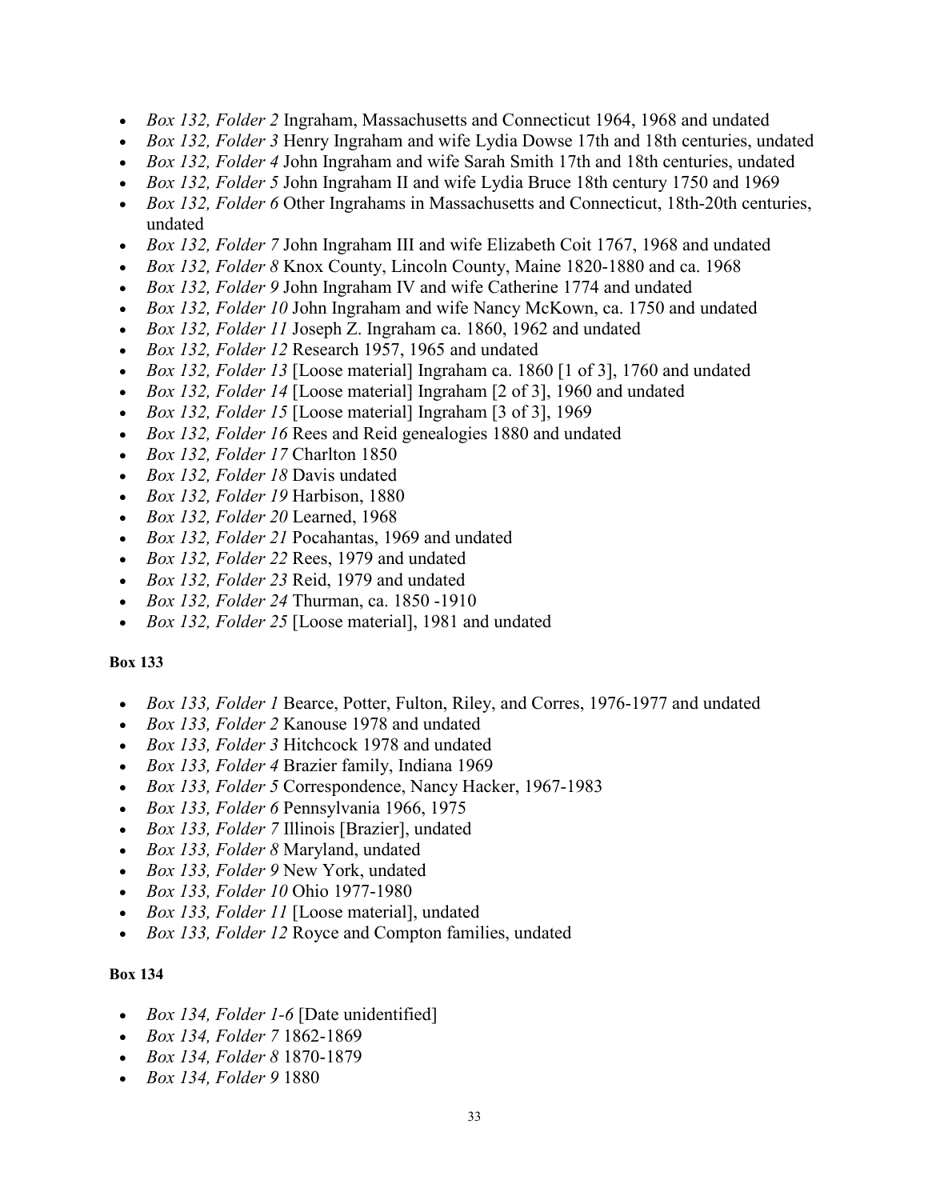- *Box 132, Folder 2* Ingraham, Massachusetts and Connecticut 1964, 1968 and undated
- *Box 132, Folder 3* Henry Ingraham and wife Lydia Dowse 17th and 18th centuries, undated
- *Box 132, Folder 4* John Ingraham and wife Sarah Smith 17th and 18th centuries, undated
- *Box 132, Folder 5* John Ingraham II and wife Lydia Bruce 18th century 1750 and 1969
- *Box 132, Folder 6* Other Ingrahams in Massachusetts and Connecticut, 18th-20th centuries, undated
- *Box 132, Folder 7* John Ingraham III and wife Elizabeth Coit 1767, 1968 and undated
- *Box 132, Folder 8* Knox County, Lincoln County, Maine 1820-1880 and ca. 1968
- *Box 132, Folder 9* John Ingraham IV and wife Catherine 1774 and undated
- *Box 132, Folder 10* John Ingraham and wife Nancy McKown, ca. 1750 and undated
- *Box 132, Folder 11* Joseph Z. Ingraham ca. 1860, 1962 and undated
- *Box 132, Folder 12* Research 1957, 1965 and undated
- *Box 132, Folder 13* [Loose material] Ingraham ca. 1860 [1 of 3], 1760 and undated
- *Box 132, Folder 14* [Loose material] Ingraham [2 of 3], 1960 and undated
- *Box 132, Folder 15* [Loose material] Ingraham [3 of 3], 1969
- *Box 132, Folder 16* Rees and Reid genealogies 1880 and undated
- *Box 132, Folder 17* Charlton 1850
- *Box 132, Folder 18* Davis undated
- *Box 132, Folder 19* Harbison, 1880
- *Box 132, Folder 20* Learned, 1968
- *Box 132, Folder 21* Pocahantas, 1969 and undated
- *Box 132, Folder 22* Rees, 1979 and undated
- *Box 132, Folder 23* Reid, 1979 and undated
- *Box 132, Folder 24* Thurman, ca. 1850 -1910
- *Box 132, Folder 25* [Loose material], 1981 and undated

**Box 133**

- *Box 133, Folder 1* Bearce, Potter, Fulton, Riley, and Corres, 1976-1977 and undated
- *Box 133, Folder 2* Kanouse 1978 and undated
- *Box 133, Folder 3* Hitchcock 1978 and undated
- *Box 133, Folder 4* Brazier family, Indiana 1969
- *Box 133, Folder 5* Correspondence, Nancy Hacker, 1967-1983
- *Box 133, Folder 6* Pennsylvania 1966, 1975
- *Box 133, Folder 7* Illinois [Brazier], undated
- *Box 133, Folder 8* Maryland, undated
- *Box 133, Folder 9* New York, undated
- *Box 133, Folder 10* Ohio 1977-1980
- *Box 133, Folder 11* [Loose material], undated
- *Box 133, Folder 12* Royce and Compton families, undated

**Box 134**

- *Box 134, Folder 1-6* [Date unidentified]
- *Box 134, Folder 7* 1862-1869
- *Box 134, Folder 8* 1870-1879
- *Box 134, Folder 9* 1880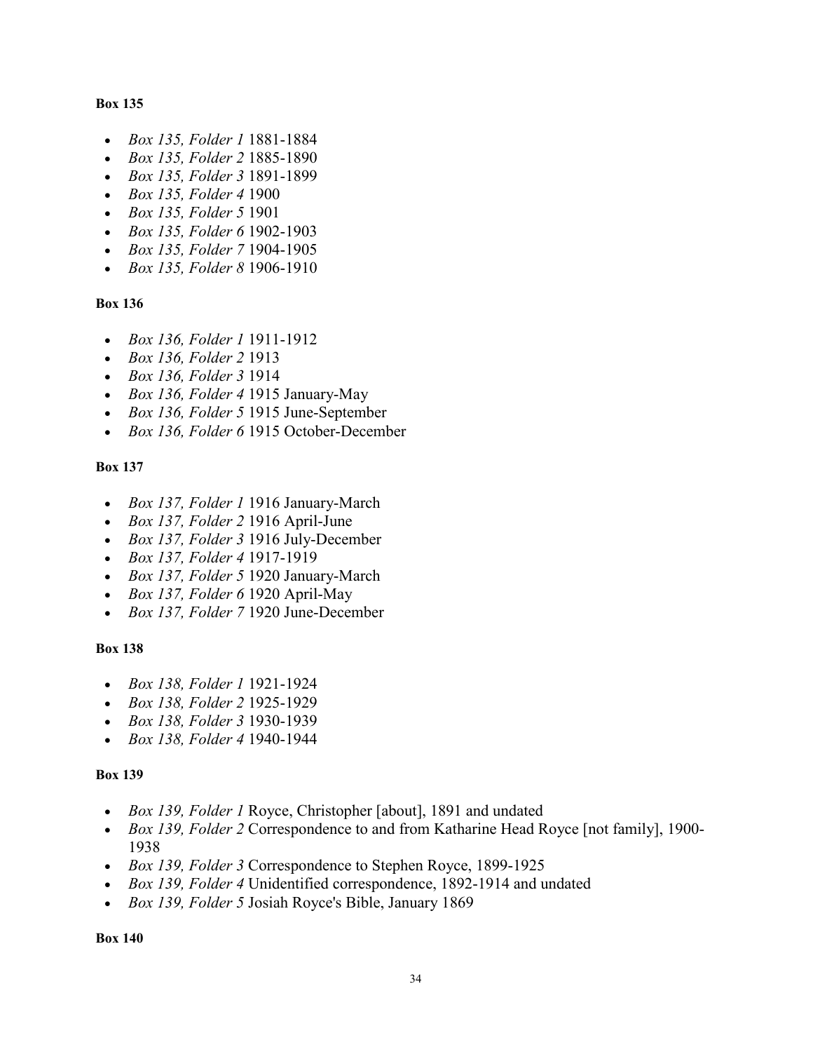**Box 135**

- *Box 135, Folder 1* 1881-1884
- *Box 135, Folder 2* 1885-1890
- *Box 135, Folder 3* 1891-1899
- *Box 135, Folder 4* 1900
- *Box 135, Folder 5* 1901
- *Box 135, Folder 6* 1902-1903
- *Box 135, Folder 7* 1904-1905
- *Box 135, Folder 8* 1906-1910

**Box 136**

- *Box 136, Folder 1* 1911-1912
- *Box 136, Folder 2* 1913
- *Box 136, Folder 3* 1914
- *Box 136, Folder 4* 1915 January-May
- *Box 136, Folder 5* 1915 June-September
- *Box 136, Folder 6* 1915 October-December

**Box 137**

- *Box 137, Folder 1* 1916 January-March
- *Box 137, Folder 2* 1916 April-June
- *Box 137, Folder 3* 1916 July-December
- *Box 137, Folder 4* 1917-1919
- *Box 137, Folder 5* 1920 January-March
- *Box 137, Folder 6* 1920 April-May
- *Box 137, Folder 7* 1920 June-December

**Box 138**

- *Box 138, Folder 1* 1921-1924
- *Box 138, Folder 2* 1925-1929
- *Box 138, Folder 3* 1930-1939
- *Box 138, Folder 4* 1940-1944

**Box 139**

- *Box 139, Folder 1* Royce, Christopher [about], 1891 and undated
- *Box 139, Folder 2* Correspondence to and from Katharine Head Royce [not family], 1900-1938
- *Box 139, Folder 3* Correspondence to Stephen Royce, 1899-1925
- *Box 139, Folder 4* Unidentified correspondence, 1892-1914 and undated
- *Box 139, Folder 5* Josiah Royce's Bible, January 1869

**Box 140**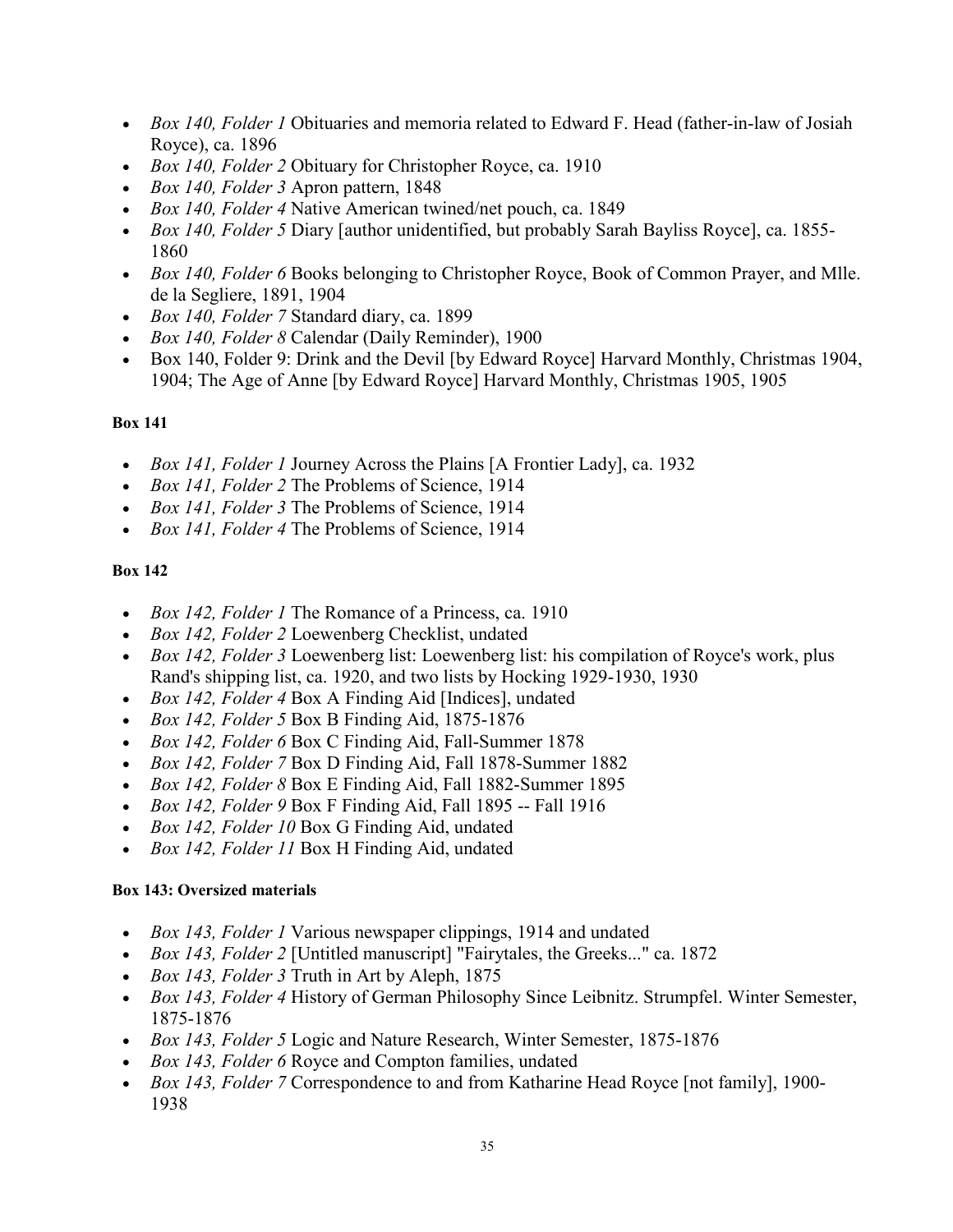- *Box 140, Folder 1* Obituaries and memoria related to Edward F. Head (father-in-law of Josiah Royce), ca. 1896
- *Box 140, Folder 2* Obituary for Christopher Royce, ca. 1910
- *Box 140, Folder 3* Apron pattern, 1848
- *Box 140, Folder 4* Native American twined/net pouch, ca. 1849
- *Box 140, Folder 5* Diary [author unidentified, but probably Sarah Bayliss Royce], ca. 1855-1860
- *Box 140, Folder 6* Books belonging to Christopher Royce, Book of Common Prayer, and Mlle. de la Segliere, 1891, 1904
- *Box 140, Folder 7* Standard diary, ca. 1899
- *Box 140, Folder 8* Calendar (Daily Reminder), 1900
- Box 140, Folder 9: Drink and the Devil [by Edward Royce] Harvard Monthly, Christmas 1904, 1904; The Age of Anne [by Edward Royce] Harvard Monthly, Christmas 1905, 1905

**Box 141**

- *Box 141, Folder 1* Journey Across the Plains [A Frontier Lady], ca. 1932
- *Box 141, Folder 2* The Problems of Science, 1914
- *Box 141, Folder 3* The Problems of Science, 1914
- *Box 141, Folder 4* The Problems of Science, 1914

**Box 142**

- *Box 142, Folder 1* The Romance of a Princess, ca. 1910
- *Box 142, Folder 2* Loewenberg Checklist, undated
- *Box 142, Folder 3* Loewenberg list: Loewenberg list: his compilation of Royce's work, plus Rand's shipping list, ca. 1920, and two lists by Hocking 1929-1930, 1930
- *Box 142, Folder 4* Box A Finding Aid [Indices], undated
- *Box 142, Folder 5* Box B Finding Aid, 1875-1876
- *Box 142, Folder 6* Box C Finding Aid, Fall-Summer 1878
- *Box 142, Folder 7* Box D Finding Aid, Fall 1878-Summer 1882
- *Box 142, Folder 8* Box E Finding Aid, Fall 1882-Summer 1895
- *Box 142, Folder 9* Box F Finding Aid, Fall 1895 -- Fall 1916
- *Box 142, Folder 10* Box G Finding Aid, undated
- *Box 142, Folder 11* Box H Finding Aid, undated

**Box 143: Oversized materials**

- *Box 143, Folder 1* Various newspaper clippings, 1914 and undated
- *Box 143, Folder 2* [Untitled manuscript] "Fairytales, the Greeks..." ca. 1872
- *Box 143, Folder 3* Truth in Art by Aleph, 1875
- *Box 143, Folder 4* History of German Philosophy Since Leibnitz. Strumpfel. Winter Semester, 1875-1876
- *Box 143, Folder 5* Logic and Nature Research, Winter Semester, 1875-1876
- *Box 143, Folder 6* Royce and Compton families, undated
- *Box 143, Folder 7* Correspondence to and from Katharine Head Royce [not family], 1900-1938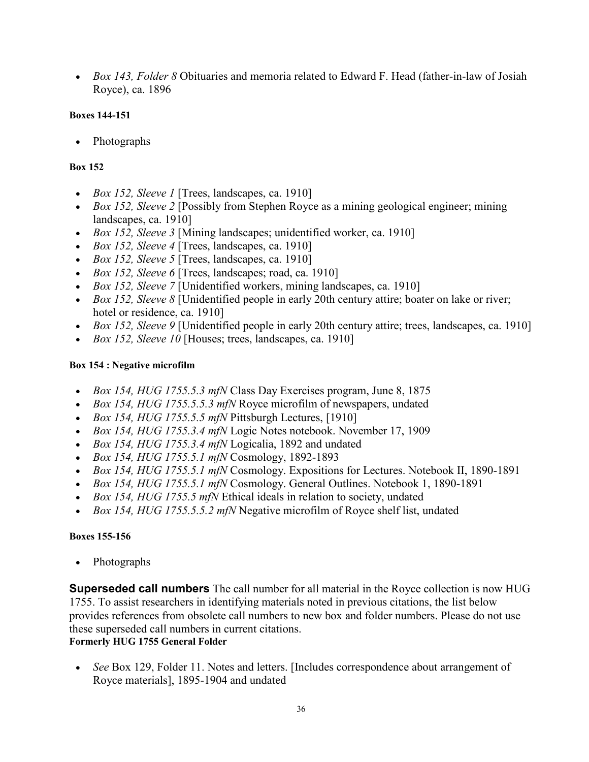- *Box 143, Folder 8* Obituaries and memoria related to Edward F. Head (father-in-law of Josiah Royce), ca. 1896

**Boxes 144-151**

- Photographs

**Box 152**

- *Box 152, Sleeve 1* [Trees, landscapes, ca. 1910]
- *Box 152, Sleeve 2* [Possibly from Stephen Royce as a mining geological engineer; mining landscapes, ca. 1910]
- *Box 152, Sleeve 3* [Mining landscapes; unidentified worker, ca. 1910]
- *Box 152, Sleeve 4* [Trees, landscapes, ca. 1910]
- *Box 152, Sleeve 5* [Trees, landscapes, ca. 1910]
- *Box 152, Sleeve 6* [Trees, landscapes; road, ca. 1910]
- *Box 152, Sleeve 7* [Unidentified workers, mining landscapes, ca. 1910]
- *Box 152, Sleeve 8* [Unidentified people in early 20th century attire; boater on lake or river; hotel or residence, ca. 1910]
- *Box 152, Sleeve 9* [Unidentified people in early 20th century attire; trees, landscapes, ca. 1910]
- *Box 152, Sleeve 10* [Houses; trees, landscapes, ca. 1910]

**Box 154 : Negative microfilm**

- *Box 154, HUG 1755.5.3 mfN* Class Day Exercises program, June 8, 1875
- *Box 154, HUG 1755.5.5.3 mfN* Royce microfilm of newspapers, undated
- *Box 154, HUG 1755.5.5 mfN* Pittsburgh Lectures, [1910]
- *Box 154, HUG 1755.3.4 mfN* Logic Notes notebook. November 17, 1909
- *Box 154, HUG 1755.3.4 mfN* Logicalia, 1892 and undated
- *Box 154, HUG 1755.5.1 mfN* Cosmology, 1892-1893
- *Box 154, HUG 1755.5.1 mfN* Cosmology. Expositions for Lectures. Notebook II, 1890-1891
- *Box 154, HUG 1755.5.1 mfN* Cosmology. General Outlines. Notebook 1, 1890-1891
- *Box 154, HUG 1755.5 mfN* Ethical ideals in relation to society, undated
- *Box 154, HUG 1755.5.5.2 mfN* Negative microfilm of Royce shelf list, undated

**Boxes 155-156**

- Photographs

**Superseded call numbers** The call number for all material in the Royce collection is now HUG 1755. To assist researchers in identifying materials noted in previous citations, the list below provides references from obsolete call numbers to new box and folder numbers. Please do not use these superseded call numbers in current citations.

**Formerly HUG 1755 General Folder**

- *See* Box 129, Folder 11. Notes and letters. [Includes correspondence about arrangement of Royce materials], 1895-1904 and undated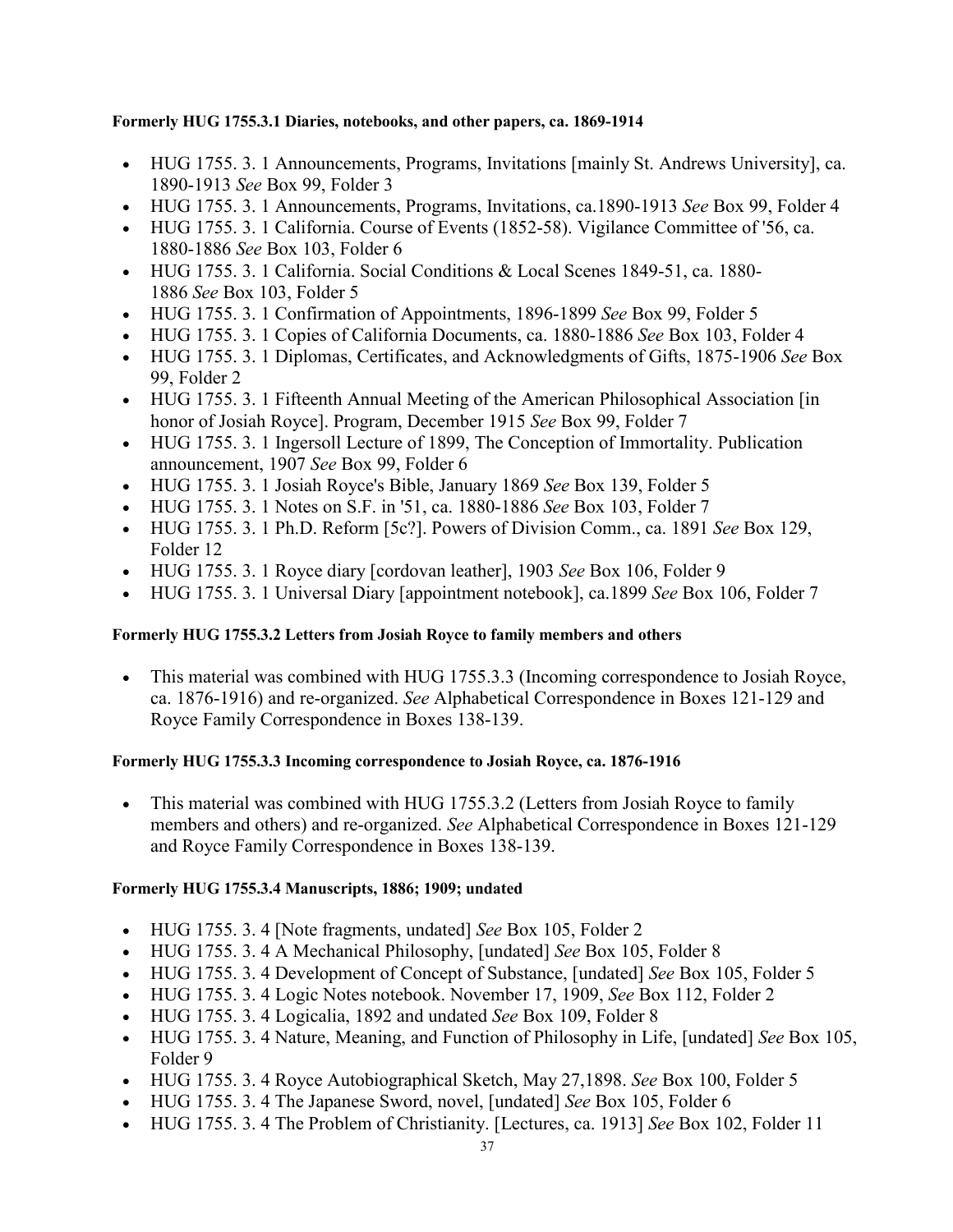**Formerly HUG 1755.3.1 Diaries, notebooks, and other papers, ca. 1869-1914**

- HUG 1755. 3. 1 Announcements, Programs, Invitations [mainly St. Andrews University], ca. 1890-1913 *See* Box 99, Folder 3
- HUG 1755. 3. 1 Announcements, Programs, Invitations, ca.1890-1913 *See* Box 99, Folder 4
- HUG 1755. 3. 1 California. Course of Events (1852-58). Vigilance Committee of '56, ca. 1880-1886 *See* Box 103, Folder 6
- HUG 1755. 3. 1 California. Social Conditions & Local Scenes 1849-51, ca. 1880-1886 *See* Box 103, Folder 5
- HUG 1755. 3. 1 Confirmation of Appointments, 1896-1899 *See* Box 99, Folder 5
- HUG 1755. 3. 1 Copies of California Documents, ca. 1880-1886 *See* Box 103, Folder 4
- HUG 1755. 3. 1 Diplomas, Certificates, and Acknowledgments of Gifts, 1875-1906 *See* Box 99, Folder 2
- HUG 1755. 3. 1 Fifteenth Annual Meeting of the American Philosophical Association [in honor of Josiah Royce]. Program, December 1915 *See* Box 99, Folder 7
- HUG 1755. 3. 1 Ingersoll Lecture of 1899, The Conception of Immortality. Publication announcement, 1907 *See* Box 99, Folder 6
- HUG 1755. 3. 1 Josiah Royce's Bible, January 1869 *See* Box 139, Folder 5
- HUG 1755. 3. 1 Notes on S.F. in '51, ca. 1880-1886 *See* Box 103, Folder 7
- HUG 1755. 3. 1 Ph.D. Reform [5c?]. Powers of Division Comm., ca. 1891 *See* Box 129, Folder 12
- HUG 1755. 3. 1 Royce diary [cordovan leather], 1903 *See* Box 106, Folder 9
- HUG 1755. 3. 1 Universal Diary [appointment notebook], ca.1899 *See* Box 106, Folder 7

**Formerly HUG 1755.3.2 Letters from Josiah Royce to family members and others**

- This material was combined with HUG 1755.3.3 (Incoming correspondence to Josiah Royce, ca. 1876-1916) and re-organized. *See* Alphabetical Correspondence in Boxes 121-129 and Royce Family Correspondence in Boxes 138-139.

**Formerly HUG 1755.3.3 Incoming correspondence to Josiah Royce, ca. 1876-1916**

- This material was combined with HUG 1755.3.2 (Letters from Josiah Royce to family members and others) and re-organized. *See* Alphabetical Correspondence in Boxes 121-129 and Royce Family Correspondence in Boxes 138-139.

**Formerly HUG 1755.3.4 Manuscripts, 1886; 1909; undated**

- HUG 1755. 3. 4 [Note fragments, undated] *See* Box 105, Folder 2
- HUG 1755. 3. 4 A Mechanical Philosophy, [undated] *See* Box 105, Folder 8
- HUG 1755. 3. 4 Development of Concept of Substance, [undated] *See* Box 105, Folder 5
- HUG 1755. 3. 4 Logic Notes notebook. November 17, 1909, *See* Box 112, Folder 2
- HUG 1755. 3. 4 Logicalia, 1892 and undated *See* Box 109, Folder 8
- HUG 1755. 3. 4 Nature, Meaning, and Function of Philosophy in Life, [undated] *See* Box 105, Folder 9
- HUG 1755. 3. 4 Royce Autobiographical Sketch, May 27,1898. *See* Box 100, Folder 5
- HUG 1755. 3. 4 The Japanese Sword, novel, [undated] *See* Box 105, Folder 6
- HUG 1755. 3. 4 The Problem of Christianity. [Lectures, ca. 1913] *See* Box 102, Folder 11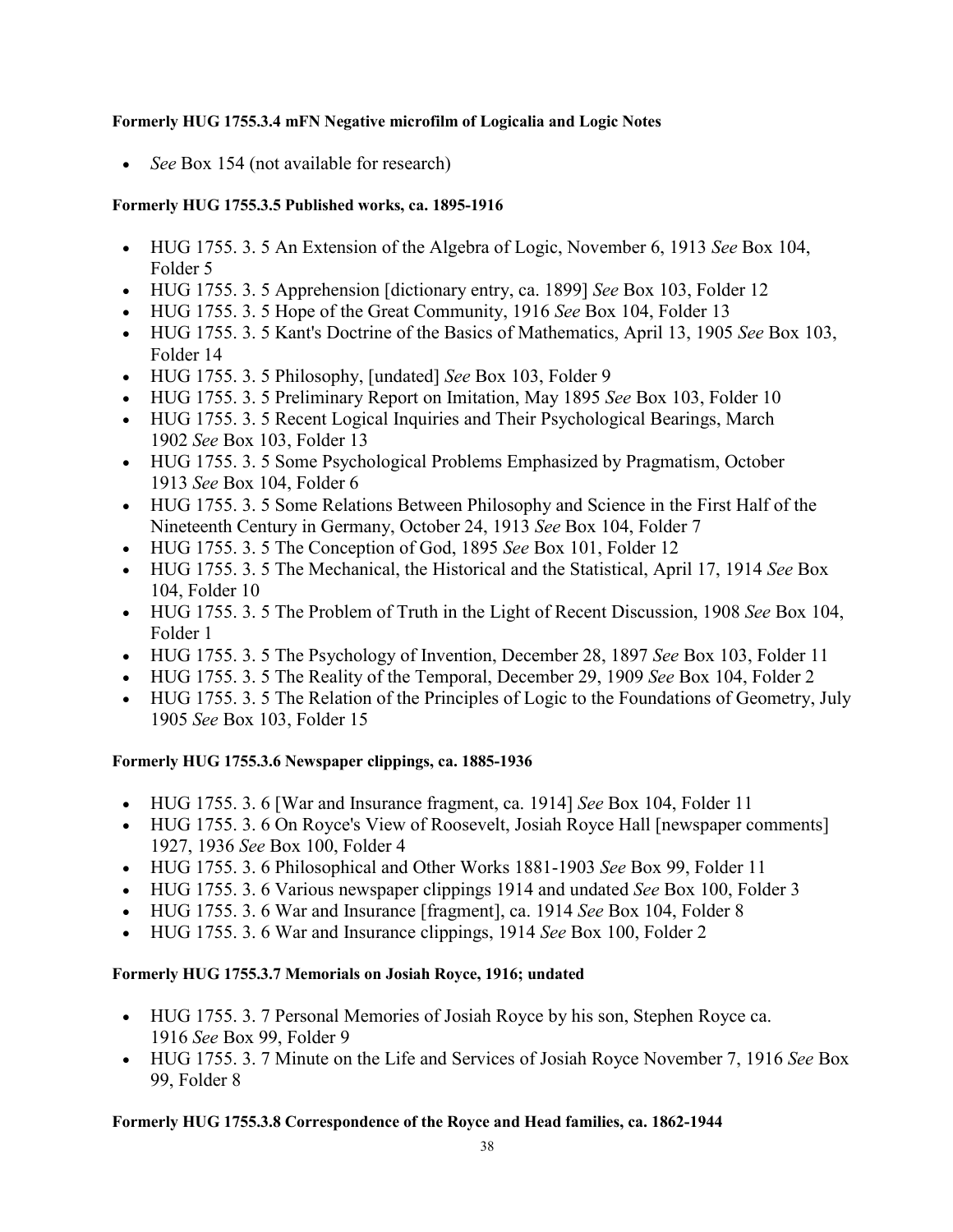**Formerly HUG 1755.3.4 mFN Negative microfilm of Logicalia and Logic Notes**

- *See* Box 154 (not available for research)

**Formerly HUG 1755.3.5 Published works, ca. 1895-1916**

- HUG 1755. 3. 5 An Extension of the Algebra of Logic, November 6, 1913 *See* Box 104, Folder 5
- HUG 1755. 3. 5 Apprehension [dictionary entry, ca. 1899] *See* Box 103, Folder 12
- HUG 1755. 3. 5 Hope of the Great Community, 1916 *See* Box 104, Folder 13
- HUG 1755. 3. 5 Kant's Doctrine of the Basics of Mathematics, April 13, 1905 *See* Box 103, Folder 14
- HUG 1755. 3. 5 Philosophy, [undated] *See* Box 103, Folder 9
- HUG 1755. 3. 5 Preliminary Report on Imitation, May 1895 *See* Box 103, Folder 10
- HUG 1755. 3. 5 Recent Logical Inquiries and Their Psychological Bearings, March 1902 *See* Box 103, Folder 13
- HUG 1755. 3. 5 Some Psychological Problems Emphasized by Pragmatism, October 1913 *See* Box 104, Folder 6
- HUG 1755. 3. 5 Some Relations Between Philosophy and Science in the First Half of the Nineteenth Century in Germany, October 24, 1913 *See* Box 104, Folder 7
- HUG 1755. 3. 5 The Conception of God, 1895 *See* Box 101, Folder 12
- HUG 1755. 3. 5 The Mechanical, the Historical and the Statistical, April 17, 1914 *See* Box 104, Folder 10
- HUG 1755. 3. 5 The Problem of Truth in the Light of Recent Discussion, 1908 *See* Box 104, Folder 1
- HUG 1755. 3. 5 The Psychology of Invention, December 28, 1897 *See* Box 103, Folder 11
- HUG 1755. 3. 5 The Reality of the Temporal, December 29, 1909 *See* Box 104, Folder 2
- HUG 1755. 3. 5 The Relation of the Principles of Logic to the Foundations of Geometry, July 1905 *See* Box 103, Folder 15

**Formerly HUG 1755.3.6 Newspaper clippings, ca. 1885-1936**

- HUG 1755. 3. 6 [War and Insurance fragment, ca. 1914] *See* Box 104, Folder 11
- HUG 1755. 3. 6 On Royce's View of Roosevelt, Josiah Royce Hall [newspaper comments] 1927, 1936 *See* Box 100, Folder 4
- HUG 1755. 3. 6 Philosophical and Other Works 1881-1903 *See* Box 99, Folder 11
- HUG 1755. 3. 6 Various newspaper clippings 1914 and undated *See* Box 100, Folder 3
- HUG 1755. 3. 6 War and Insurance [fragment], ca. 1914 *See* Box 104, Folder 8
- HUG 1755. 3. 6 War and Insurance clippings, 1914 *See* Box 100, Folder 2

**Formerly HUG 1755.3.7 Memorials on Josiah Royce, 1916; undated**

- HUG 1755. 3. 7 Personal Memories of Josiah Royce by his son, Stephen Royce ca. 1916 *See* Box 99, Folder 9
- HUG 1755. 3. 7 Minute on the Life and Services of Josiah Royce November 7, 1916 *See* Box 99, Folder 8

**Formerly HUG 1755.3.8 Correspondence of the Royce and Head families, ca. 1862-1944**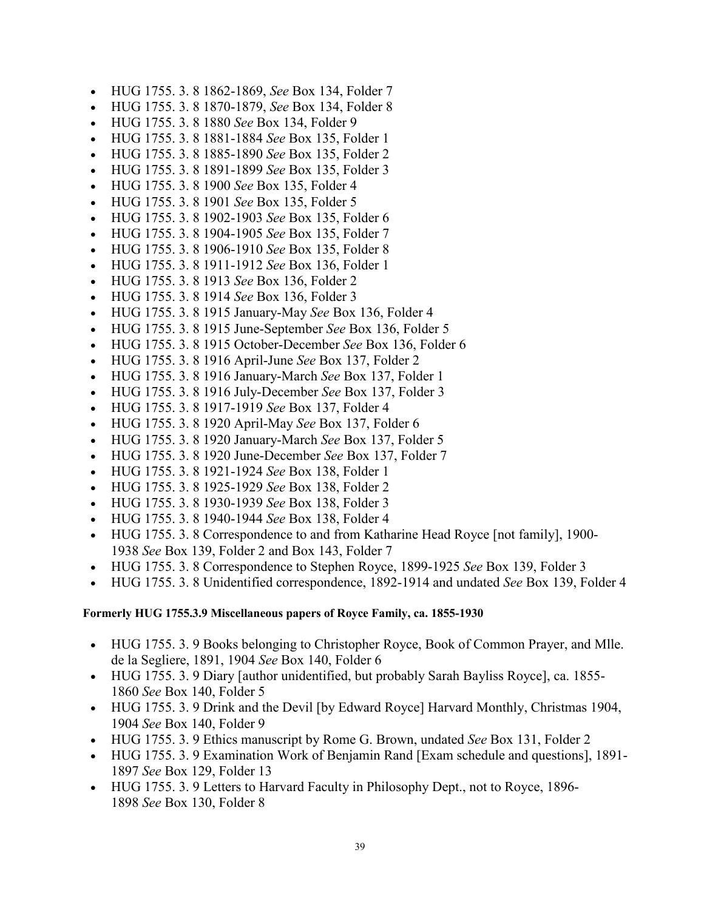- HUG 1755. 3. 8 1862-1869, *See* Box 134, Folder 7
- HUG 1755. 3. 8 1870-1879, *See* Box 134, Folder 8
- HUG 1755. 3. 8 1880 *See* Box 134, Folder 9
- HUG 1755. 3. 8 1881-1884 *See* Box 135, Folder 1
- HUG 1755. 3. 8 1885-1890 *See* Box 135, Folder 2
- HUG 1755. 3. 8 1891-1899 *See* Box 135, Folder 3
- HUG 1755. 3. 8 1900 *See* Box 135, Folder 4
- HUG 1755. 3. 8 1901 *See* Box 135, Folder 5
- HUG 1755. 3. 8 1902-1903 *See* Box 135, Folder 6
- HUG 1755. 3. 8 1904-1905 *See* Box 135, Folder 7
- HUG 1755. 3. 8 1906-1910 *See* Box 135, Folder 8
- HUG 1755. 3. 8 1911-1912 *See* Box 136, Folder 1
- HUG 1755. 3. 8 1913 *See* Box 136, Folder 2
- HUG 1755. 3. 8 1914 *See* Box 136, Folder 3
- HUG 1755. 3. 8 1915 January-May *See* Box 136, Folder 4
- HUG 1755. 3. 8 1915 June-September *See* Box 136, Folder 5
- HUG 1755. 3. 8 1915 October-December *See* Box 136, Folder 6
- HUG 1755. 3. 8 1916 April-June *See* Box 137, Folder 2
- HUG 1755. 3. 8 1916 January-March *See* Box 137, Folder 1
- HUG 1755. 3. 8 1916 July-December *See* Box 137, Folder 3
- HUG 1755. 3. 8 1917-1919 *See* Box 137, Folder 4
- HUG 1755. 3. 8 1920 April-May *See* Box 137, Folder 6
- HUG 1755. 3. 8 1920 January-March *See* Box 137, Folder 5
- HUG 1755. 3. 8 1920 June-December *See* Box 137, Folder 7
- HUG 1755. 3. 8 1921-1924 *See* Box 138, Folder 1
- HUG 1755. 3. 8 1925-1929 *See* Box 138, Folder 2
- HUG 1755. 3. 8 1930-1939 *See* Box 138, Folder 3
- HUG 1755. 3. 8 1940-1944 *See* Box 138, Folder 4
- HUG 1755. 3. 8 Correspondence to and from Katharine Head Royce [not family], 1900-1938 *See* Box 139, Folder 2 and Box 143, Folder 7
- HUG 1755. 3. 8 Correspondence to Stephen Royce, 1899-1925 *See* Box 139, Folder 3
- HUG 1755. 3. 8 Unidentified correspondence, 1892-1914 and undated *See* Box 139, Folder 4

**Formerly HUG 1755.3.9 Miscellaneous papers of Royce Family, ca. 1855-1930**

- HUG 1755. 3. 9 Books belonging to Christopher Royce, Book of Common Prayer, and Mlle. de la Segliere, 1891, 1904 *See* Box 140, Folder 6
- HUG 1755. 3. 9 Diary [author unidentified, but probably Sarah Bayliss Royce], ca. 1855-1860 *See* Box 140, Folder 5
- HUG 1755. 3. 9 Drink and the Devil [by Edward Royce] Harvard Monthly, Christmas 1904, 1904 *See* Box 140, Folder 9
- HUG 1755. 3. 9 Ethics manuscript by Rome G. Brown, undated *See* Box 131, Folder 2
- HUG 1755. 3. 9 Examination Work of Benjamin Rand [Exam schedule and questions], 1891-1897 *See* Box 129, Folder 13
- HUG 1755. 3. 9 Letters to Harvard Faculty in Philosophy Dept., not to Royce, 1896-1898 *See* Box 130, Folder 8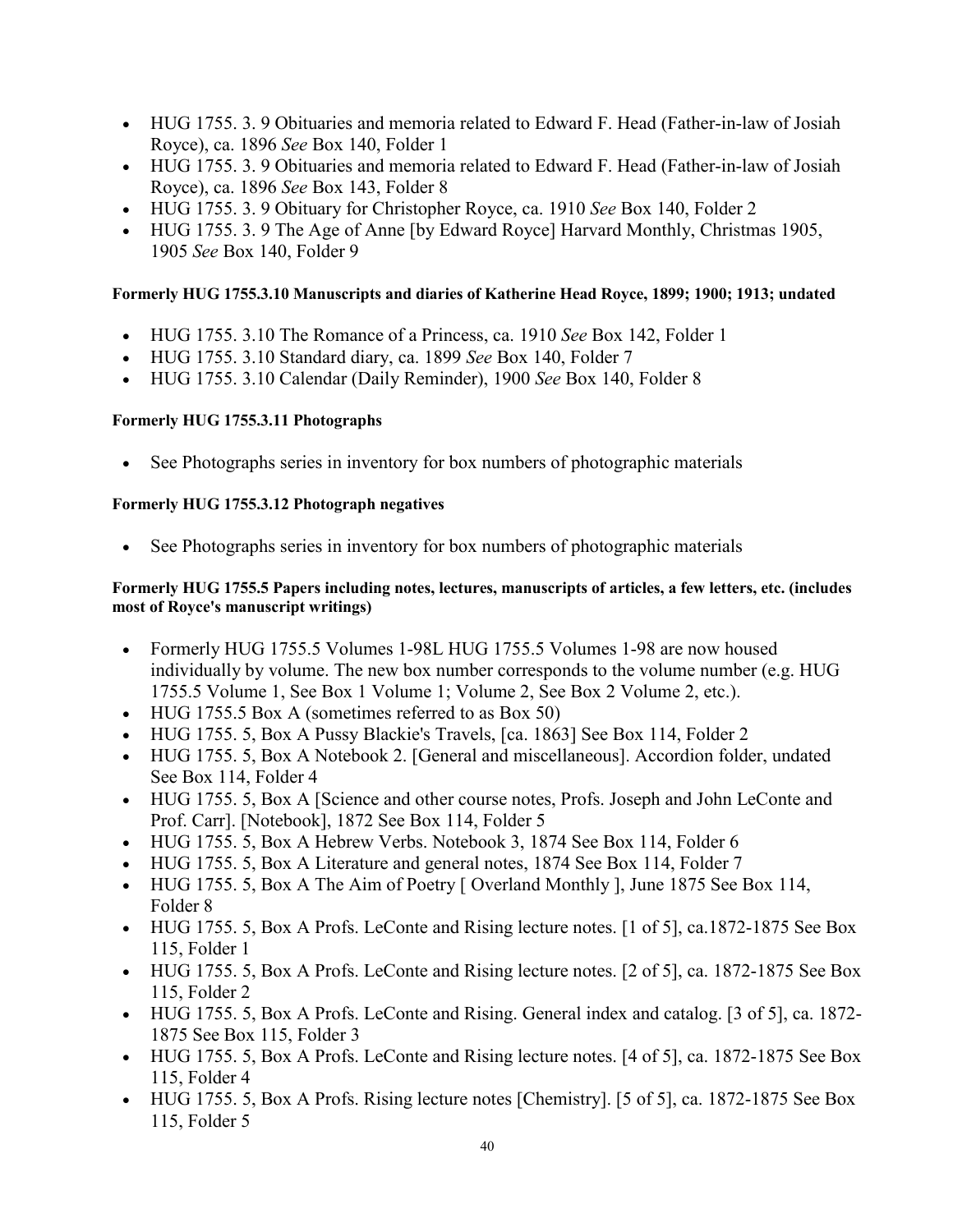- HUG 1755. 3. 9 Obituaries and memoria related to Edward F. Head (Father-in-law of Josiah Royce), ca. 1896 *See* Box 140, Folder 1
- HUG 1755. 3. 9 Obituaries and memoria related to Edward F. Head (Father-in-law of Josiah Royce), ca. 1896 *See* Box 143, Folder 8
- HUG 1755. 3. 9 Obituary for Christopher Royce, ca. 1910 *See* Box 140, Folder 2
- HUG 1755. 3. 9 The Age of Anne [by Edward Royce] Harvard Monthly, Christmas 1905, 1905 *See* Box 140, Folder 9

**Formerly HUG 1755.3.10 Manuscripts and diaries of Katherine Head Royce, 1899; 1900; 1913; undated**

- HUG 1755. 3.10 The Romance of a Princess, ca. 1910 *See* Box 142, Folder 1
- HUG 1755. 3.10 Standard diary, ca. 1899 *See* Box 140, Folder 7
- HUG 1755. 3.10 Calendar (Daily Reminder), 1900 *See* Box 140, Folder 8

**Formerly HUG 1755.3.11 Photographs**

- See Photographs series in inventory for box numbers of photographic materials

**Formerly HUG 1755.3.12 Photograph negatives**

- See Photographs series in inventory for box numbers of photographic materials

**Formerly HUG 1755.5 Papers including notes, lectures, manuscripts of articles, a few letters, etc. (includes most of Royce's manuscript writings)**

- Formerly HUG 1755.5 Volumes 1-98L HUG 1755.5 Volumes 1-98 are now housed individually by volume. The new box number corresponds to the volume number (e.g. HUG 1755.5 Volume 1, See Box 1 Volume 1; Volume 2, See Box 2 Volume 2, etc.).
- HUG 1755.5 Box A (sometimes referred to as Box 50)
- HUG 1755. 5, Box A Pussy Blackie's Travels, [ca. 1863] See Box 114, Folder 2
- HUG 1755. 5, Box A Notebook 2. [General and miscellaneous]. Accordion folder, undated See Box 114, Folder 4
- HUG 1755. 5, Box A [Science and other course notes, Profs. Joseph and John LeConte and Prof. Carr]. [Notebook], 1872 See Box 114, Folder 5
- HUG 1755. 5, Box A Hebrew Verbs. Notebook 3, 1874 See Box 114, Folder 6
- HUG 1755. 5, Box A Literature and general notes, 1874 See Box 114, Folder 7
- HUG 1755. 5, Box A The Aim of Poetry [ Overland Monthly ], June 1875 See Box 114, Folder 8
- HUG 1755. 5, Box A Profs. LeConte and Rising lecture notes. [1 of 5], ca.1872-1875 See Box 115, Folder 1
- HUG 1755. 5, Box A Profs. LeConte and Rising lecture notes. [2 of 5], ca. 1872-1875 See Box 115, Folder 2
- HUG 1755. 5, Box A Profs. LeConte and Rising. General index and catalog. [3 of 5], ca. 1872-1875 See Box 115, Folder 3
- HUG 1755. 5, Box A Profs. LeConte and Rising lecture notes. [4 of 5], ca. 1872-1875 See Box 115, Folder 4
- HUG 1755. 5, Box A Profs. Rising lecture notes [Chemistry]. [5 of 5], ca. 1872-1875 See Box 115, Folder 5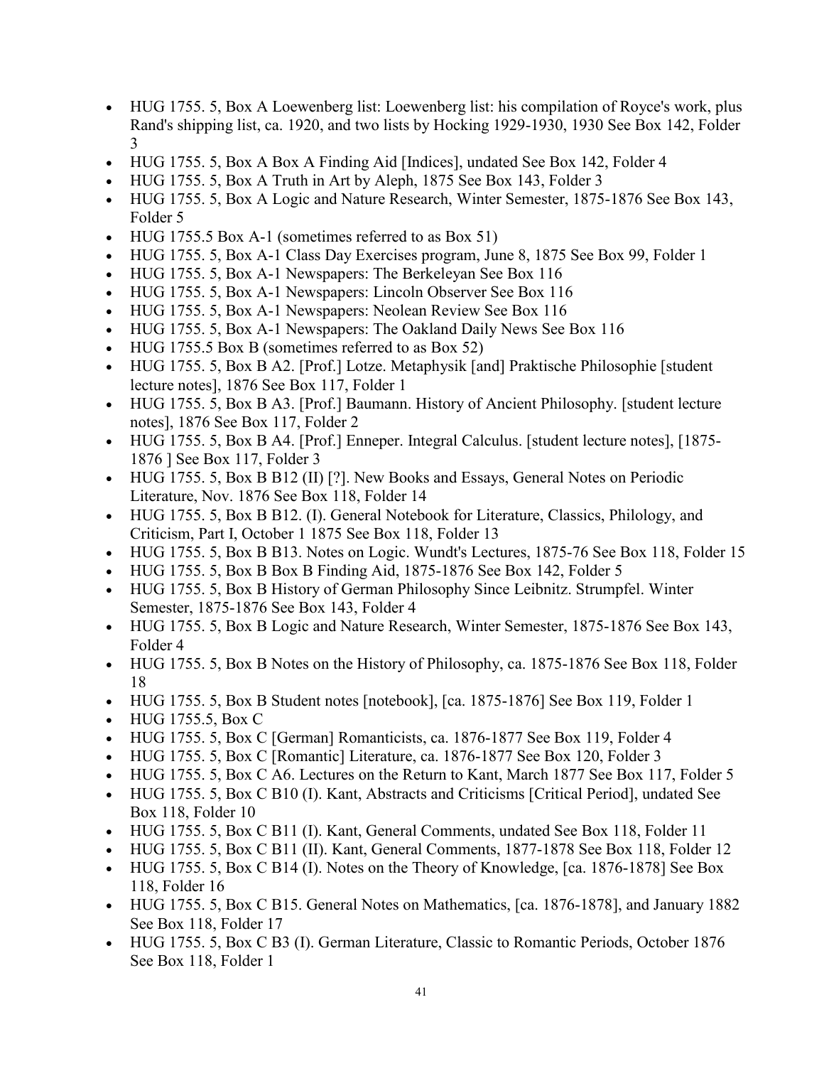- HUG 1755. 5, Box A Loewenberg list: Loewenberg list: his compilation of Royce's work, plus Rand's shipping list, ca. 1920, and two lists by Hocking 1929-1930, 1930 See Box 142, Folder 3
- HUG 1755. 5, Box A Box A Finding Aid [Indices], undated See Box 142, Folder 4
- HUG 1755. 5, Box A Truth in Art by Aleph, 1875 See Box 143, Folder 3
- HUG 1755. 5, Box A Logic and Nature Research, Winter Semester, 1875-1876 See Box 143, Folder 5
- HUG 1755.5 Box A-1 (sometimes referred to as Box 51)
- HUG 1755. 5, Box A-1 Class Day Exercises program, June 8, 1875 See Box 99, Folder 1
- HUG 1755. 5, Box A-1 Newspapers: The Berkeleyan See Box 116
- HUG 1755. 5, Box A-1 Newspapers: Lincoln Observer See Box 116
- HUG 1755. 5, Box A-1 Newspapers: Neolean Review See Box 116
- HUG 1755. 5, Box A-1 Newspapers: The Oakland Daily News See Box 116
- HUG 1755.5 Box B (sometimes referred to as Box 52)
- HUG 1755. 5, Box B A2. [Prof.] Lotze. Metaphysik [and] Praktische Philosophie [student lecture notes], 1876 See Box 117, Folder 1
- HUG 1755. 5, Box B A3. [Prof.] Baumann. History of Ancient Philosophy. [student lecture notes], 1876 See Box 117, Folder 2
- HUG 1755. 5, Box B A4. [Prof.] Enneper. Integral Calculus. [student lecture notes], [1875-1876 ] See Box 117, Folder 3
- HUG 1755. 5, Box B B12 (II) [?]. New Books and Essays, General Notes on Periodic Literature, Nov. 1876 See Box 118, Folder 14
- HUG 1755. 5, Box B B12. (I). General Notebook for Literature, Classics, Philology, and Criticism, Part I, October 1 1875 See Box 118, Folder 13
- HUG 1755. 5, Box B B13. Notes on Logic. Wundt's Lectures, 1875-76 See Box 118, Folder 15
- HUG 1755. 5, Box B Box B Finding Aid, 1875-1876 See Box 142, Folder 5
- HUG 1755. 5, Box B History of German Philosophy Since Leibnitz. Strumpfel. Winter Semester, 1875-1876 See Box 143, Folder 4
- HUG 1755. 5, Box B Logic and Nature Research, Winter Semester, 1875-1876 See Box 143, Folder 4
- HUG 1755. 5, Box B Notes on the History of Philosophy, ca. 1875-1876 See Box 118, Folder 18
- HUG 1755. 5, Box B Student notes [notebook], [ca. 1875-1876] See Box 119, Folder 1
- HUG 1755.5, Box C
- HUG 1755. 5, Box C [German] Romanticists, ca. 1876-1877 See Box 119, Folder 4
- HUG 1755. 5, Box C [Romantic] Literature, ca. 1876-1877 See Box 120, Folder 3
- HUG 1755. 5, Box C A6. Lectures on the Return to Kant, March 1877 See Box 117, Folder 5
- HUG 1755. 5, Box C B10 (I). Kant, Abstracts and Criticisms [Critical Period], undated See Box 118, Folder 10
- HUG 1755. 5, Box C B11 (I). Kant, General Comments, undated See Box 118, Folder 11
- HUG 1755. 5, Box C B11 (II). Kant, General Comments, 1877-1878 See Box 118, Folder 12
- HUG 1755. 5, Box C B14 (I). Notes on the Theory of Knowledge, [ca. 1876-1878] See Box 118, Folder 16
- HUG 1755. 5, Box C B15. General Notes on Mathematics, [ca. 1876-1878], and January 1882 See Box 118, Folder 17
- HUG 1755. 5, Box C B3 (I). German Literature, Classic to Romantic Periods, October 1876 See Box 118, Folder 1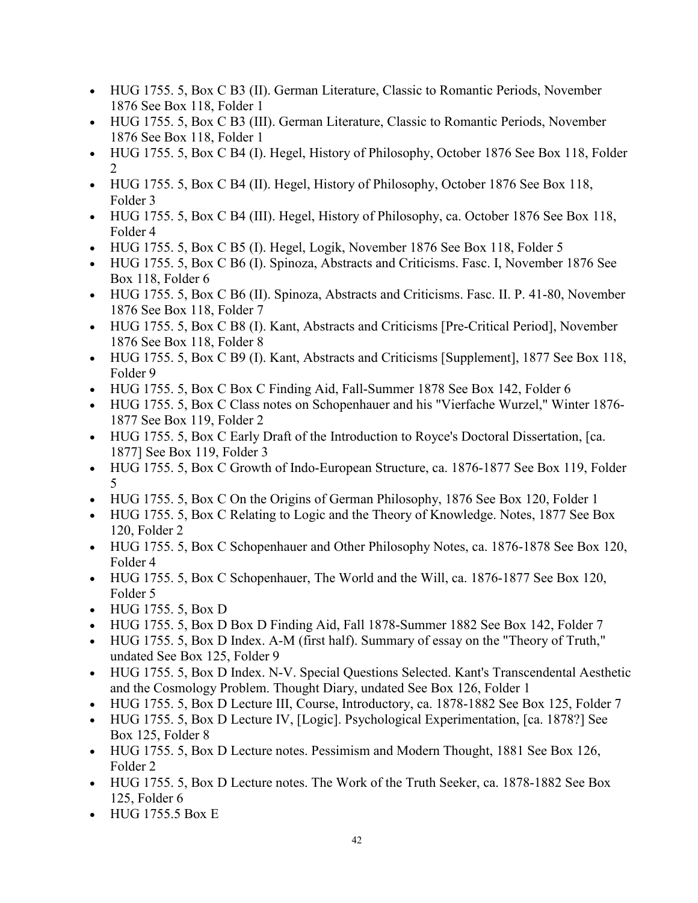- HUG 1755. 5, Box C B3 (II). German Literature, Classic to Romantic Periods, November 1876 See Box 118, Folder 1
- HUG 1755. 5, Box C B3 (III). German Literature, Classic to Romantic Periods, November 1876 See Box 118, Folder 1
- HUG 1755. 5, Box C B4 (I). Hegel, History of Philosophy, October 1876 See Box 118, Folder 2
- HUG 1755. 5, Box C B4 (II). Hegel, History of Philosophy, October 1876 See Box 118, Folder 3
- HUG 1755. 5, Box C B4 (III). Hegel, History of Philosophy, ca. October 1876 See Box 118, Folder 4
- HUG 1755. 5, Box C B5 (I). Hegel, Logik, November 1876 See Box 118, Folder 5
- HUG 1755. 5, Box C B6 (I). Spinoza, Abstracts and Criticisms. Fasc. I, November 1876 See Box 118, Folder 6
- HUG 1755. 5, Box C B6 (II). Spinoza, Abstracts and Criticisms. Fasc. II. P. 41-80, November 1876 See Box 118, Folder 7
- HUG 1755. 5, Box C B8 (I). Kant, Abstracts and Criticisms [Pre-Critical Period], November 1876 See Box 118, Folder 8
- HUG 1755. 5, Box C B9 (I). Kant, Abstracts and Criticisms [Supplement], 1877 See Box 118, Folder 9
- HUG 1755. 5, Box C Box C Finding Aid, Fall-Summer 1878 See Box 142, Folder 6
- HUG 1755. 5, Box C Class notes on Schopenhauer and his "Vierfache Wurzel," Winter 1876-1877 See Box 119, Folder 2
- HUG 1755. 5, Box C Early Draft of the Introduction to Royce's Doctoral Dissertation, [ca. 1877] See Box 119, Folder 3
- HUG 1755. 5, Box C Growth of Indo-European Structure, ca. 1876-1877 See Box 119, Folder 5
- HUG 1755. 5, Box C On the Origins of German Philosophy, 1876 See Box 120, Folder 1
- HUG 1755. 5, Box C Relating to Logic and the Theory of Knowledge. Notes, 1877 See Box 120, Folder 2
- HUG 1755. 5, Box C Schopenhauer and Other Philosophy Notes, ca. 1876-1878 See Box 120, Folder 4
- HUG 1755. 5, Box C Schopenhauer, The World and the Will, ca. 1876-1877 See Box 120, Folder 5
- HUG 1755. 5, Box D
- HUG 1755. 5, Box D Box D Finding Aid, Fall 1878-Summer 1882 See Box 142, Folder 7
- HUG 1755. 5, Box D Index. A-M (first half). Summary of essay on the "Theory of Truth," undated See Box 125, Folder 9
- HUG 1755. 5, Box D Index. N-V. Special Questions Selected. Kant's Transcendental Aesthetic and the Cosmology Problem. Thought Diary, undated See Box 126, Folder 1
- HUG 1755. 5, Box D Lecture III, Course, Introductory, ca. 1878-1882 See Box 125, Folder 7
- HUG 1755. 5, Box D Lecture IV, [Logic]. Psychological Experimentation, [ca. 1878?] See Box 125, Folder 8
- HUG 1755. 5, Box D Lecture notes. Pessimism and Modern Thought, 1881 See Box 126, Folder 2
- HUG 1755. 5, Box D Lecture notes. The Work of the Truth Seeker, ca. 1878-1882 See Box 125, Folder 6
- HUG 1755.5 Box E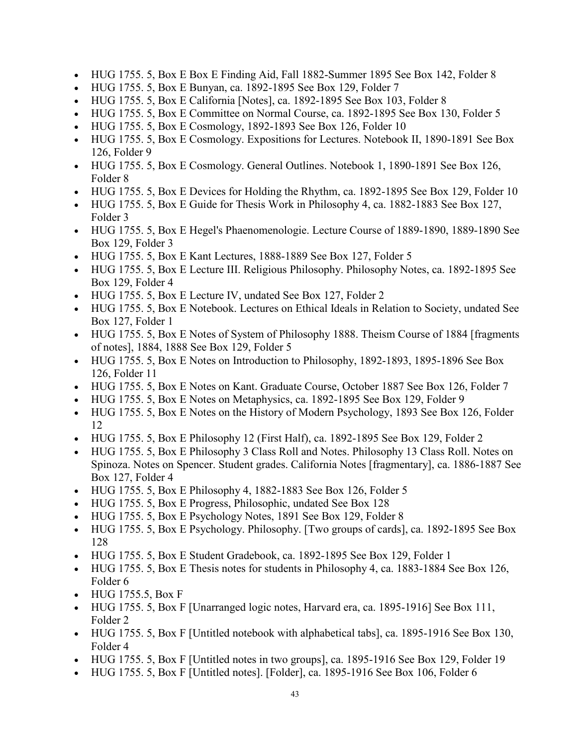- HUG 1755. 5, Box E Box E Finding Aid, Fall 1882-Summer 1895 See Box 142, Folder 8
- HUG 1755. 5, Box E Bunyan, ca. 1892-1895 See Box 129, Folder 7
- HUG 1755. 5, Box E California [Notes], ca. 1892-1895 See Box 103, Folder 8
- HUG 1755. 5, Box E Committee on Normal Course, ca. 1892-1895 See Box 130, Folder 5
- HUG 1755. 5, Box E Cosmology, 1892-1893 See Box 126, Folder 10
- HUG 1755. 5, Box E Cosmology. Expositions for Lectures. Notebook II, 1890-1891 See Box 126, Folder 9
- HUG 1755. 5, Box E Cosmology. General Outlines. Notebook 1, 1890-1891 See Box 126, Folder 8
- HUG 1755. 5, Box E Devices for Holding the Rhythm, ca. 1892-1895 See Box 129, Folder 10
- HUG 1755. 5, Box E Guide for Thesis Work in Philosophy 4, ca. 1882-1883 See Box 127, Folder 3
- HUG 1755. 5, Box E Hegel's Phaenomenologie. Lecture Course of 1889-1890, 1889-1890 See Box 129, Folder 3
- HUG 1755. 5, Box E Kant Lectures, 1888-1889 See Box 127, Folder 5
- HUG 1755. 5, Box E Lecture III. Religious Philosophy. Philosophy Notes, ca. 1892-1895 See Box 129, Folder 4
- HUG 1755. 5, Box E Lecture IV, undated See Box 127, Folder 2
- HUG 1755. 5, Box E Notebook. Lectures on Ethical Ideals in Relation to Society, undated See Box 127, Folder 1
- HUG 1755. 5, Box E Notes of System of Philosophy 1888. Theism Course of 1884 [fragments of notes], 1884, 1888 See Box 129, Folder 5
- HUG 1755. 5, Box E Notes on Introduction to Philosophy, 1892-1893, 1895-1896 See Box 126, Folder 11
- HUG 1755. 5, Box E Notes on Kant. Graduate Course, October 1887 See Box 126, Folder 7
- HUG 1755. 5, Box E Notes on Metaphysics, ca. 1892-1895 See Box 129, Folder 9
- HUG 1755. 5, Box E Notes on the History of Modern Psychology, 1893 See Box 126, Folder 12
- HUG 1755. 5, Box E Philosophy 12 (First Half), ca. 1892-1895 See Box 129, Folder 2
- HUG 1755. 5, Box E Philosophy 3 Class Roll and Notes. Philosophy 13 Class Roll. Notes on Spinoza. Notes on Spencer. Student grades. California Notes [fragmentary], ca. 1886-1887 See Box 127, Folder 4
- HUG 1755. 5, Box E Philosophy 4, 1882-1883 See Box 126, Folder 5
- HUG 1755. 5, Box E Progress, Philosophic, undated See Box 128
- HUG 1755. 5, Box E Psychology Notes, 1891 See Box 129, Folder 8
- HUG 1755. 5, Box E Psychology. Philosophy. [Two groups of cards], ca. 1892-1895 See Box 128
- HUG 1755. 5, Box E Student Gradebook, ca. 1892-1895 See Box 129, Folder 1
- HUG 1755. 5, Box E Thesis notes for students in Philosophy 4, ca. 1883-1884 See Box 126, Folder 6
- HUG 1755.5, Box F
- HUG 1755. 5, Box F [Unarranged logic notes, Harvard era, ca. 1895-1916] See Box 111, Folder 2
- HUG 1755. 5, Box F [Untitled notebook with alphabetical tabs], ca. 1895-1916 See Box 130, Folder 4
- HUG 1755. 5, Box F [Untitled notes in two groups], ca. 1895-1916 See Box 129, Folder 19
- HUG 1755. 5, Box F [Untitled notes]. [Folder], ca. 1895-1916 See Box 106, Folder 6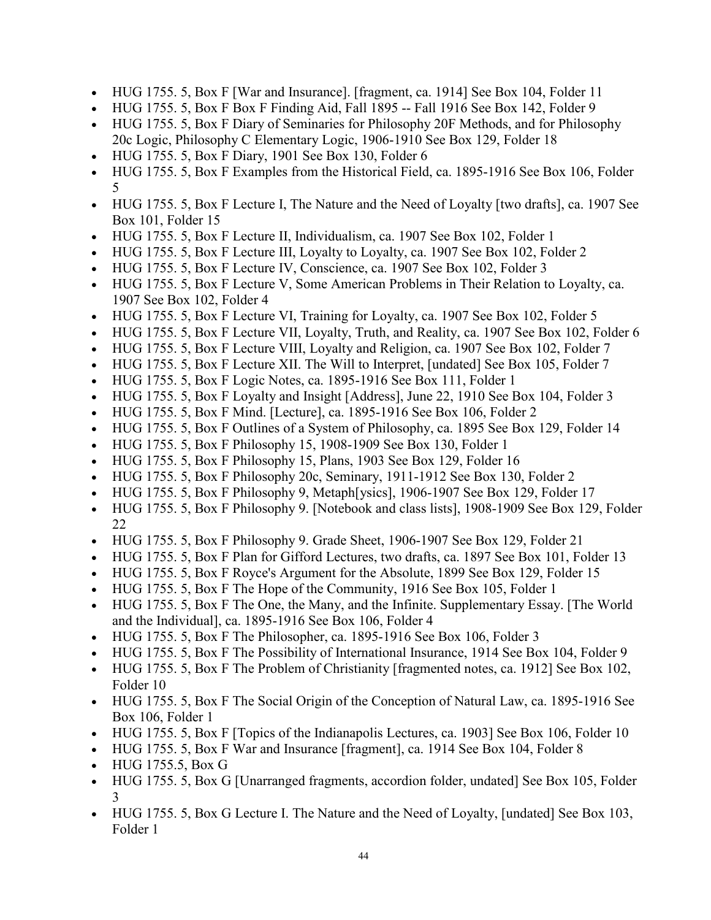- HUG 1755. 5, Box F [War and Insurance]. [fragment, ca. 1914] See Box 104, Folder 11
- HUG 1755. 5, Box F Box F Finding Aid, Fall 1895 -- Fall 1916 See Box 142, Folder 9
- HUG 1755. 5, Box F Diary of Seminaries for Philosophy 20F Methods, and for Philosophy 20c Logic, Philosophy C Elementary Logic, 1906-1910 See Box 129, Folder 18
- HUG 1755. 5, Box F Diary, 1901 See Box 130, Folder 6
- HUG 1755. 5, Box F Examples from the Historical Field, ca. 1895-1916 See Box 106, Folder 5
- HUG 1755. 5, Box F Lecture I, The Nature and the Need of Loyalty [two drafts], ca. 1907 See Box 101, Folder 15
- HUG 1755. 5, Box F Lecture II, Individualism, ca. 1907 See Box 102, Folder 1
- HUG 1755. 5, Box F Lecture III, Loyalty to Loyalty, ca. 1907 See Box 102, Folder 2
- HUG 1755. 5, Box F Lecture IV, Conscience, ca. 1907 See Box 102, Folder 3
- HUG 1755. 5, Box F Lecture V, Some American Problems in Their Relation to Loyalty, ca. 1907 See Box 102, Folder 4
- HUG 1755. 5, Box F Lecture VI, Training for Loyalty, ca. 1907 See Box 102, Folder 5
- HUG 1755. 5, Box F Lecture VII, Loyalty, Truth, and Reality, ca. 1907 See Box 102, Folder 6
- HUG 1755. 5, Box F Lecture VIII, Loyalty and Religion, ca. 1907 See Box 102, Folder 7
- HUG 1755. 5, Box F Lecture XII. The Will to Interpret, [undated] See Box 105, Folder 7
- HUG 1755. 5, Box F Logic Notes, ca. 1895-1916 See Box 111, Folder 1
- HUG 1755. 5, Box F Loyalty and Insight [Address], June 22, 1910 See Box 104, Folder 3
- HUG 1755. 5, Box F Mind. [Lecture], ca. 1895-1916 See Box 106, Folder 2
- HUG 1755. 5, Box F Outlines of a System of Philosophy, ca. 1895 See Box 129, Folder 14
- HUG 1755. 5, Box F Philosophy 15, 1908-1909 See Box 130, Folder 1
- HUG 1755. 5, Box F Philosophy 15, Plans, 1903 See Box 129, Folder 16
- HUG 1755. 5, Box F Philosophy 20c, Seminary, 1911-1912 See Box 130, Folder 2
- HUG 1755. 5, Box F Philosophy 9, Metaph[ysics], 1906-1907 See Box 129, Folder 17
- HUG 1755. 5, Box F Philosophy 9. [Notebook and class lists], 1908-1909 See Box 129, Folder 22
- HUG 1755. 5, Box F Philosophy 9. Grade Sheet, 1906-1907 See Box 129, Folder 21
- HUG 1755. 5, Box F Plan for Gifford Lectures, two drafts, ca. 1897 See Box 101, Folder 13
- HUG 1755. 5, Box F Royce's Argument for the Absolute, 1899 See Box 129, Folder 15
- HUG 1755. 5, Box F The Hope of the Community, 1916 See Box 105, Folder 1
- HUG 1755. 5, Box F The One, the Many, and the Infinite. Supplementary Essay. [The World and the Individual], ca. 1895-1916 See Box 106, Folder 4
- HUG 1755. 5, Box F The Philosopher, ca. 1895-1916 See Box 106, Folder 3
- HUG 1755. 5, Box F The Possibility of International Insurance, 1914 See Box 104, Folder 9
- HUG 1755. 5, Box F The Problem of Christianity [fragmented notes, ca. 1912] See Box 102, Folder 10
- HUG 1755. 5, Box F The Social Origin of the Conception of Natural Law, ca. 1895-1916 See Box 106, Folder 1
- HUG 1755. 5, Box F [Topics of the Indianapolis Lectures, ca. 1903] See Box 106, Folder 10
- HUG 1755. 5, Box F War and Insurance [fragment], ca. 1914 See Box 104, Folder 8
- HUG 1755.5, Box G
- HUG 1755. 5, Box G [Unarranged fragments, accordion folder, undated] See Box 105, Folder 3
- HUG 1755. 5, Box G Lecture I. The Nature and the Need of Loyalty, [undated] See Box 103, Folder 1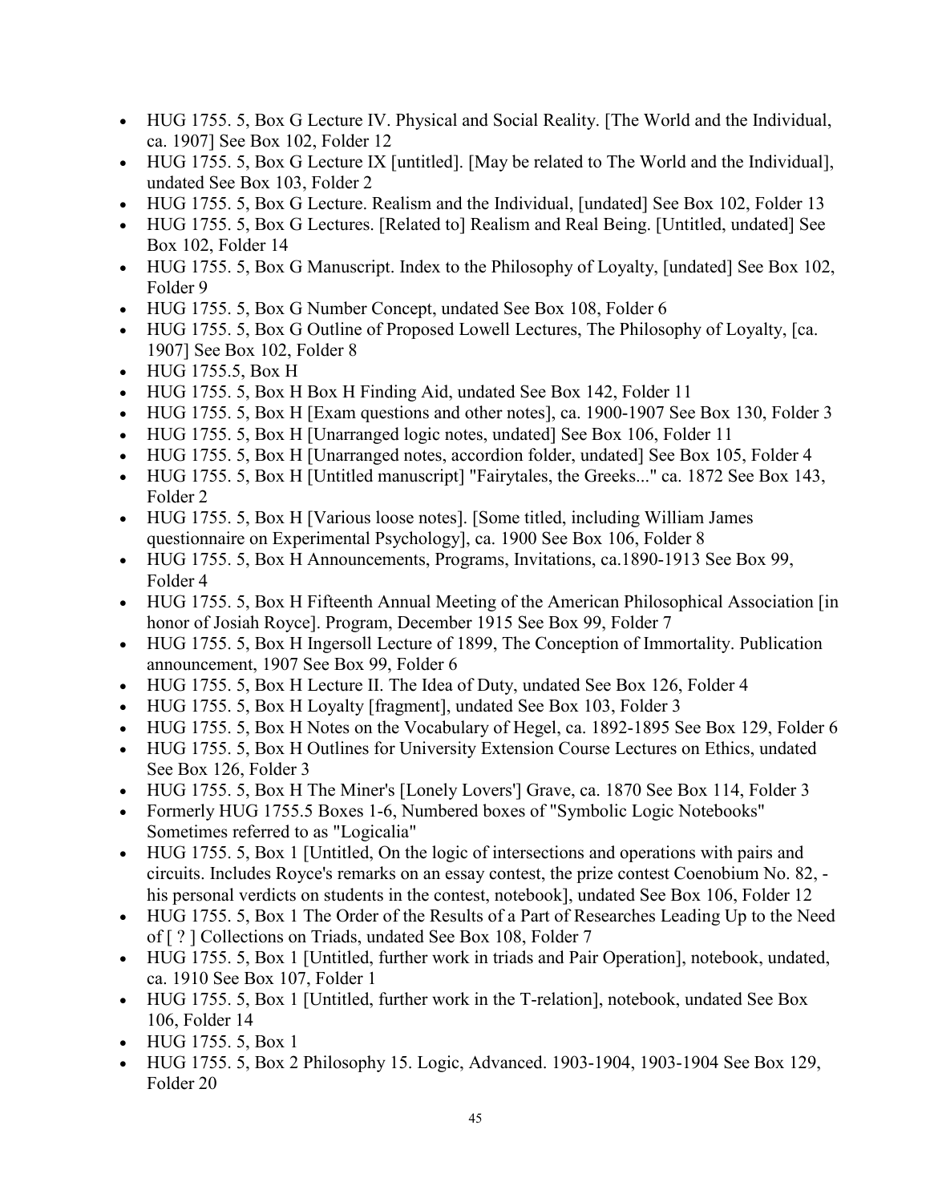- HUG 1755. 5, Box G Lecture IV. Physical and Social Reality. [The World and the Individual, ca. 1907] See Box 102, Folder 12
- HUG 1755. 5, Box G Lecture IX [untitled]. [May be related to The World and the Individual], undated See Box 103, Folder 2
- HUG 1755. 5, Box G Lecture. Realism and the Individual, [undated] See Box 102, Folder 13
- HUG 1755. 5, Box G Lectures. [Related to] Realism and Real Being. [Untitled, undated] See Box 102, Folder 14
- HUG 1755. 5, Box G Manuscript. Index to the Philosophy of Loyalty, [undated] See Box 102, Folder 9
- HUG 1755. 5, Box G Number Concept, undated See Box 108, Folder 6
- HUG 1755. 5, Box G Outline of Proposed Lowell Lectures, The Philosophy of Loyalty, [ca. 1907] See Box 102, Folder 8
- HUG 1755.5, Box H
- HUG 1755. 5, Box H Box H Finding Aid, undated See Box 142, Folder 11
- HUG 1755. 5, Box H [Exam questions and other notes], ca. 1900-1907 See Box 130, Folder 3
- HUG 1755. 5, Box H [Unarranged logic notes, undated] See Box 106, Folder 11
- HUG 1755. 5, Box H [Unarranged notes, accordion folder, undated] See Box 105, Folder 4
- HUG 1755. 5, Box H [Untitled manuscript] "Fairytales, the Greeks..." ca. 1872 See Box 143, Folder 2
- HUG 1755. 5, Box H [Various loose notes]. [Some titled, including William James questionnaire on Experimental Psychology], ca. 1900 See Box 106, Folder 8
- HUG 1755. 5, Box H Announcements, Programs, Invitations, ca.1890-1913 See Box 99, Folder 4
- HUG 1755. 5, Box H Fifteenth Annual Meeting of the American Philosophical Association [in honor of Josiah Royce]. Program, December 1915 See Box 99, Folder 7
- HUG 1755. 5, Box H Ingersoll Lecture of 1899, The Conception of Immortality. Publication announcement, 1907 See Box 99, Folder 6
- HUG 1755. 5, Box H Lecture II. The Idea of Duty, undated See Box 126, Folder 4
- HUG 1755. 5, Box H Loyalty [fragment], undated See Box 103, Folder 3
- HUG 1755. 5, Box H Notes on the Vocabulary of Hegel, ca. 1892-1895 See Box 129, Folder 6
- HUG 1755. 5, Box H Outlines for University Extension Course Lectures on Ethics, undated See Box 126, Folder 3
- HUG 1755. 5, Box H The Miner's [Lonely Lovers'] Grave, ca. 1870 See Box 114, Folder 3
- Formerly HUG 1755.5 Boxes 1-6, Numbered boxes of "Symbolic Logic Notebooks" Sometimes referred to as "Logicalia"
- HUG 1755. 5, Box 1 [Untitled, On the logic of intersections and operations with pairs and circuits. Includes Royce's remarks on an essay contest, the prize contest Coenobium No. 82, - his personal verdicts on students in the contest, notebook], undated See Box 106, Folder 12
- HUG 1755. 5, Box 1 The Order of the Results of a Part of Researches Leading Up to the Need of [ ? ] Collections on Triads, undated See Box 108, Folder 7
- HUG 1755. 5, Box 1 [Untitled, further work in triads and Pair Operation], notebook, undated, ca. 1910 See Box 107, Folder 1
- HUG 1755. 5, Box 1 [Untitled, further work in the T-relation], notebook, undated See Box 106, Folder 14
- HUG 1755. 5, Box 1
- HUG 1755. 5, Box 2 Philosophy 15. Logic, Advanced. 1903-1904, 1903-1904 See Box 129, Folder 20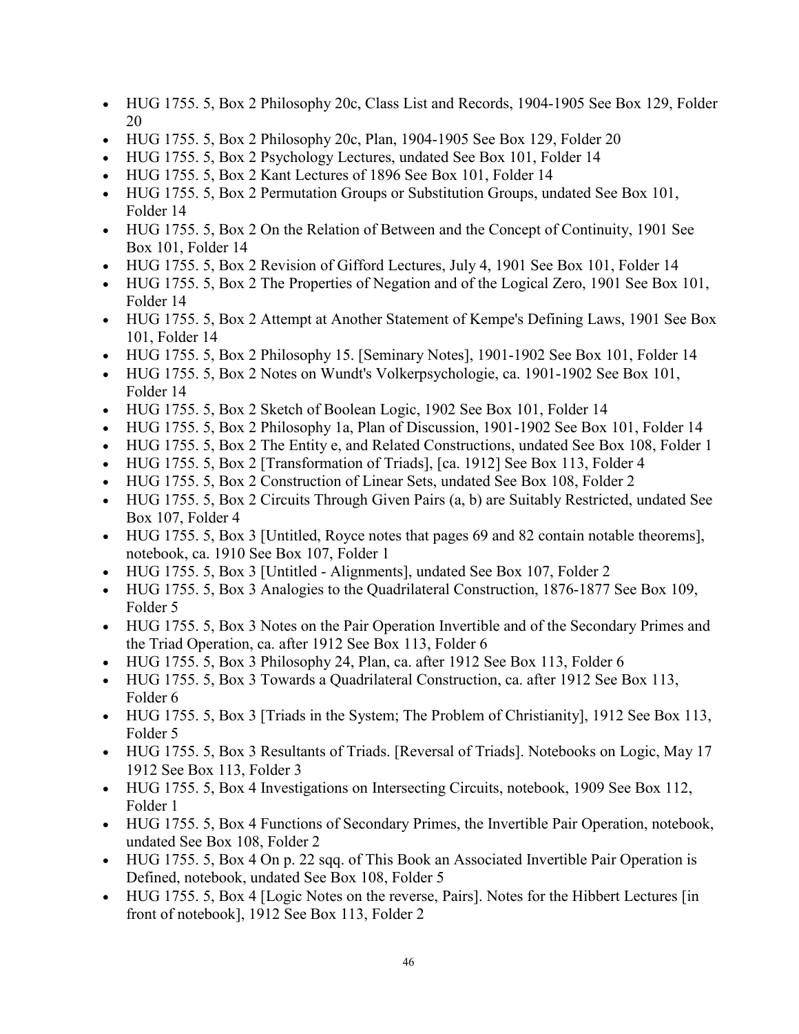- HUG 1755. 5, Box 2 Philosophy 20c, Class List and Records, 1904-1905 See Box 129, Folder 20
- HUG 1755. 5, Box 2 Philosophy 20c, Plan, 1904-1905 See Box 129, Folder 20
- HUG 1755. 5, Box 2 Psychology Lectures, undated See Box 101, Folder 14
- HUG 1755. 5, Box 2 Kant Lectures of 1896 See Box 101, Folder 14
- HUG 1755. 5, Box 2 Permutation Groups or Substitution Groups, undated See Box 101, Folder 14
- HUG 1755. 5, Box 2 On the Relation of Between and the Concept of Continuity, 1901 See Box 101, Folder 14
- HUG 1755. 5, Box 2 Revision of Gifford Lectures, July 4, 1901 See Box 101, Folder 14
- HUG 1755. 5, Box 2 The Properties of Negation and of the Logical Zero, 1901 See Box 101, Folder 14
- HUG 1755. 5, Box 2 Attempt at Another Statement of Kempe's Defining Laws, 1901 See Box 101, Folder 14
- HUG 1755. 5, Box 2 Philosophy 15. [Seminary Notes], 1901-1902 See Box 101, Folder 14
- HUG 1755. 5, Box 2 Notes on Wundt's Volkerpsychologie, ca. 1901-1902 See Box 101, Folder 14
- HUG 1755. 5, Box 2 Sketch of Boolean Logic, 1902 See Box 101, Folder 14
- HUG 1755. 5, Box 2 Philosophy 1a, Plan of Discussion, 1901-1902 See Box 101, Folder 14
- HUG 1755. 5, Box 2 The Entity e, and Related Constructions, undated See Box 108, Folder 1
- HUG 1755. 5, Box 2 [Transformation of Triads], [ca. 1912] See Box 113, Folder 4
- HUG 1755. 5, Box 2 Construction of Linear Sets, undated See Box 108, Folder 2
- HUG 1755. 5, Box 2 Circuits Through Given Pairs (a, b) are Suitably Restricted, undated See Box 107, Folder 4
- HUG 1755. 5, Box 3 [Untitled, Royce notes that pages 69 and 82 contain notable theorems], notebook, ca. 1910 See Box 107, Folder 1
- HUG 1755. 5, Box 3 [Untitled - Alignments], undated See Box 107, Folder 2
- HUG 1755. 5, Box 3 Analogies to the Quadrilateral Construction, 1876-1877 See Box 109, Folder 5
- HUG 1755. 5, Box 3 Notes on the Pair Operation Invertible and of the Secondary Primes and the Triad Operation, ca. after 1912 See Box 113, Folder 6
- HUG 1755. 5, Box 3 Philosophy 24, Plan, ca. after 1912 See Box 113, Folder 6
- HUG 1755. 5, Box 3 Towards a Quadrilateral Construction, ca. after 1912 See Box 113, Folder 6
- HUG 1755. 5, Box 3 [Triads in the System; The Problem of Christianity], 1912 See Box 113, Folder 5
- HUG 1755. 5, Box 3 Resultants of Triads. [Reversal of Triads]. Notebooks on Logic, May 17 1912 See Box 113, Folder 3
- HUG 1755. 5, Box 4 Investigations on Intersecting Circuits, notebook, 1909 See Box 112, Folder 1
- HUG 1755. 5, Box 4 Functions of Secondary Primes, the Invertible Pair Operation, notebook, undated See Box 108, Folder 2
- HUG 1755. 5, Box 4 On p. 22 sqq. of This Book an Associated Invertible Pair Operation is Defined, notebook, undated See Box 108, Folder 5
- HUG 1755. 5, Box 4 [Logic Notes on the reverse, Pairs]. Notes for the Hibbert Lectures [in front of notebook], 1912 See Box 113, Folder 2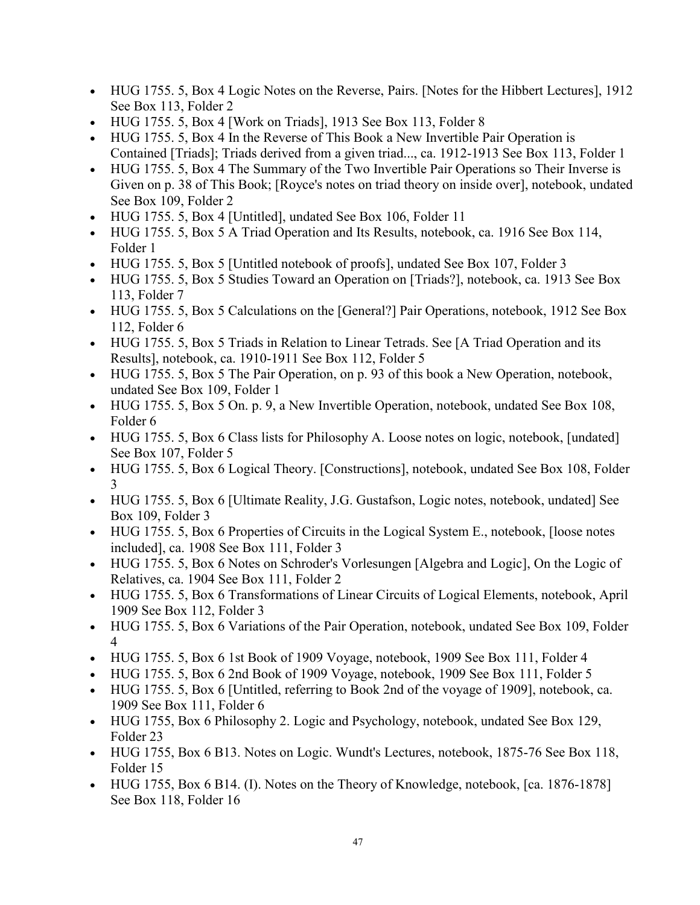- HUG 1755. 5, Box 4 Logic Notes on the Reverse, Pairs. [Notes for the Hibbert Lectures], 1912 See Box 113, Folder 2
- HUG 1755. 5, Box 4 [Work on Triads], 1913 See Box 113, Folder 8
- HUG 1755. 5, Box 4 In the Reverse of This Book a New Invertible Pair Operation is Contained [Triads]; Triads derived from a given triad..., ca. 1912-1913 See Box 113, Folder 1
- HUG 1755. 5, Box 4 The Summary of the Two Invertible Pair Operations so Their Inverse is Given on p. 38 of This Book; [Royce's notes on triad theory on inside over], notebook, undated See Box 109, Folder 2
- HUG 1755. 5, Box 4 [Untitled], undated See Box 106, Folder 11
- HUG 1755. 5, Box 5 A Triad Operation and Its Results, notebook, ca. 1916 See Box 114, Folder 1
- HUG 1755. 5, Box 5 [Untitled notebook of proofs], undated See Box 107, Folder 3
- HUG 1755. 5, Box 5 Studies Toward an Operation on [Triads?], notebook, ca. 1913 See Box 113, Folder 7
- HUG 1755. 5, Box 5 Calculations on the [General?] Pair Operations, notebook, 1912 See Box 112, Folder 6
- HUG 1755. 5, Box 5 Triads in Relation to Linear Tetrads. See [A Triad Operation and its Results], notebook, ca. 1910-1911 See Box 112, Folder 5
- HUG 1755. 5, Box 5 The Pair Operation, on p. 93 of this book a New Operation, notebook, undated See Box 109, Folder 1
- HUG 1755. 5, Box 5 On. p. 9, a New Invertible Operation, notebook, undated See Box 108, Folder 6
- HUG 1755. 5, Box 6 Class lists for Philosophy A. Loose notes on logic, notebook, [undated] See Box 107, Folder 5
- HUG 1755. 5, Box 6 Logical Theory. [Constructions], notebook, undated See Box 108, Folder 3
- HUG 1755. 5, Box 6 [Ultimate Reality, J.G. Gustafson, Logic notes, notebook, undated] See Box 109, Folder 3
- HUG 1755. 5, Box 6 Properties of Circuits in the Logical System E., notebook, [loose notes included], ca. 1908 See Box 111, Folder 3
- HUG 1755. 5, Box 6 Notes on Schroder's Vorlesungen [Algebra and Logic], On the Logic of Relatives, ca. 1904 See Box 111, Folder 2
- HUG 1755. 5, Box 6 Transformations of Linear Circuits of Logical Elements, notebook, April 1909 See Box 112, Folder 3
- HUG 1755. 5, Box 6 Variations of the Pair Operation, notebook, undated See Box 109, Folder 4
- HUG 1755. 5, Box 6 1st Book of 1909 Voyage, notebook, 1909 See Box 111, Folder 4
- HUG 1755. 5, Box 6 2nd Book of 1909 Voyage, notebook, 1909 See Box 111, Folder 5
- HUG 1755. 5, Box 6 [Untitled, referring to Book 2nd of the voyage of 1909], notebook, ca. 1909 See Box 111, Folder 6
- HUG 1755, Box 6 Philosophy 2. Logic and Psychology, notebook, undated See Box 129, Folder 23
- HUG 1755, Box 6 B13. Notes on Logic. Wundt's Lectures, notebook, 1875-76 See Box 118, Folder 15
- HUG 1755, Box 6 B14. (I). Notes on the Theory of Knowledge, notebook, [ca. 1876-1878] See Box 118, Folder 16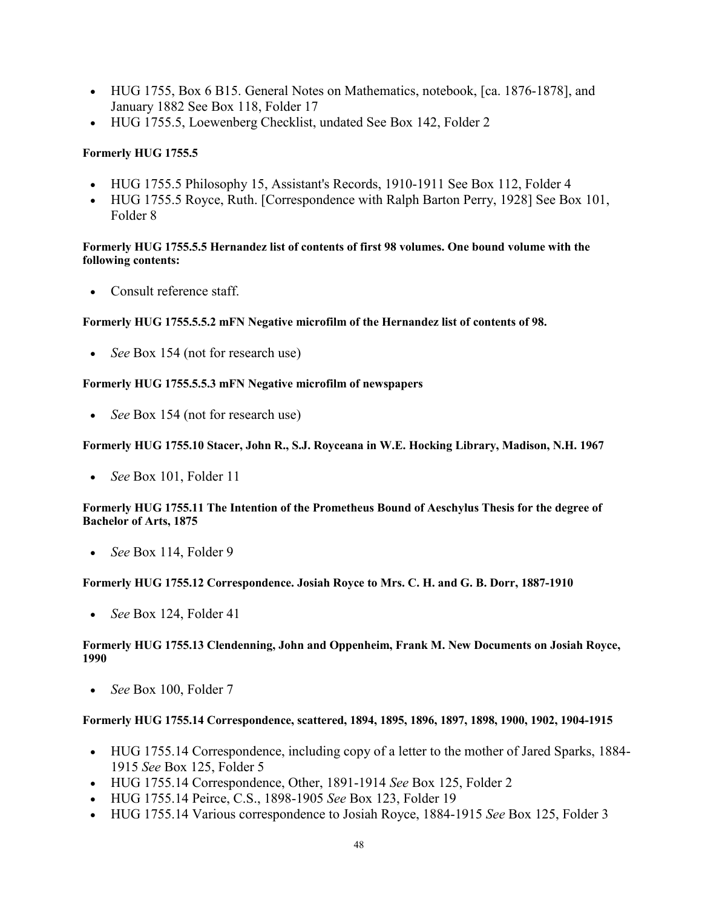- HUG 1755, Box 6 B15. General Notes on Mathematics, notebook, [ca. 1876-1878], and January 1882 See Box 118, Folder 17
- HUG 1755.5, Loewenberg Checklist, undated See Box 142, Folder 2

**Formerly HUG 1755.5**

- HUG 1755.5 Philosophy 15, Assistant's Records, 1910-1911 See Box 112, Folder 4
- HUG 1755.5 Royce, Ruth. [Correspondence with Ralph Barton Perry, 1928] See Box 101, Folder 8

**Formerly HUG 1755.5.5 Hernandez list of contents of first 98 volumes. One bound volume with the following contents:**

- Consult reference staff.

**Formerly HUG 1755.5.5.2 mFN Negative microfilm of the Hernandez list of contents of 98.**

- *See* Box 154 (not for research use)

**Formerly HUG 1755.5.5.3 mFN Negative microfilm of newspapers**

- *See* Box 154 (not for research use)

**Formerly HUG 1755.10 Stacer, John R., S.J. Royceana in W.E. Hocking Library, Madison, N.H. 1967**

- *See* Box 101, Folder 11

**Formerly HUG 1755.11 The Intention of the Prometheus Bound of Aeschylus Thesis for the degree of Bachelor of Arts, 1875**

- *See* Box 114, Folder 9

**Formerly HUG 1755.12 Correspondence. Josiah Royce to Mrs. C. H. and G. B. Dorr, 1887-1910**

- *See* Box 124, Folder 41

**Formerly HUG 1755.13 Clendenning, John and Oppenheim, Frank M. New Documents on Josiah Royce, 1990**

- *See* Box 100, Folder 7

**Formerly HUG 1755.14 Correspondence, scattered, 1894, 1895, 1896, 1897, 1898, 1900, 1902, 1904-1915**

- HUG 1755.14 Correspondence, including copy of a letter to the mother of Jared Sparks, 1884-1915 *See* Box 125, Folder 5
- HUG 1755.14 Correspondence, Other, 1891-1914 *See* Box 125, Folder 2
- HUG 1755.14 Peirce, C.S., 1898-1905 *See* Box 123, Folder 19
- HUG 1755.14 Various correspondence to Josiah Royce, 1884-1915 *See* Box 125, Folder 3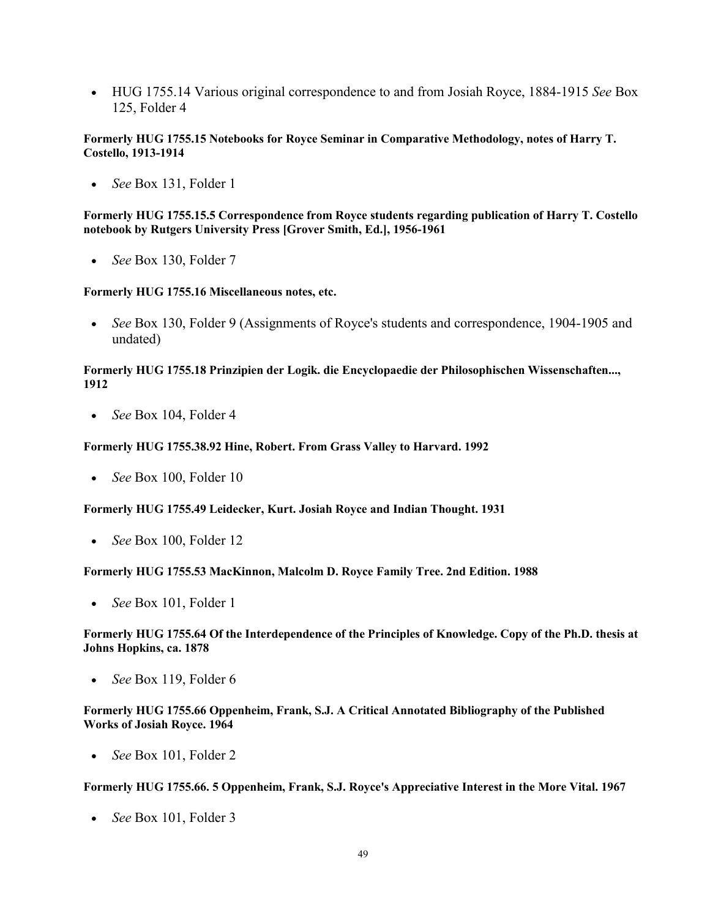- HUG 1755.14 Various original correspondence to and from Josiah Royce, 1884-1915 *See* Box 125, Folder 4

**Formerly HUG 1755.15 Notebooks for Royce Seminar in Comparative Methodology, notes of Harry T. Costello, 1913-1914**

- *See* Box 131, Folder 1

**Formerly HUG 1755.15.5 Correspondence from Royce students regarding publication of Harry T. Costello notebook by Rutgers University Press [Grover Smith, Ed.], 1956-1961**

- *See* Box 130, Folder 7

**Formerly HUG 1755.16 Miscellaneous notes, etc.**

- *See* Box 130, Folder 9 (Assignments of Royce's students and correspondence, 1904-1905 and undated)

**Formerly HUG 1755.18 Prinzipien der Logik. die Encyclopaedie der Philosophischen Wissenschaften..., 1912**

- *See* Box 104, Folder 4

**Formerly HUG 1755.38.92 Hine, Robert. From Grass Valley to Harvard. 1992**

- *See* Box 100, Folder 10

**Formerly HUG 1755.49 Leidecker, Kurt. Josiah Royce and Indian Thought. 1931**

- *See* Box 100, Folder 12

**Formerly HUG 1755.53 MacKinnon, Malcolm D. Royce Family Tree. 2nd Edition. 1988**

- *See* Box 101, Folder 1

**Formerly HUG 1755.64 Of the Interdependence of the Principles of Knowledge. Copy of the Ph.D. thesis at Johns Hopkins, ca. 1878**

- *See* Box 119, Folder 6

**Formerly HUG 1755.66 Oppenheim, Frank, S.J. A Critical Annotated Bibliography of the Published Works of Josiah Royce. 1964**

- *See* Box 101, Folder 2

**Formerly HUG 1755.66. 5 Oppenheim, Frank, S.J. Royce's Appreciative Interest in the More Vital. 1967**

- *See* Box 101, Folder 3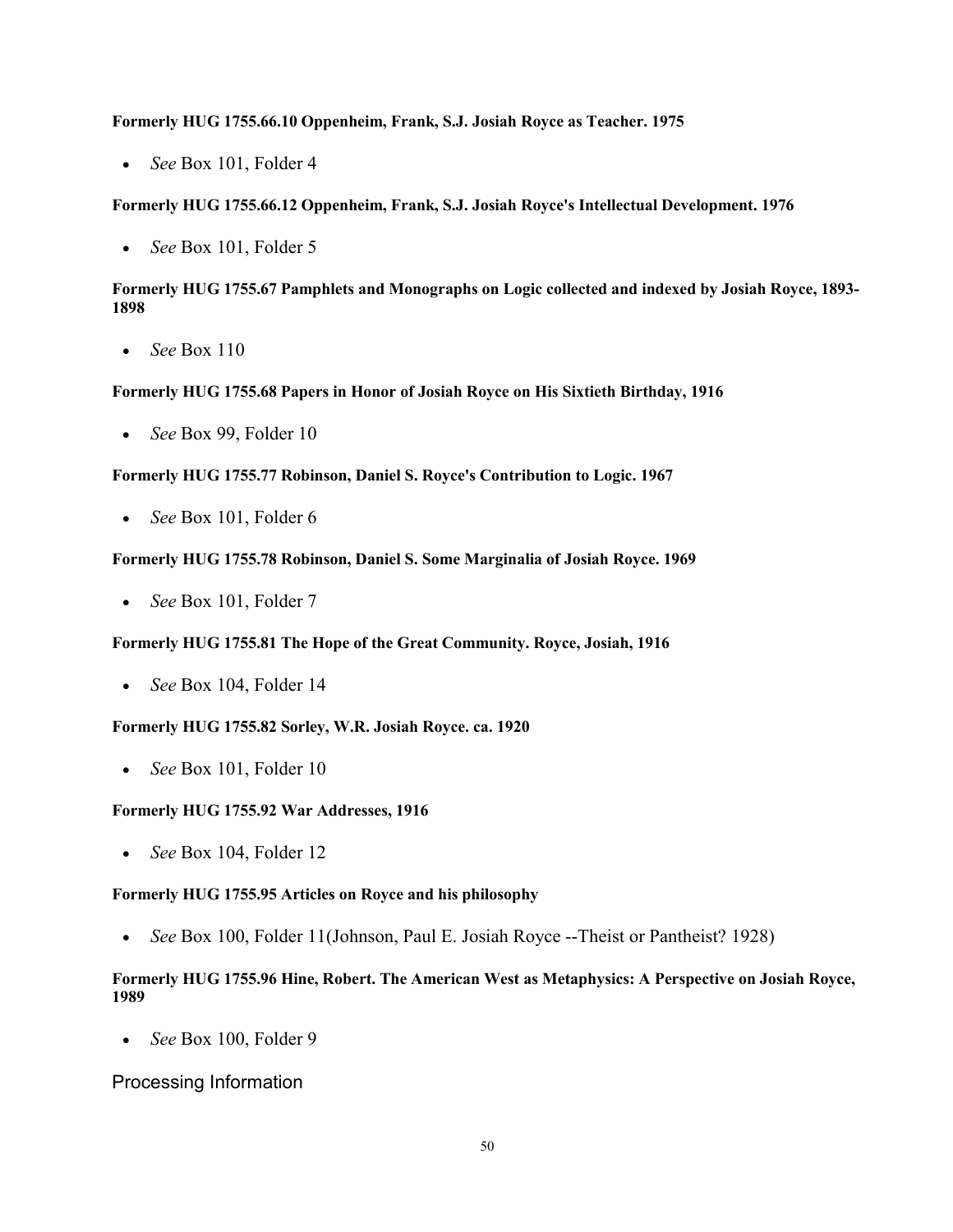**Formerly HUG 1755.66.10 Oppenheim, Frank, S.J. Josiah Royce as Teacher. 1975**

- *See* Box 101, Folder 4

**Formerly HUG 1755.66.12 Oppenheim, Frank, S.J. Josiah Royce's Intellectual Development. 1976**

- *See* Box 101, Folder 5

**Formerly HUG 1755.67 Pamphlets and Monographs on Logic collected and indexed by Josiah Royce, 1893-1898**

- *See* Box 110

**Formerly HUG 1755.68 Papers in Honor of Josiah Royce on His Sixtieth Birthday, 1916**

- *See* Box 99, Folder 10

**Formerly HUG 1755.77 Robinson, Daniel S. Royce's Contribution to Logic. 1967**

- *See* Box 101, Folder 6

**Formerly HUG 1755.78 Robinson, Daniel S. Some Marginalia of Josiah Royce. 1969**

- *See* Box 101, Folder 7

**Formerly HUG 1755.81 The Hope of the Great Community. Royce, Josiah, 1916**

- *See* Box 104, Folder 14

**Formerly HUG 1755.82 Sorley, W.R. Josiah Royce. ca. 1920**

- *See* Box 101, Folder 10

**Formerly HUG 1755.92 War Addresses, 1916**

- *See* Box 104, Folder 12

**Formerly HUG 1755.95 Articles on Royce and his philosophy**

- *See* Box 100, Folder 11(Johnson, Paul E. Josiah Royce --Theist or Pantheist? 1928)

**Formerly HUG 1755.96 Hine, Robert. The American West as Metaphysics: A Perspective on Josiah Royce, 1989**

- *See* Box 100, Folder 9

## Processing Information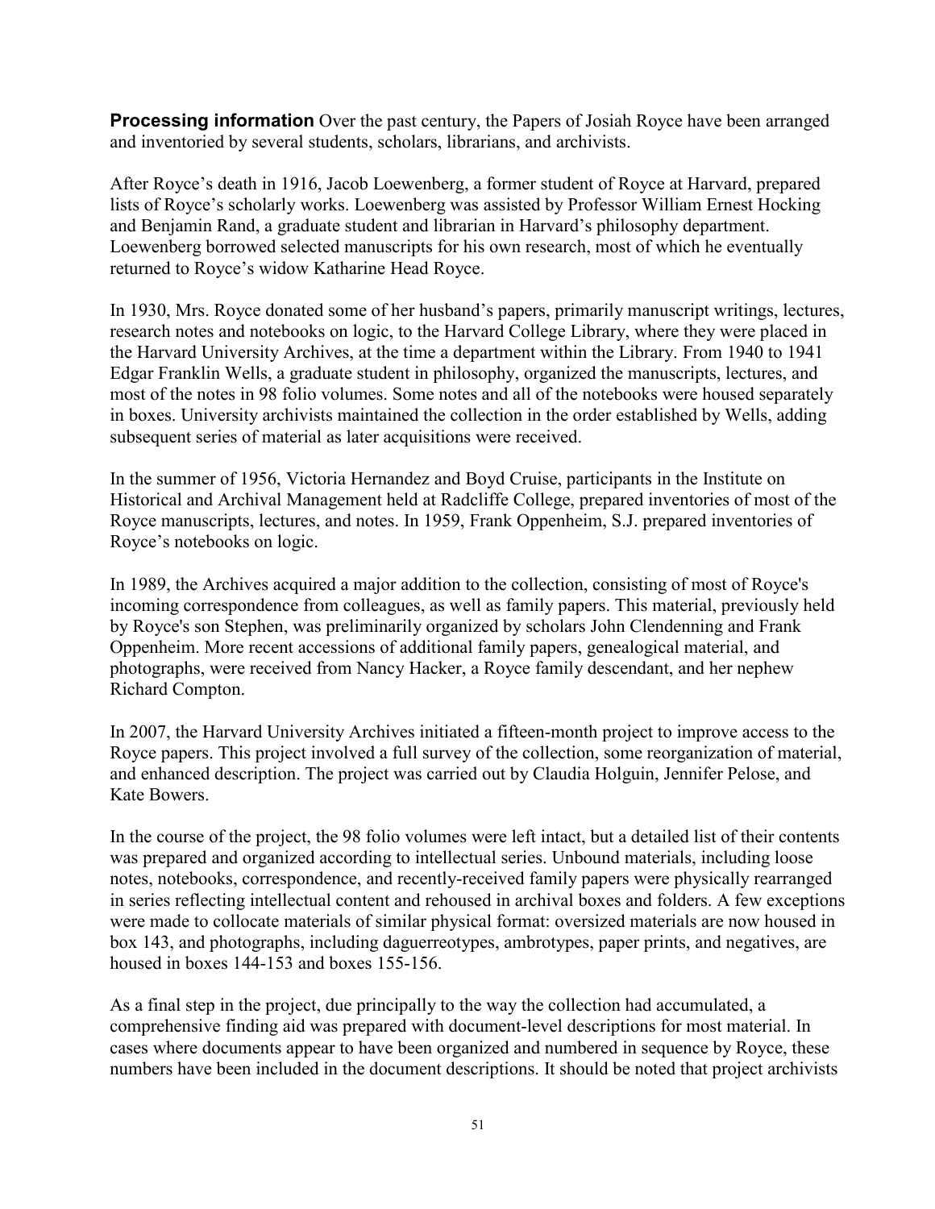**Processing information** Over the past century, the Papers of Josiah Royce have been arranged and inventoried by several students, scholars, librarians, and archivists.

After Royce's death in 1916, Jacob Loewenberg, a former student of Royce at Harvard, prepared lists of Royce's scholarly works. Loewenberg was assisted by Professor William Ernest Hocking and Benjamin Rand, a graduate student and librarian in Harvard's philosophy department. Loewenberg borrowed selected manuscripts for his own research, most of which he eventually returned to Royce's widow Katharine Head Royce.

In 1930, Mrs. Royce donated some of her husband's papers, primarily manuscript writings, lectures, research notes and notebooks on logic, to the Harvard College Library, where they were placed in the Harvard University Archives, at the time a department within the Library. From 1940 to 1941 Edgar Franklin Wells, a graduate student in philosophy, organized the manuscripts, lectures, and most of the notes in 98 folio volumes. Some notes and all of the notebooks were housed separately in boxes. University archivists maintained the collection in the order established by Wells, adding subsequent series of material as later acquisitions were received.

In the summer of 1956, Victoria Hernandez and Boyd Cruise, participants in the Institute on Historical and Archival Management held at Radcliffe College, prepared inventories of most of the Royce manuscripts, lectures, and notes. In 1959, Frank Oppenheim, S.J. prepared inventories of Royce's notebooks on logic.

In 1989, the Archives acquired a major addition to the collection, consisting of most of Royce's incoming correspondence from colleagues, as well as family papers. This material, previously held by Royce's son Stephen, was preliminarily organized by scholars John Clendenning and Frank Oppenheim. More recent accessions of additional family papers, genealogical material, and photographs, were received from Nancy Hacker, a Royce family descendant, and her nephew Richard Compton.

In 2007, the Harvard University Archives initiated a fifteen-month project to improve access to the Royce papers. This project involved a full survey of the collection, some reorganization of material, and enhanced description. The project was carried out by Claudia Holguin, Jennifer Pelose, and Kate Bowers.

In the course of the project, the 98 folio volumes were left intact, but a detailed list of their contents was prepared and organized according to intellectual series. Unbound materials, including loose notes, notebooks, correspondence, and recently-received family papers were physically rearranged in series reflecting intellectual content and rehoused in archival boxes and folders. A few exceptions were made to collocate materials of similar physical format: oversized materials are now housed in box 143, and photographs, including daguerreotypes, ambrotypes, paper prints, and negatives, are housed in boxes 144-153 and boxes 155-156.

As a final step in the project, due principally to the way the collection had accumulated, a comprehensive finding aid was prepared with document-level descriptions for most material. In cases where documents appear to have been organized and numbered in sequence by Royce, these numbers have been included in the document descriptions. It should be noted that project archivists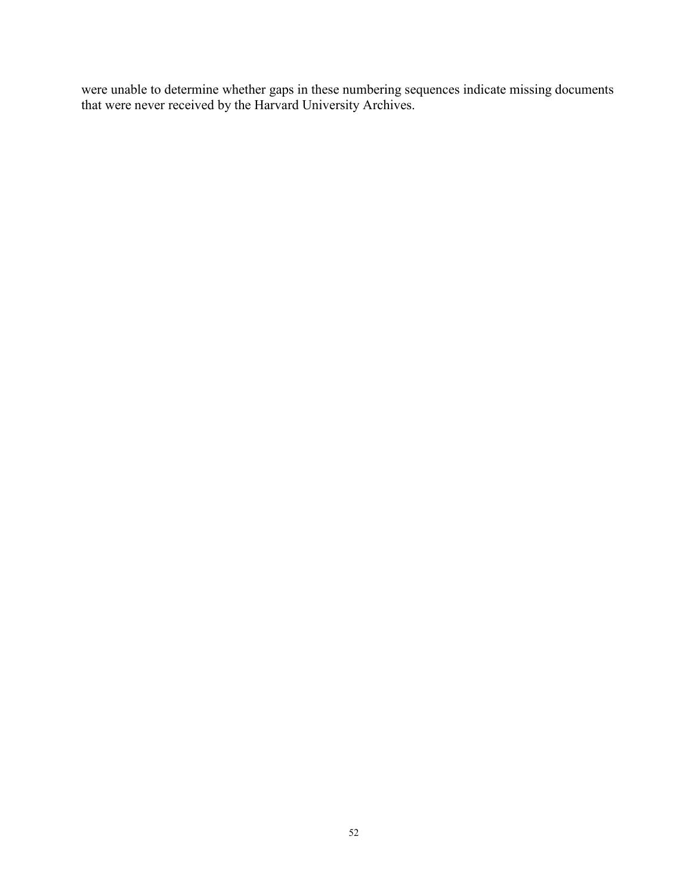were unable to determine whether gaps in these numbering sequences indicate missing documents that were never received by the Harvard University Archives.